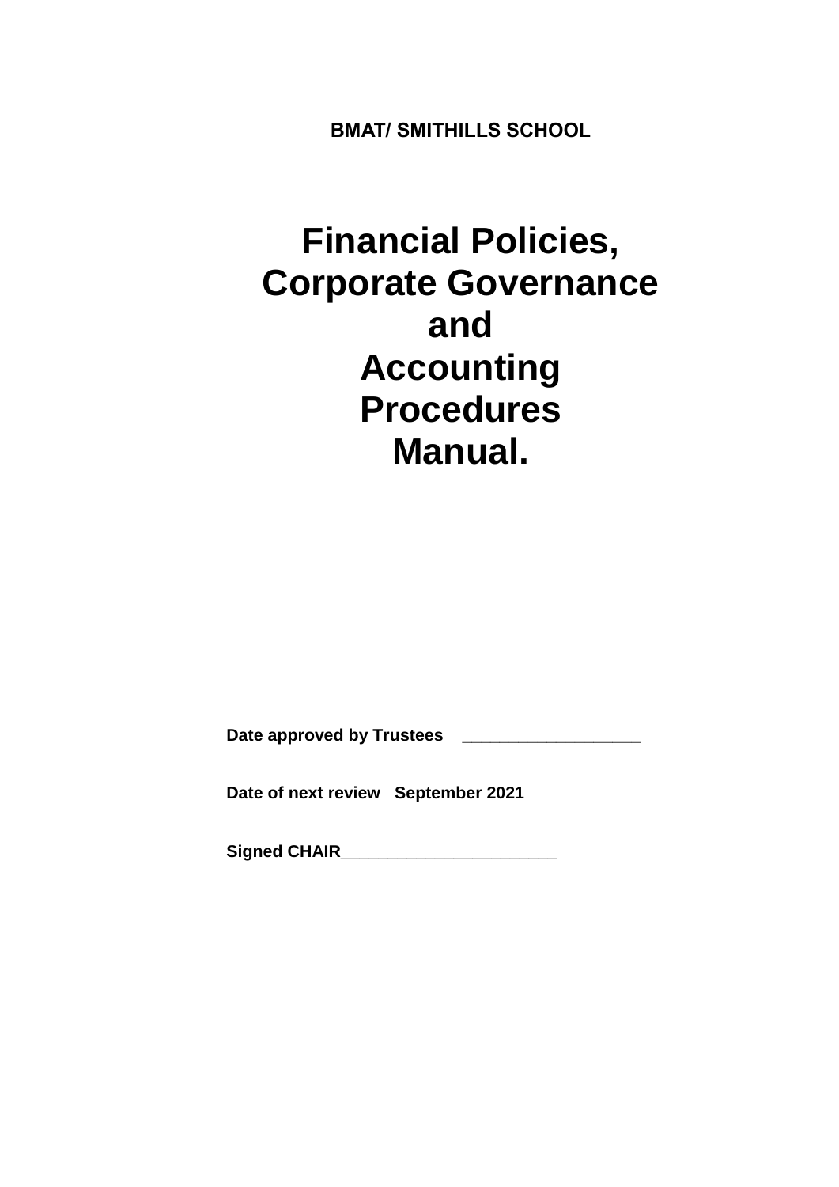**BMAT/ SMITHILLS SCHOOL**

# Financial Policies, Corporate Governance and Accounting Procedures Manual.

**Date approved by Trustees** ____________________

**Date of next review September 2021**

**Signed CHAIR**________________________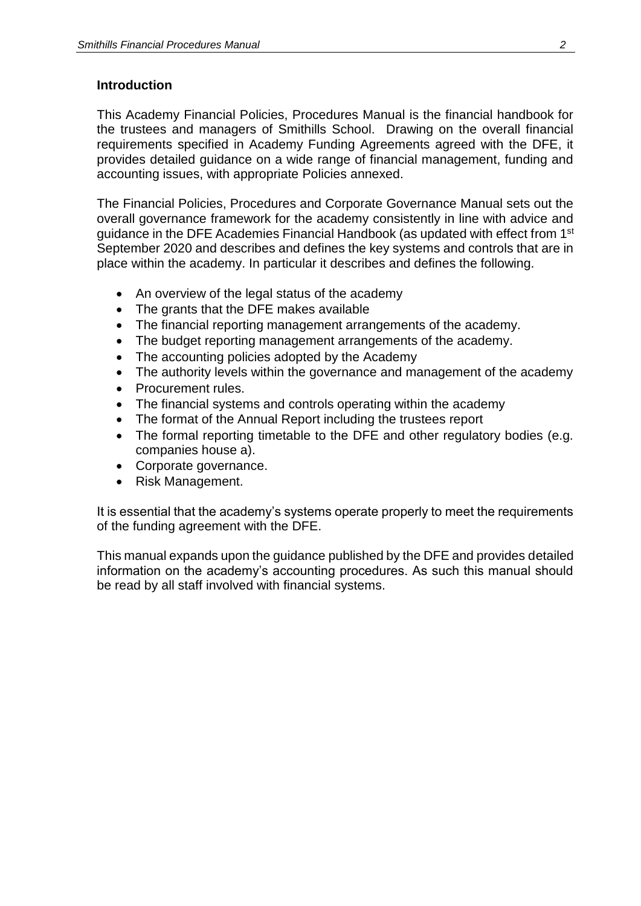## Introduction

This Academy Financial Policies, Procedures Manual is the financial handbook for the trustees and managers of Smithills School. Drawing on the overall financial requirements specified in Academy Funding Agreements agreed with the DFE, it provides detailed guidance on a wide range of financial management, funding and accounting issues, with appropriate Policies annexed.

The Financial Policies, Procedures and Corporate Governance Manual sets out the overall governance framework for the academy consistently in line with advice and guidance in the DFE Academies Financial Handbook (as updated with effect from 1st September 2020 and describes and defines the key systems and controls that are in place within the academy. In particular it describes and defines the following.

- An overview of the legal status of the academy
- The grants that the DFE makes available
- The financial reporting management arrangements of the academy.
- The budget reporting management arrangements of the academy.
- The accounting policies adopted by the Academy
- The authority levels within the governance and management of the academy
- Procurement rules.
- The financial systems and controls operating within the academy
- The format of the Annual Report including the trustees report
- The formal reporting timetable to the DFE and other regulatory bodies (e.g. companies house a).
- Corporate governance.
- Risk Management.

It is essential that the academy's systems operate properly to meet the requirements of the funding agreement with the DFE.

This manual expands upon the guidance published by the DFE and provides detailed information on the academy's accounting procedures. As such this manual should be read by all staff involved with financial systems.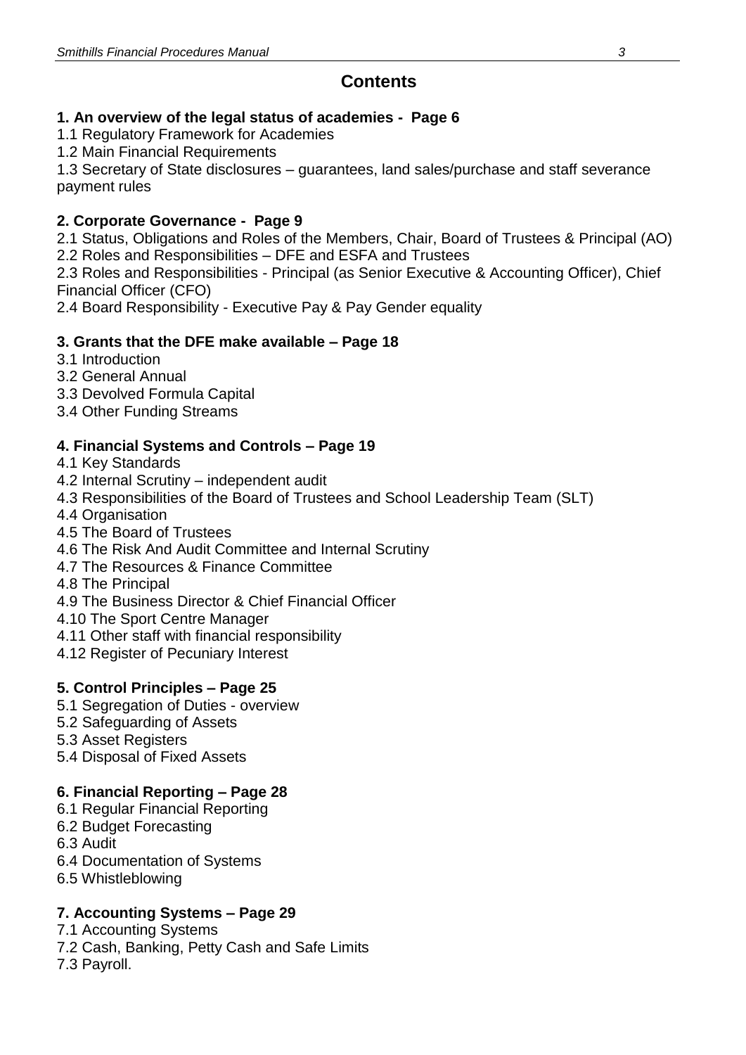# Contents

**1. An overview of the legal status of academies - Page 6**

1.1 Regulatory Framework for Academies
1.2 Main Financial Requirements
1.3 Secretary of State disclosures – guarantees, land sales/purchase and staff severance payment rules

**2. Corporate Governance - Page 9**

2.1 Status, Obligations and Roles of the Members, Chair, Board of Trustees & Principal (AO)
2.2 Roles and Responsibilities – DFE and ESFA and Trustees
2.3 Roles and Responsibilities - Principal (as Senior Executive & Accounting Officer), Chief Financial Officer (CFO)
2.4 Board Responsibility - Executive Pay & Pay Gender equality

**3. Grants that the DFE make available – Page 18**

3.1 Introduction
3.2 General Annual
3.3 Devolved Formula Capital
3.4 Other Funding Streams

**4. Financial Systems and Controls – Page 19**

4.1 Key Standards
4.2 Internal Scrutiny – independent audit
4.3 Responsibilities of the Board of Trustees and School Leadership Team (SLT)
4.4 Organisation
4.5 The Board of Trustees
4.6 The Risk And Audit Committee and Internal Scrutiny
4.7 The Resources & Finance Committee
4.8 The Principal
4.9 The Business Director & Chief Financial Officer
4.10 The Sport Centre Manager
4.11 Other staff with financial responsibility
4.12 Register of Pecuniary Interest

**5. Control Principles – Page 25**

5.1 Segregation of Duties - overview
5.2 Safeguarding of Assets
5.3 Asset Registers
5.4 Disposal of Fixed Assets

**6. Financial Reporting – Page 28**

6.1 Regular Financial Reporting
6.2 Budget Forecasting
6.3 Audit
6.4 Documentation of Systems
6.5 Whistleblowing

**7. Accounting Systems – Page 29**

7.1 Accounting Systems
7.2 Cash, Banking, Petty Cash and Safe Limits
7.3 Payroll.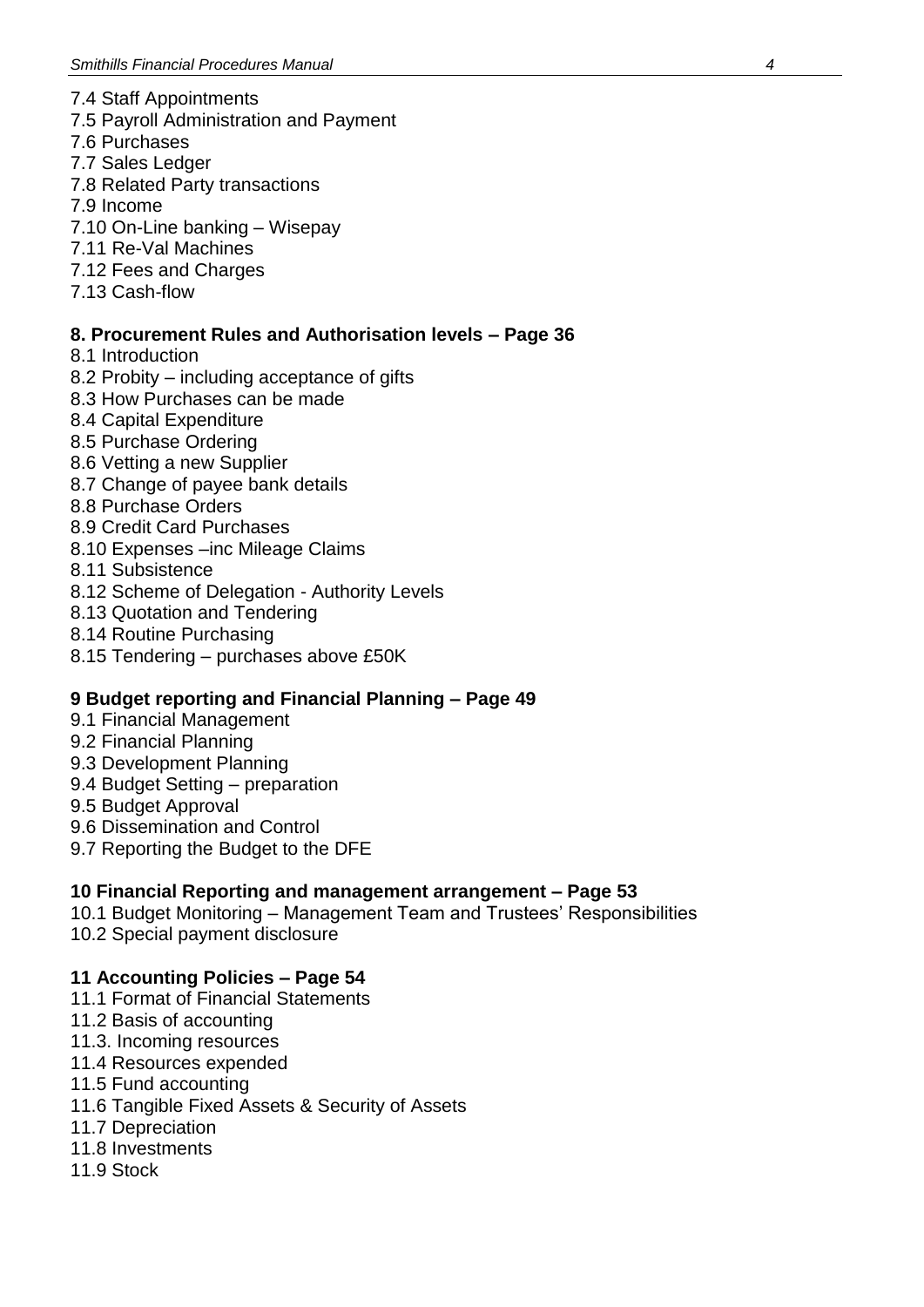7.4 Staff Appointments
7.5 Payroll Administration and Payment
7.6 Purchases
7.7 Sales Ledger
7.8 Related Party transactions
7.9 Income
7.10 On-Line banking – Wisepay
7.11 Re-Val Machines
7.12 Fees and Charges
7.13 Cash-flow

**8. Procurement Rules and Authorisation levels – Page 36**

8.1 Introduction
8.2 Probity – including acceptance of gifts
8.3 How Purchases can be made
8.4 Capital Expenditure
8.5 Purchase Ordering
8.6 Vetting a new Supplier
8.7 Change of payee bank details
8.8 Purchase Orders
8.9 Credit Card Purchases
8.10 Expenses –inc Mileage Claims
8.11 Subsistence
8.12 Scheme of Delegation - Authority Levels
8.13 Quotation and Tendering
8.14 Routine Purchasing
8.15 Tendering – purchases above £50K

**9 Budget reporting and Financial Planning – Page 49**

9.1 Financial Management
9.2 Financial Planning
9.3 Development Planning
9.4 Budget Setting – preparation
9.5 Budget Approval
9.6 Dissemination and Control
9.7 Reporting the Budget to the DFE

**10 Financial Reporting and management arrangement – Page 53**

10.1 Budget Monitoring – Management Team and Trustees' Responsibilities
10.2 Special payment disclosure

**11 Accounting Policies – Page 54**

11.1 Format of Financial Statements
11.2 Basis of accounting
11.3. Incoming resources
11.4 Resources expended
11.5 Fund accounting
11.6 Tangible Fixed Assets & Security of Assets
11.7 Depreciation
11.8 Investments
11.9 Stock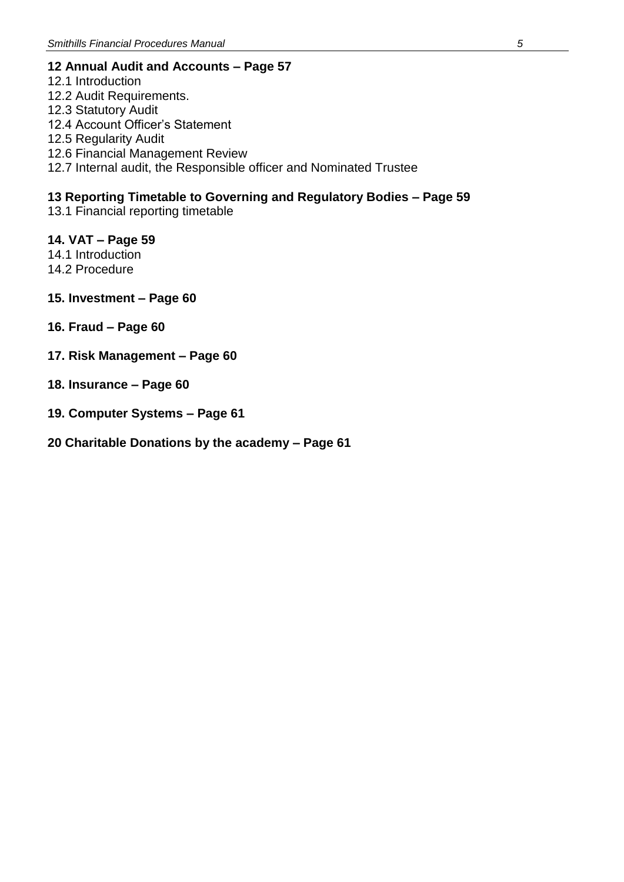**12 Annual Audit and Accounts – Page 57**

12.1 Introduction
12.2 Audit Requirements.
12.3 Statutory Audit
12.4 Account Officer's Statement
12.5 Regularity Audit
12.6 Financial Management Review
12.7 Internal audit, the Responsible officer and Nominated Trustee

**13 Reporting Timetable to Governing and Regulatory Bodies – Page 59**

13.1 Financial reporting timetable

**14. VAT – Page 59**

14.1 Introduction
14.2 Procedure

**15. Investment – Page 60**

**16. Fraud – Page 60**

**17. Risk Management – Page 60**

**18. Insurance – Page 60**

**19. Computer Systems – Page 61**

**20 Charitable Donations by the academy – Page 61**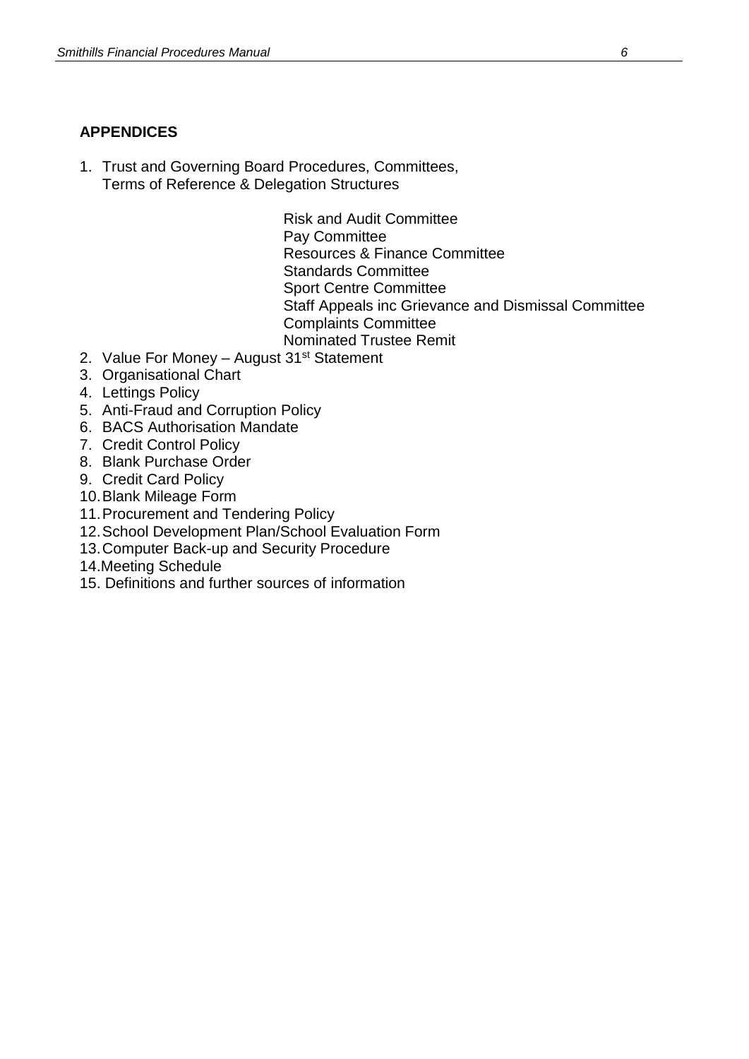## APPENDICES

1. Trust and Governing Board Procedures, Committees, Terms of Reference & Delegation Structures

    Risk and Audit Committee
    Pay Committee
    Resources & Finance Committee
    Standards Committee
    Sport Centre Committee
    Staff Appeals inc Grievance and Dismissal Committee
    Complaints Committee
    Nominated Trustee Remit

2. Value For Money – August 31st Statement
3. Organisational Chart
4. Lettings Policy
5. Anti-Fraud and Corruption Policy
6. BACS Authorisation Mandate
7. Credit Control Policy
8. Blank Purchase Order
9. Credit Card Policy
10. Blank Mileage Form
11. Procurement and Tendering Policy
12. School Development Plan/School Evaluation Form
13. Computer Back-up and Security Procedure
14. Meeting Schedule
15. Definitions and further sources of information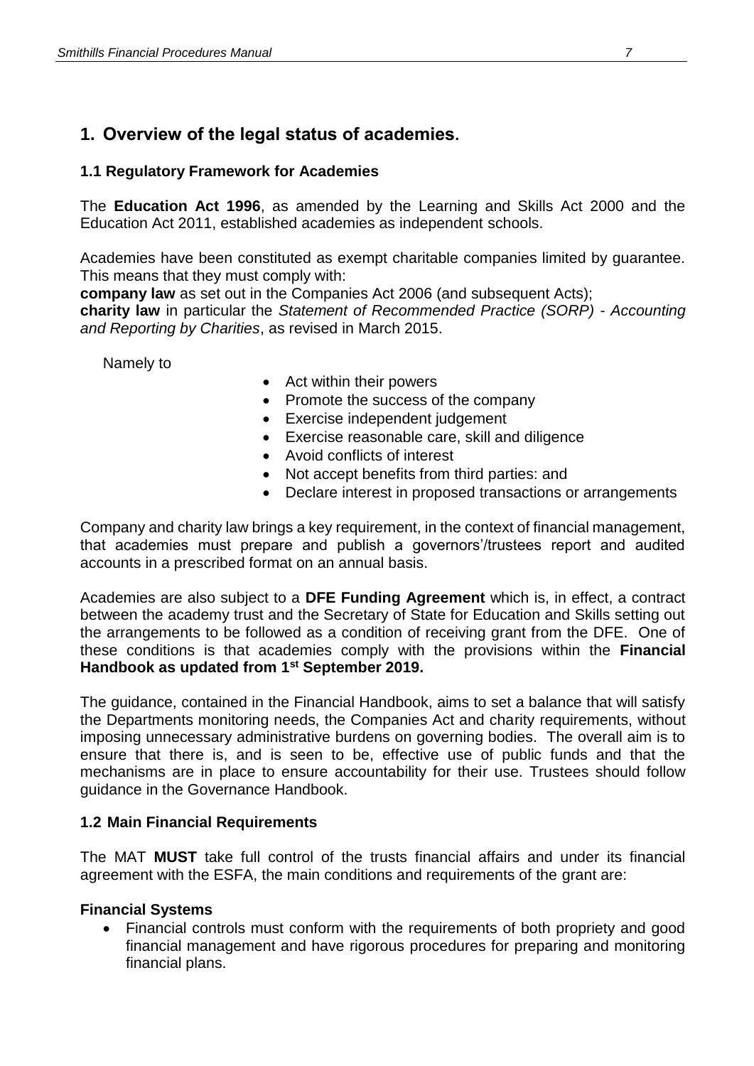# 1. Overview of the legal status of academies.

### 1.1 Regulatory Framework for Academies

The **Education Act 1996**, as amended by the Learning and Skills Act 2000 and the Education Act 2011, established academies as independent schools.

Academies have been constituted as exempt charitable companies limited by guarantee. This means that they must comply with:
**company law** as set out in the Companies Act 2006 (and subsequent Acts);
**charity law** in particular the *Statement of Recommended Practice (SORP) - Accounting and Reporting by Charities*, as revised in March 2015.

Namely to

- Act within their powers
- Promote the success of the company
- Exercise independent judgement
- Exercise reasonable care, skill and diligence
- Avoid conflicts of interest
- Not accept benefits from third parties: and
- Declare interest in proposed transactions or arrangements

Company and charity law brings a key requirement, in the context of financial management, that academies must prepare and publish a governors'/trustees report and audited accounts in a prescribed format on an annual basis.

Academies are also subject to a **DFE Funding Agreement** which is, in effect, a contract between the academy trust and the Secretary of State for Education and Skills setting out the arrangements to be followed as a condition of receiving grant from the DFE. One of these conditions is that academies comply with the provisions within the **Financial Handbook as updated from 1st September 2019.**

The guidance, contained in the Financial Handbook, aims to set a balance that will satisfy the Departments monitoring needs, the Companies Act and charity requirements, without imposing unnecessary administrative burdens on governing bodies. The overall aim is to ensure that there is, and is seen to be, effective use of public funds and that the mechanisms are in place to ensure accountability for their use. Trustees should follow guidance in the Governance Handbook.

### 1.2 Main Financial Requirements

The MAT **MUST** take full control of the trusts financial affairs and under its financial agreement with the ESFA, the main conditions and requirements of the grant are:

**Financial Systems**

- Financial controls must conform with the requirements of both propriety and good financial management and have rigorous procedures for preparing and monitoring financial plans.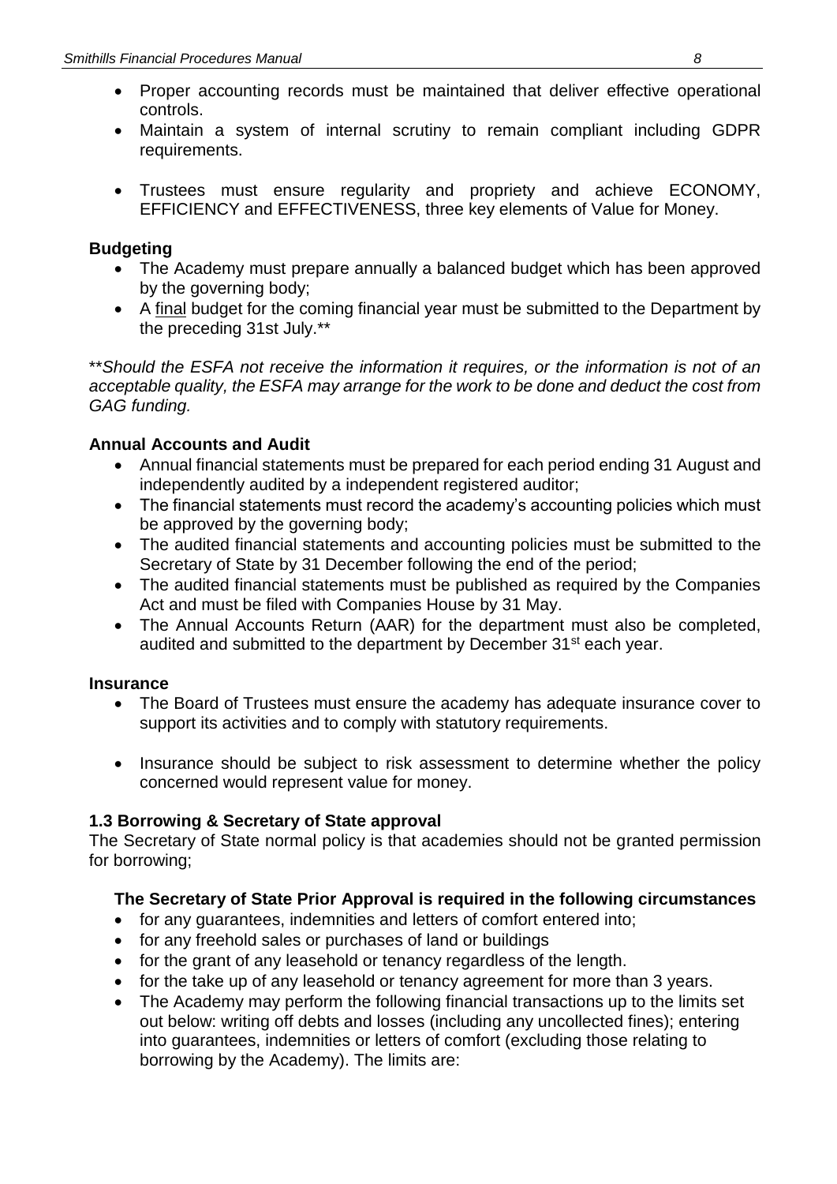- Proper accounting records must be maintained that deliver effective operational controls.
- Maintain a system of internal scrutiny to remain compliant including GDPR requirements.
- Trustees must ensure regularity and propriety and achieve ECONOMY, EFFICIENCY and EFFECTIVENESS, three key elements of Value for Money.

**Budgeting**

- The Academy must prepare annually a balanced budget which has been approved by the governing body;
- A final budget for the coming financial year must be submitted to the Department by the preceding 31st July.**

***Should the ESFA not receive the information it requires, or the information is not of an acceptable quality, the ESFA may arrange for the work to be done and deduct the cost from GAG funding.*

**Annual Accounts and Audit**

- Annual financial statements must be prepared for each period ending 31 August and independently audited by a independent registered auditor;
- The financial statements must record the academy's accounting policies which must be approved by the governing body;
- The audited financial statements and accounting policies must be submitted to the Secretary of State by 31 December following the end of the period;
- The audited financial statements must be published as required by the Companies Act and must be filed with Companies House by 31 May.
- The Annual Accounts Return (AAR) for the department must also be completed, audited and submitted to the department by December 31st each year.

**Insurance**

- The Board of Trustees must ensure the academy has adequate insurance cover to support its activities and to comply with statutory requirements.
- Insurance should be subject to risk assessment to determine whether the policy concerned would represent value for money.

### 1.3 Borrowing & Secretary of State approval

The Secretary of State normal policy is that academies should not be granted permission for borrowing;

**The Secretary of State Prior Approval is required in the following circumstances**

- for any guarantees, indemnities and letters of comfort entered into;
- for any freehold sales or purchases of land or buildings
- for the grant of any leasehold or tenancy regardless of the length.
- for the take up of any leasehold or tenancy agreement for more than 3 years.
- The Academy may perform the following financial transactions up to the limits set out below: writing off debts and losses (including any uncollected fines); entering into guarantees, indemnities or letters of comfort (excluding those relating to borrowing by the Academy). The limits are: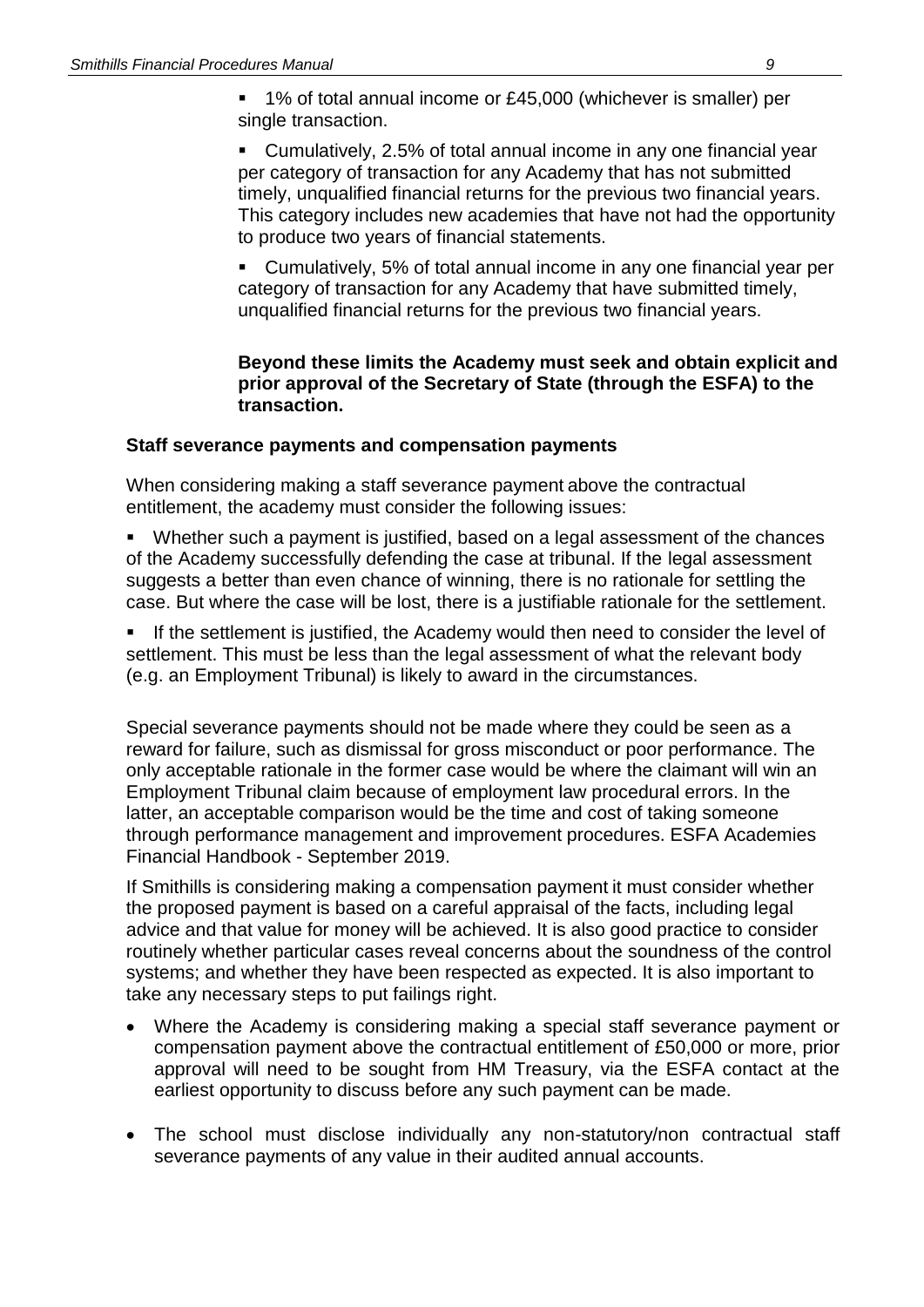- 1% of total annual income or £45,000 (whichever is smaller) per single transaction.
- Cumulatively, 2.5% of total annual income in any one financial year per category of transaction for any Academy that has not submitted timely, unqualified financial returns for the previous two financial years. This category includes new academies that have not had the opportunity to produce two years of financial statements.
- Cumulatively, 5% of total annual income in any one financial year per category of transaction for any Academy that have submitted timely, unqualified financial returns for the previous two financial years.

**Beyond these limits the Academy must seek and obtain explicit and prior approval of the Secretary of State (through the ESFA) to the transaction.**

**Staff severance payments and compensation payments**

When considering making a staff severance payment above the contractual entitlement, the academy must consider the following issues:

- Whether such a payment is justified, based on a legal assessment of the chances of the Academy successfully defending the case at tribunal. If the legal assessment suggests a better than even chance of winning, there is no rationale for settling the case. But where the case will be lost, there is a justifiable rationale for the settlement.
- If the settlement is justified, the Academy would then need to consider the level of settlement. This must be less than the legal assessment of what the relevant body (e.g. an Employment Tribunal) is likely to award in the circumstances.

Special severance payments should not be made where they could be seen as a reward for failure, such as dismissal for gross misconduct or poor performance. The only acceptable rationale in the former case would be where the claimant will win an Employment Tribunal claim because of employment law procedural errors. In the latter, an acceptable comparison would be the time and cost of taking someone through performance management and improvement procedures. ESFA Academies Financial Handbook - September 2019.

If Smithills is considering making a compensation payment it must consider whether the proposed payment is based on a careful appraisal of the facts, including legal advice and that value for money will be achieved. It is also good practice to consider routinely whether particular cases reveal concerns about the soundness of the control systems; and whether they have been respected as expected. It is also important to take any necessary steps to put failings right.

- Where the Academy is considering making a special staff severance payment or compensation payment above the contractual entitlement of £50,000 or more, prior approval will need to be sought from HM Treasury, via the ESFA contact at the earliest opportunity to discuss before any such payment can be made.
- The school must disclose individually any non-statutory/non contractual staff severance payments of any value in their audited annual accounts.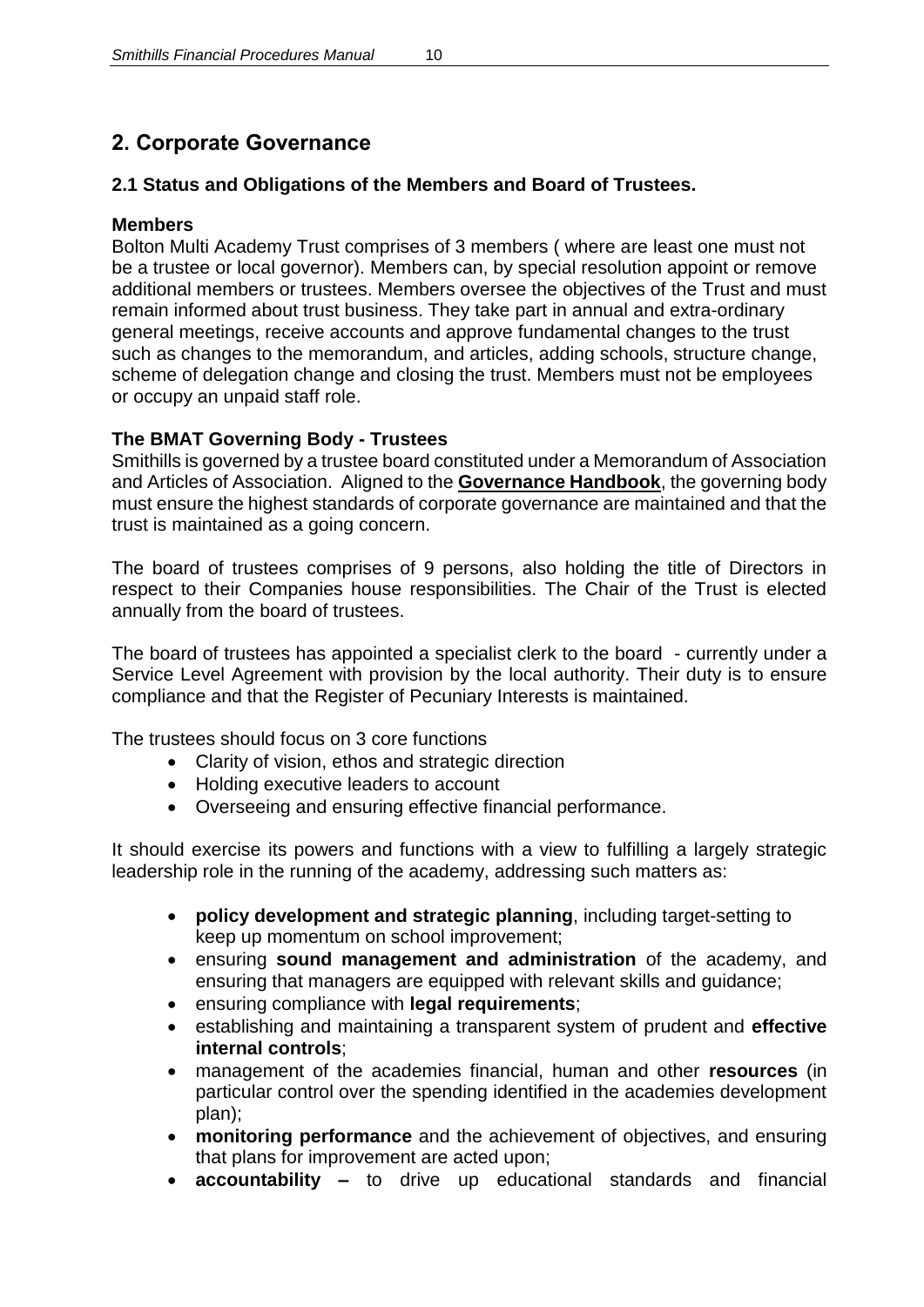## 2. Corporate Governance

### 2.1 Status and Obligations of the Members and Board of Trustees.

**Members**

Bolton Multi Academy Trust comprises of 3 members ( where are least one must not be a trustee or local governor). Members can, by special resolution appoint or remove additional members or trustees. Members oversee the objectives of the Trust and must remain informed about trust business. They take part in annual and extra-ordinary general meetings, receive accounts and approve fundamental changes to the trust such as changes to the memorandum, and articles, adding schools, structure change, scheme of delegation change and closing the trust. Members must not be employees or occupy an unpaid staff role.

**The BMAT Governing Body - Trustees**

Smithills is governed by a trustee board constituted under a Memorandum of Association and Articles of Association. Aligned to the **Governance Handbook**, the governing body must ensure the highest standards of corporate governance are maintained and that the trust is maintained as a going concern.

The board of trustees comprises of 9 persons, also holding the title of Directors in respect to their Companies house responsibilities. The Chair of the Trust is elected annually from the board of trustees.

The board of trustees has appointed a specialist clerk to the board - currently under a Service Level Agreement with provision by the local authority. Their duty is to ensure compliance and that the Register of Pecuniary Interests is maintained.

The trustees should focus on 3 core functions

- Clarity of vision, ethos and strategic direction
- Holding executive leaders to account
- Overseeing and ensuring effective financial performance.

It should exercise its powers and functions with a view to fulfilling a largely strategic leadership role in the running of the academy, addressing such matters as:

- **policy development and strategic planning**, including target-setting to keep up momentum on school improvement;
- ensuring **sound management and administration** of the academy, and ensuring that managers are equipped with relevant skills and guidance;
- ensuring compliance with **legal requirements**;
- establishing and maintaining a transparent system of prudent and **effective internal controls**;
- management of the academies financial, human and other **resources** (in particular control over the spending identified in the academies development plan);
- **monitoring performance** and the achievement of objectives, and ensuring that plans for improvement are acted upon;
- **accountability –** to drive up educational standards and financial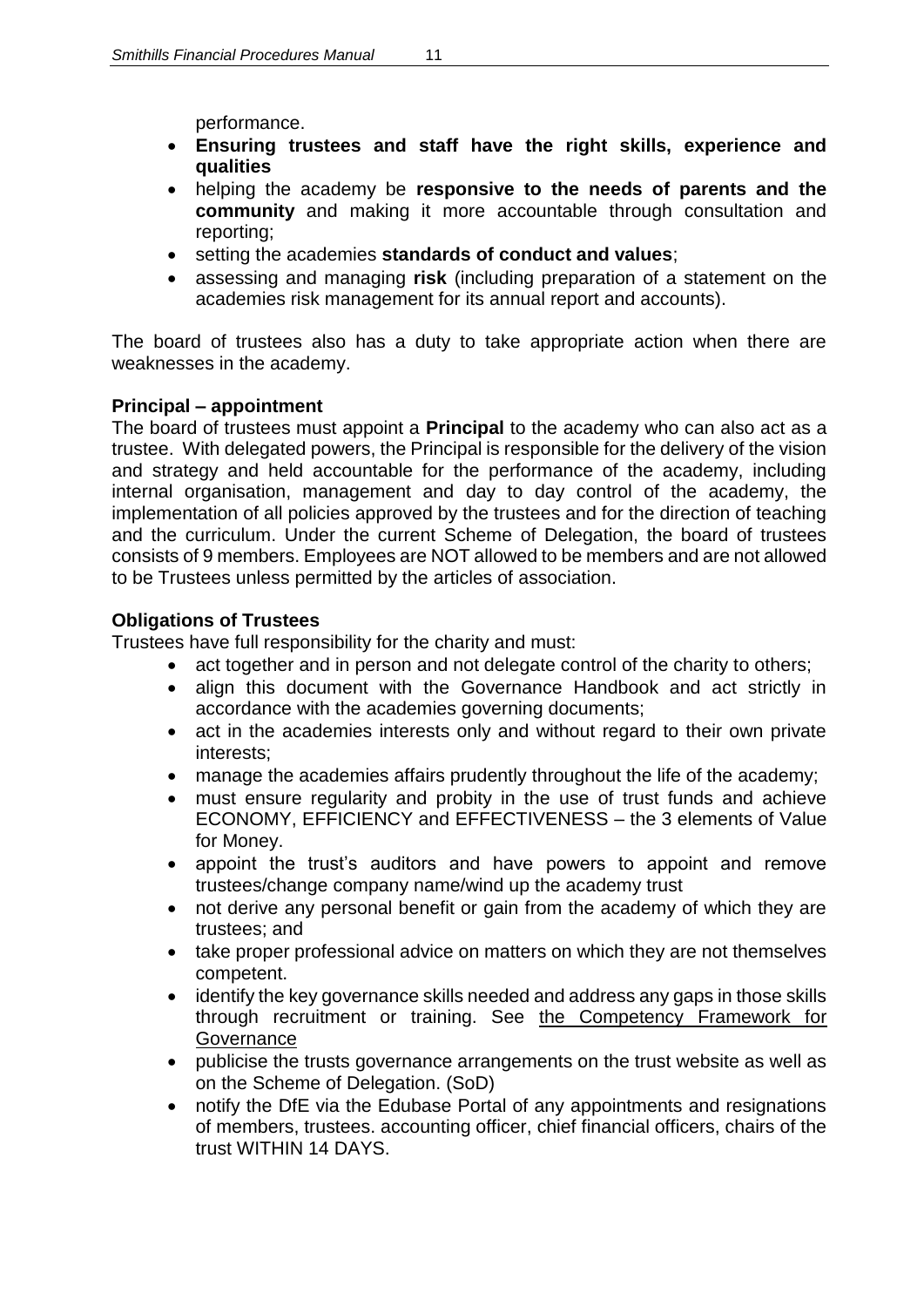performance.

- **Ensuring trustees and staff have the right skills, experience and qualities**
- helping the academy be **responsive to the needs of parents and the community** and making it more accountable through consultation and reporting;
- setting the academies **standards of conduct and values**;
- assessing and managing **risk** (including preparation of a statement on the academies risk management for its annual report and accounts).

The board of trustees also has a duty to take appropriate action when there are weaknesses in the academy.

**Principal – appointment**

The board of trustees must appoint a **Principal** to the academy who can also act as a trustee. With delegated powers, the Principal is responsible for the delivery of the vision and strategy and held accountable for the performance of the academy, including internal organisation, management and day to day control of the academy, the implementation of all policies approved by the trustees and for the direction of teaching and the curriculum. Under the current Scheme of Delegation, the board of trustees consists of 9 members. Employees are NOT allowed to be members and are not allowed to be Trustees unless permitted by the articles of association.

**Obligations of Trustees**

Trustees have full responsibility for the charity and must:

- act together and in person and not delegate control of the charity to others;
- align this document with the Governance Handbook and act strictly in accordance with the academies governing documents;
- act in the academies interests only and without regard to their own private interests;
- manage the academies affairs prudently throughout the life of the academy;
- must ensure regularity and probity in the use of trust funds and achieve ECONOMY, EFFICIENCY and EFFECTIVENESS – the 3 elements of Value for Money.
- appoint the trust's auditors and have powers to appoint and remove trustees/change company name/wind up the academy trust
- not derive any personal benefit or gain from the academy of which they are trustees; and
- take proper professional advice on matters on which they are not themselves competent.
- identify the key governance skills needed and address any gaps in those skills through recruitment or training. See the Competency Framework for Governance
- publicise the trusts governance arrangements on the trust website as well as on the Scheme of Delegation. (SoD)
- notify the DfE via the Edubase Portal of any appointments and resignations of members, trustees. accounting officer, chief financial officers, chairs of the trust WITHIN 14 DAYS.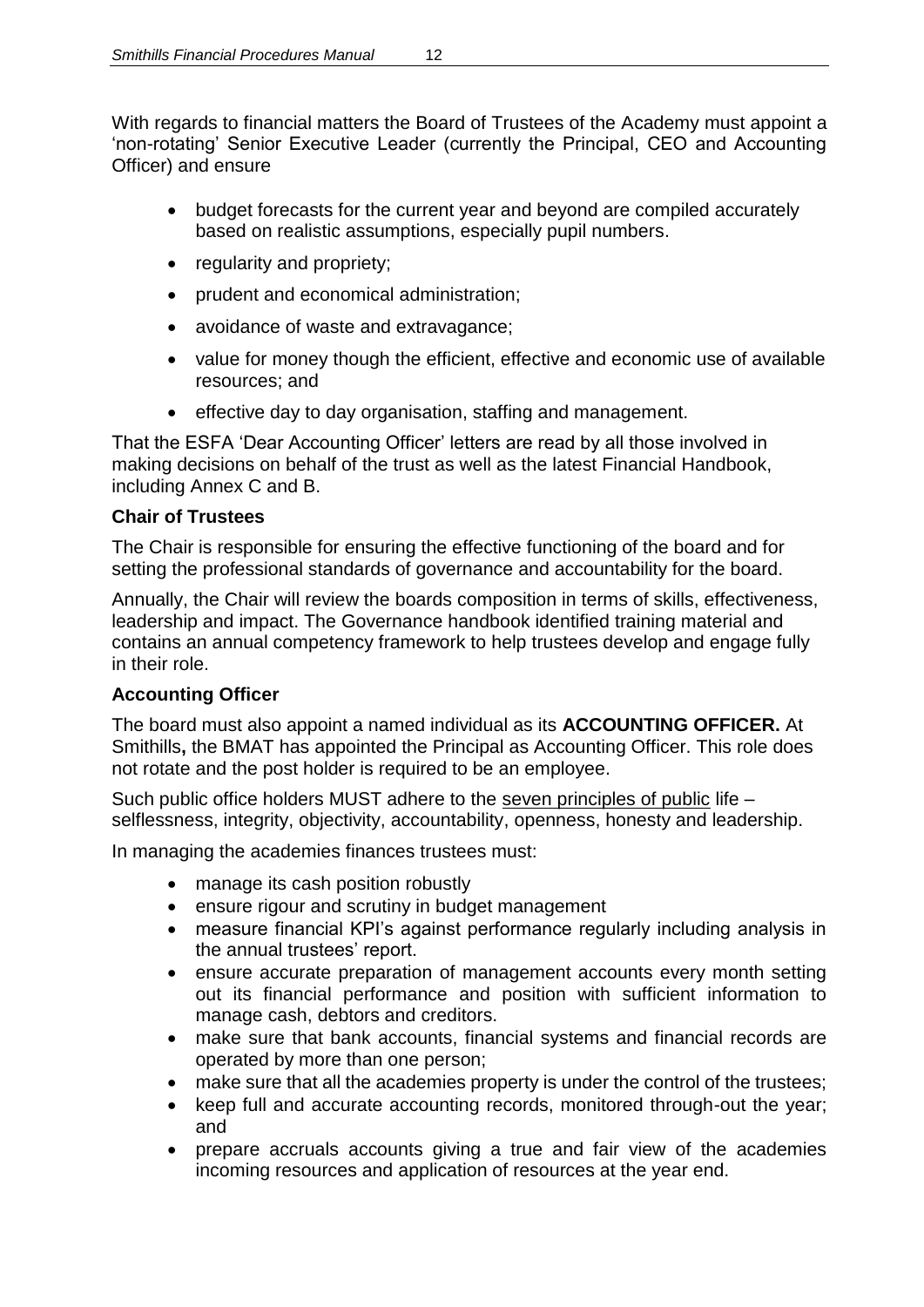With regards to financial matters the Board of Trustees of the Academy must appoint a 'non-rotating' Senior Executive Leader (currently the Principal, CEO and Accounting Officer) and ensure

- budget forecasts for the current year and beyond are compiled accurately based on realistic assumptions, especially pupil numbers.
- regularity and propriety;
- prudent and economical administration;
- avoidance of waste and extravagance;
- value for money though the efficient, effective and economic use of available resources; and
- effective day to day organisation, staffing and management.

That the ESFA 'Dear Accounting Officer' letters are read by all those involved in making decisions on behalf of the trust as well as the latest Financial Handbook, including Annex C and B.

**Chair of Trustees**

The Chair is responsible for ensuring the effective functioning of the board and for setting the professional standards of governance and accountability for the board.

Annually, the Chair will review the boards composition in terms of skills, effectiveness, leadership and impact. The Governance handbook identified training material and contains an annual competency framework to help trustees develop and engage fully in their role.

**Accounting Officer**

The board must also appoint a named individual as its **ACCOUNTING OFFICER.** At Smithills**,** the BMAT has appointed the Principal as Accounting Officer. This role does not rotate and the post holder is required to be an employee.

Such public office holders MUST adhere to the seven principles of public life – selflessness, integrity, objectivity, accountability, openness, honesty and leadership.

In managing the academies finances trustees must:

- manage its cash position robustly
- ensure rigour and scrutiny in budget management
- measure financial KPI's against performance regularly including analysis in the annual trustees' report.
- ensure accurate preparation of management accounts every month setting out its financial performance and position with sufficient information to manage cash, debtors and creditors.
- make sure that bank accounts, financial systems and financial records are operated by more than one person;
- make sure that all the academies property is under the control of the trustees;
- keep full and accurate accounting records, monitored through-out the year; and
- prepare accruals accounts giving a true and fair view of the academies incoming resources and application of resources at the year end.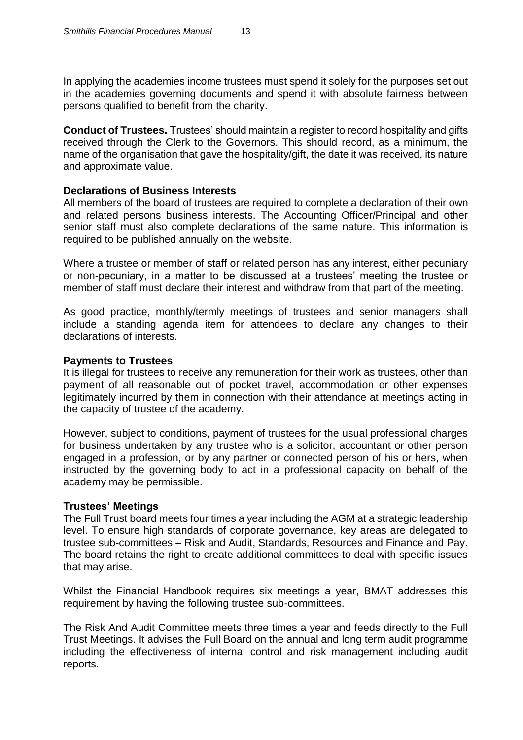In applying the academies income trustees must spend it solely for the purposes set out in the academies governing documents and spend it with absolute fairness between persons qualified to benefit from the charity.

**Conduct of Trustees.** Trustees' should maintain a register to record hospitality and gifts received through the Clerk to the Governors. This should record, as a minimum, the name of the organisation that gave the hospitality/gift, the date it was received, its nature and approximate value.

**Declarations of Business Interests**

All members of the board of trustees are required to complete a declaration of their own and related persons business interests. The Accounting Officer/Principal and other senior staff must also complete declarations of the same nature. This information is required to be published annually on the website.

Where a trustee or member of staff or related person has any interest, either pecuniary or non-pecuniary, in a matter to be discussed at a trustees' meeting the trustee or member of staff must declare their interest and withdraw from that part of the meeting.

As good practice, monthly/termly meetings of trustees and senior managers shall include a standing agenda item for attendees to declare any changes to their declarations of interests.

**Payments to Trustees**

It is illegal for trustees to receive any remuneration for their work as trustees, other than payment of all reasonable out of pocket travel, accommodation or other expenses legitimately incurred by them in connection with their attendance at meetings acting in the capacity of trustee of the academy.

However, subject to conditions, payment of trustees for the usual professional charges for business undertaken by any trustee who is a solicitor, accountant or other person engaged in a profession, or by any partner or connected person of his or hers, when instructed by the governing body to act in a professional capacity on behalf of the academy may be permissible.

**Trustees' Meetings**

The Full Trust board meets four times a year including the AGM at a strategic leadership level. To ensure high standards of corporate governance, key areas are delegated to trustee sub-committees – Risk and Audit, Standards, Resources and Finance and Pay. The board retains the right to create additional committees to deal with specific issues that may arise.

Whilst the Financial Handbook requires six meetings a year, BMAT addresses this requirement by having the following trustee sub-committees.

The Risk And Audit Committee meets three times a year and feeds directly to the Full Trust Meetings. It advises the Full Board on the annual and long term audit programme including the effectiveness of internal control and risk management including audit reports.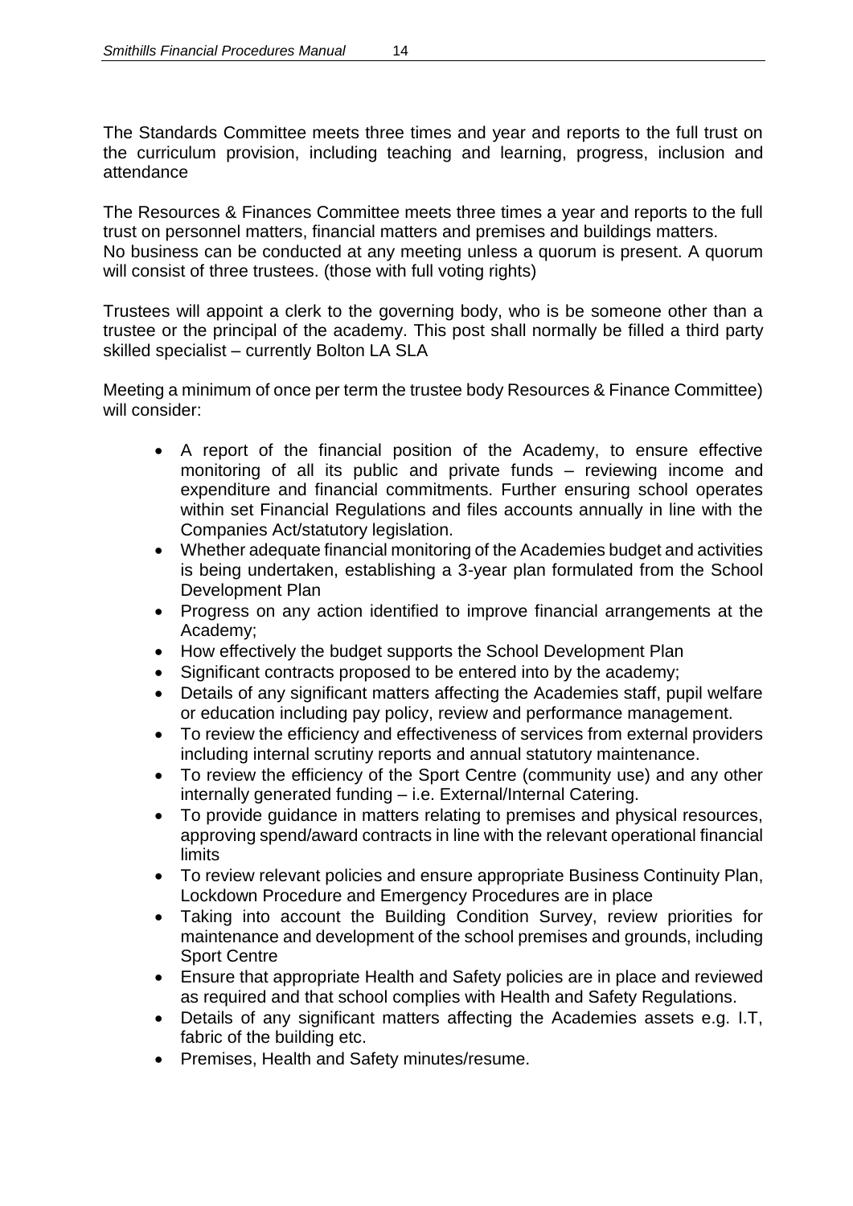The Standards Committee meets three times and year and reports to the full trust on the curriculum provision, including teaching and learning, progress, inclusion and attendance

The Resources & Finances Committee meets three times a year and reports to the full trust on personnel matters, financial matters and premises and buildings matters.
No business can be conducted at any meeting unless a quorum is present. A quorum will consist of three trustees. (those with full voting rights)

Trustees will appoint a clerk to the governing body, who is be someone other than a trustee or the principal of the academy. This post shall normally be filled a third party skilled specialist – currently Bolton LA SLA

Meeting a minimum of once per term the trustee body Resources & Finance Committee) will consider:

- A report of the financial position of the Academy, to ensure effective monitoring of all its public and private funds – reviewing income and expenditure and financial commitments. Further ensuring school operates within set Financial Regulations and files accounts annually in line with the Companies Act/statutory legislation.
- Whether adequate financial monitoring of the Academies budget and activities is being undertaken, establishing a 3-year plan formulated from the School Development Plan
- Progress on any action identified to improve financial arrangements at the Academy;
- How effectively the budget supports the School Development Plan
- Significant contracts proposed to be entered into by the academy;
- Details of any significant matters affecting the Academies staff, pupil welfare or education including pay policy, review and performance management.
- To review the efficiency and effectiveness of services from external providers including internal scrutiny reports and annual statutory maintenance.
- To review the efficiency of the Sport Centre (community use) and any other internally generated funding – i.e. External/Internal Catering.
- To provide guidance in matters relating to premises and physical resources, approving spend/award contracts in line with the relevant operational financial limits
- To review relevant policies and ensure appropriate Business Continuity Plan, Lockdown Procedure and Emergency Procedures are in place
- Taking into account the Building Condition Survey, review priorities for maintenance and development of the school premises and grounds, including Sport Centre
- Ensure that appropriate Health and Safety policies are in place and reviewed as required and that school complies with Health and Safety Regulations.
- Details of any significant matters affecting the Academies assets e.g. I.T, fabric of the building etc.
- Premises, Health and Safety minutes/resume.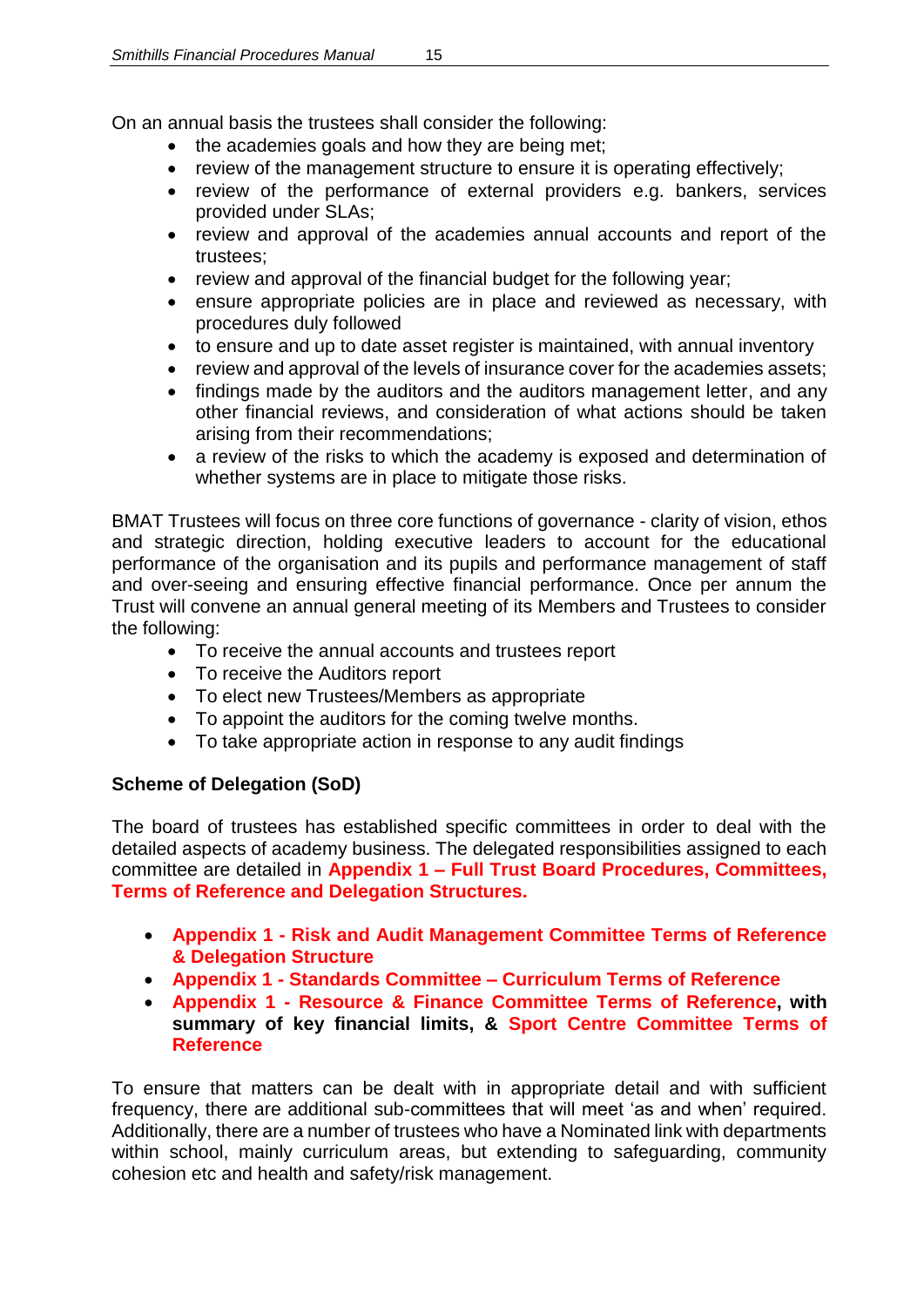On an annual basis the trustees shall consider the following:

- the academies goals and how they are being met;
- review of the management structure to ensure it is operating effectively;
- review of the performance of external providers e.g. bankers, services provided under SLAs;
- review and approval of the academies annual accounts and report of the trustees;
- review and approval of the financial budget for the following year;
- ensure appropriate policies are in place and reviewed as necessary, with procedures duly followed
- to ensure and up to date asset register is maintained, with annual inventory
- review and approval of the levels of insurance cover for the academies assets;
- findings made by the auditors and the auditors management letter, and any other financial reviews, and consideration of what actions should be taken arising from their recommendations;
- a review of the risks to which the academy is exposed and determination of whether systems are in place to mitigate those risks.

BMAT Trustees will focus on three core functions of governance - clarity of vision, ethos and strategic direction, holding executive leaders to account for the educational performance of the organisation and its pupils and performance management of staff and over-seeing and ensuring effective financial performance. Once per annum the Trust will convene an annual general meeting of its Members and Trustees to consider the following:

- To receive the annual accounts and trustees report
- To receive the Auditors report
- To elect new Trustees/Members as appropriate
- To appoint the auditors for the coming twelve months.
- To take appropriate action in response to any audit findings

**Scheme of Delegation (SoD)**

The board of trustees has established specific committees in order to deal with the detailed aspects of academy business. The delegated responsibilities assigned to each committee are detailed in **Appendix 1 – Full Trust Board Procedures, Committees, Terms of Reference and Delegation Structures.**

- **Appendix 1 - Risk and Audit Management Committee Terms of Reference & Delegation Structure**
- **Appendix 1 - Standards Committee – Curriculum Terms of Reference**
- **Appendix 1 - Resource & Finance Committee Terms of Reference, with summary of key financial limits, & Sport Centre Committee Terms of Reference**

To ensure that matters can be dealt with in appropriate detail and with sufficient frequency, there are additional sub-committees that will meet 'as and when' required. Additionally, there are a number of trustees who have a Nominated link with departments within school, mainly curriculum areas, but extending to safeguarding, community cohesion etc and health and safety/risk management.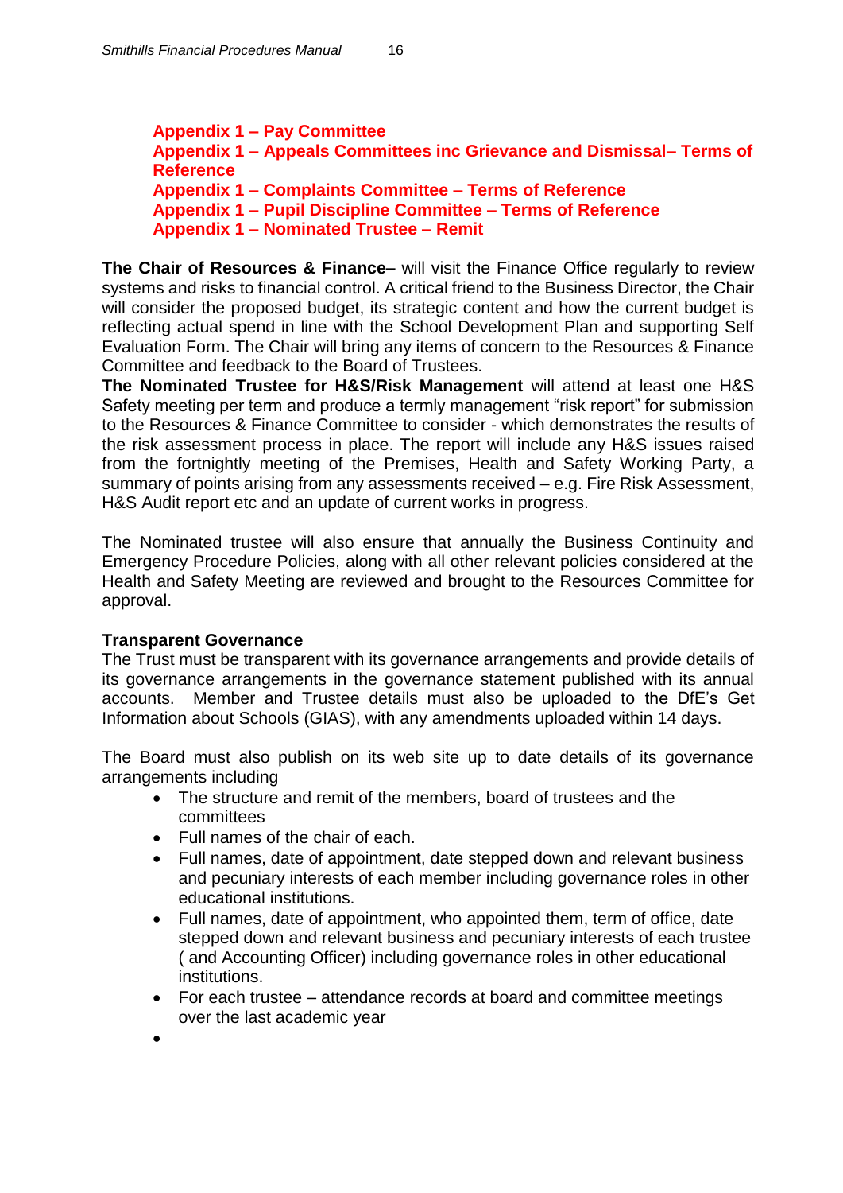**Appendix 1 – Pay Committee**
**Appendix 1 – Appeals Committees inc Grievance and Dismissal– Terms of Reference**
**Appendix 1 – Complaints Committee – Terms of Reference**
**Appendix 1 – Pupil Discipline Committee – Terms of Reference**
**Appendix 1 – Nominated Trustee – Remit**

**The Chair of Resources & Finance–** will visit the Finance Office regularly to review systems and risks to financial control. A critical friend to the Business Director, the Chair will consider the proposed budget, its strategic content and how the current budget is reflecting actual spend in line with the School Development Plan and supporting Self Evaluation Form. The Chair will bring any items of concern to the Resources & Finance Committee and feedback to the Board of Trustees.
**The Nominated Trustee for H&S/Risk Management** will attend at least one H&S Safety meeting per term and produce a termly management "risk report" for submission to the Resources & Finance Committee to consider - which demonstrates the results of the risk assessment process in place. The report will include any H&S issues raised from the fortnightly meeting of the Premises, Health and Safety Working Party, a summary of points arising from any assessments received – e.g. Fire Risk Assessment, H&S Audit report etc and an update of current works in progress.

The Nominated trustee will also ensure that annually the Business Continuity and Emergency Procedure Policies, along with all other relevant policies considered at the Health and Safety Meeting are reviewed and brought to the Resources Committee for approval.

**Transparent Governance**
The Trust must be transparent with its governance arrangements and provide details of its governance arrangements in the governance statement published with its annual accounts. Member and Trustee details must also be uploaded to the DfE's Get Information about Schools (GIAS), with any amendments uploaded within 14 days.

The Board must also publish on its web site up to date details of its governance arrangements including

- The structure and remit of the members, board of trustees and the committees
- Full names of the chair of each.
- Full names, date of appointment, date stepped down and relevant business and pecuniary interests of each member including governance roles in other educational institutions.
- Full names, date of appointment, who appointed them, term of office, date stepped down and relevant business and pecuniary interests of each trustee ( and Accounting Officer) including governance roles in other educational institutions.
- For each trustee – attendance records at board and committee meetings over the last academic year
-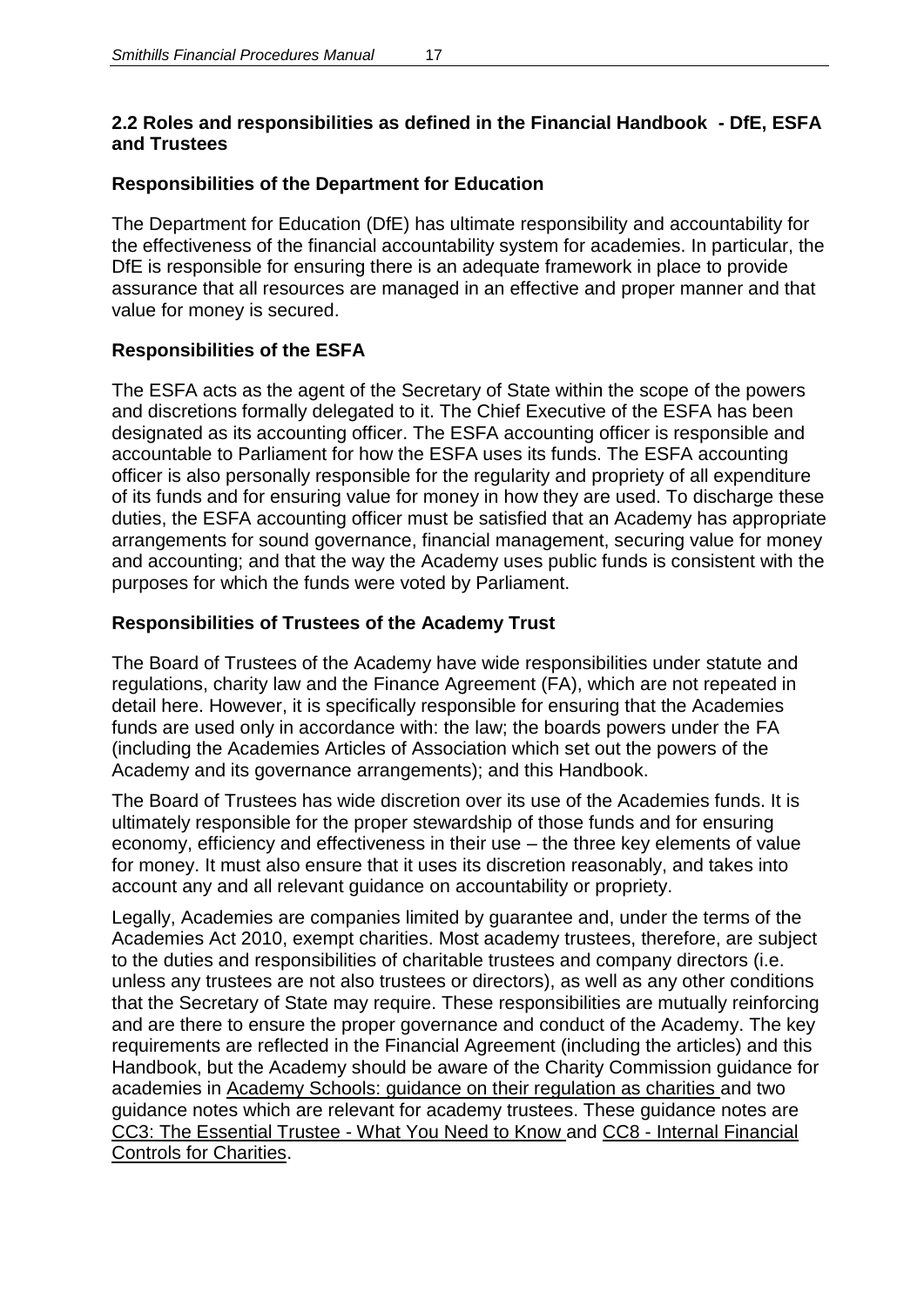## 2.2 Roles and responsibilities as defined in the Financial Handbook - DfE, ESFA and Trustees

### Responsibilities of the Department for Education

The Department for Education (DfE) has ultimate responsibility and accountability for the effectiveness of the financial accountability system for academies. In particular, the DfE is responsible for ensuring there is an adequate framework in place to provide assurance that all resources are managed in an effective and proper manner and that value for money is secured.

### Responsibilities of the ESFA

The ESFA acts as the agent of the Secretary of State within the scope of the powers and discretions formally delegated to it. The Chief Executive of the ESFA has been designated as its accounting officer. The ESFA accounting officer is responsible and accountable to Parliament for how the ESFA uses its funds. The ESFA accounting officer is also personally responsible for the regularity and propriety of all expenditure of its funds and for ensuring value for money in how they are used. To discharge these duties, the ESFA accounting officer must be satisfied that an Academy has appropriate arrangements for sound governance, financial management, securing value for money and accounting; and that the way the Academy uses public funds is consistent with the purposes for which the funds were voted by Parliament.

### Responsibilities of Trustees of the Academy Trust

The Board of Trustees of the Academy have wide responsibilities under statute and regulations, charity law and the Finance Agreement (FA), which are not repeated in detail here. However, it is specifically responsible for ensuring that the Academies funds are used only in accordance with: the law; the boards powers under the FA (including the Academies Articles of Association which set out the powers of the Academy and its governance arrangements); and this Handbook.

The Board of Trustees has wide discretion over its use of the Academies funds. It is ultimately responsible for the proper stewardship of those funds and for ensuring economy, efficiency and effectiveness in their use – the three key elements of value for money. It must also ensure that it uses its discretion reasonably, and takes into account any and all relevant guidance on accountability or propriety.

Legally, Academies are companies limited by guarantee and, under the terms of the Academies Act 2010, exempt charities. Most academy trustees, therefore, are subject to the duties and responsibilities of charitable trustees and company directors (i.e. unless any trustees are not also trustees or directors), as well as any other conditions that the Secretary of State may require. These responsibilities are mutually reinforcing and are there to ensure the proper governance and conduct of the Academy. The key requirements are reflected in the Financial Agreement (including the articles) and this Handbook, but the Academy should be aware of the Charity Commission guidance for academies in Academy Schools: guidance on their regulation as charities and two guidance notes which are relevant for academy trustees. These guidance notes are CC3: The Essential Trustee - What You Need to Know and CC8 - Internal Financial Controls for Charities.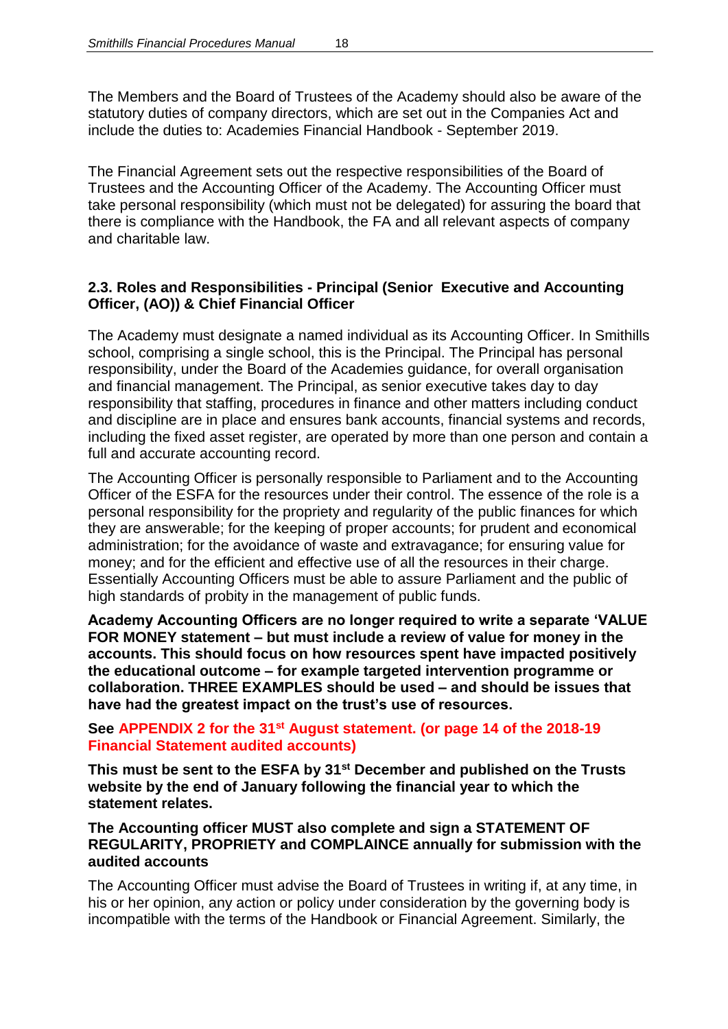The Members and the Board of Trustees of the Academy should also be aware of the statutory duties of company directors, which are set out in the Companies Act and include the duties to: Academies Financial Handbook - September 2019.

The Financial Agreement sets out the respective responsibilities of the Board of Trustees and the Accounting Officer of the Academy. The Accounting Officer must take personal responsibility (which must not be delegated) for assuring the board that there is compliance with the Handbook, the FA and all relevant aspects of company and charitable law.

### 2.3. Roles and Responsibilities - Principal (Senior Executive and Accounting Officer, (AO)) & Chief Financial Officer

The Academy must designate a named individual as its Accounting Officer. In Smithills school, comprising a single school, this is the Principal. The Principal has personal responsibility, under the Board of the Academies guidance, for overall organisation and financial management. The Principal, as senior executive takes day to day responsibility that staffing, procedures in finance and other matters including conduct and discipline are in place and ensures bank accounts, financial systems and records, including the fixed asset register, are operated by more than one person and contain a full and accurate accounting record.

The Accounting Officer is personally responsible to Parliament and to the Accounting Officer of the ESFA for the resources under their control. The essence of the role is a personal responsibility for the propriety and regularity of the public finances for which they are answerable; for the keeping of proper accounts; for prudent and economical administration; for the avoidance of waste and extravagance; for ensuring value for money; and for the efficient and effective use of all the resources in their charge. Essentially Accounting Officers must be able to assure Parliament and the public of high standards of probity in the management of public funds.

**Academy Accounting Officers are no longer required to write a separate 'VALUE FOR MONEY statement – but must include a review of value for money in the accounts. This should focus on how resources spent have impacted positively the educational outcome – for example targeted intervention programme or collaboration. THREE EXAMPLES should be used – and should be issues that have had the greatest impact on the trust's use of resources.**

**See APPENDIX 2 for the 31st August statement. (or page 14 of the 2018-19 Financial Statement audited accounts)**

**This must be sent to the ESFA by 31st December and published on the Trusts website by the end of January following the financial year to which the statement relates.**

**The Accounting officer MUST also complete and sign a STATEMENT OF REGULARITY, PROPRIETY and COMPLAINCE annually for submission with the audited accounts**

The Accounting Officer must advise the Board of Trustees in writing if, at any time, in his or her opinion, any action or policy under consideration by the governing body is incompatible with the terms of the Handbook or Financial Agreement. Similarly, the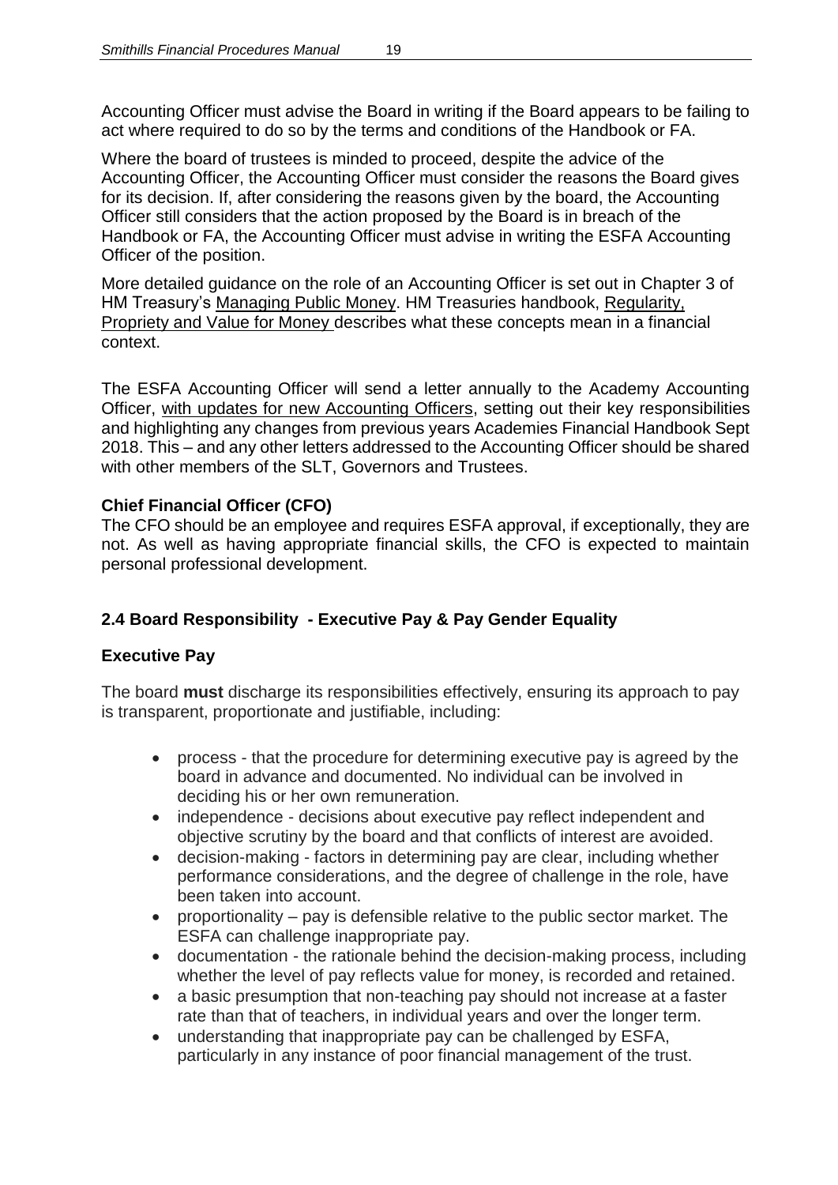Accounting Officer must advise the Board in writing if the Board appears to be failing to act where required to do so by the terms and conditions of the Handbook or FA.

Where the board of trustees is minded to proceed, despite the advice of the Accounting Officer, the Accounting Officer must consider the reasons the Board gives for its decision. If, after considering the reasons given by the board, the Accounting Officer still considers that the action proposed by the Board is in breach of the Handbook or FA, the Accounting Officer must advise in writing the ESFA Accounting Officer of the position.

More detailed guidance on the role of an Accounting Officer is set out in Chapter 3 of HM Treasury's Managing Public Money. HM Treasuries handbook, Regularity, Propriety and Value for Money describes what these concepts mean in a financial context.

The ESFA Accounting Officer will send a letter annually to the Academy Accounting Officer, with updates for new Accounting Officers, setting out their key responsibilities and highlighting any changes from previous years Academies Financial Handbook Sept 2018. This – and any other letters addressed to the Accounting Officer should be shared with other members of the SLT, Governors and Trustees.

**Chief Financial Officer (CFO)**

The CFO should be an employee and requires ESFA approval, if exceptionally, they are not. As well as having appropriate financial skills, the CFO is expected to maintain personal professional development.

## 2.4 Board Responsibility - Executive Pay & Pay Gender Equality

### Executive Pay

The board **must** discharge its responsibilities effectively, ensuring its approach to pay is transparent, proportionate and justifiable, including:

- process - that the procedure for determining executive pay is agreed by the board in advance and documented. No individual can be involved in deciding his or her own remuneration.
- independence - decisions about executive pay reflect independent and objective scrutiny by the board and that conflicts of interest are avoided.
- decision-making - factors in determining pay are clear, including whether performance considerations, and the degree of challenge in the role, have been taken into account.
- proportionality – pay is defensible relative to the public sector market. The ESFA can challenge inappropriate pay.
- documentation - the rationale behind the decision-making process, including whether the level of pay reflects value for money, is recorded and retained.
- a basic presumption that non-teaching pay should not increase at a faster rate than that of teachers, in individual years and over the longer term.
- understanding that inappropriate pay can be challenged by ESFA, particularly in any instance of poor financial management of the trust.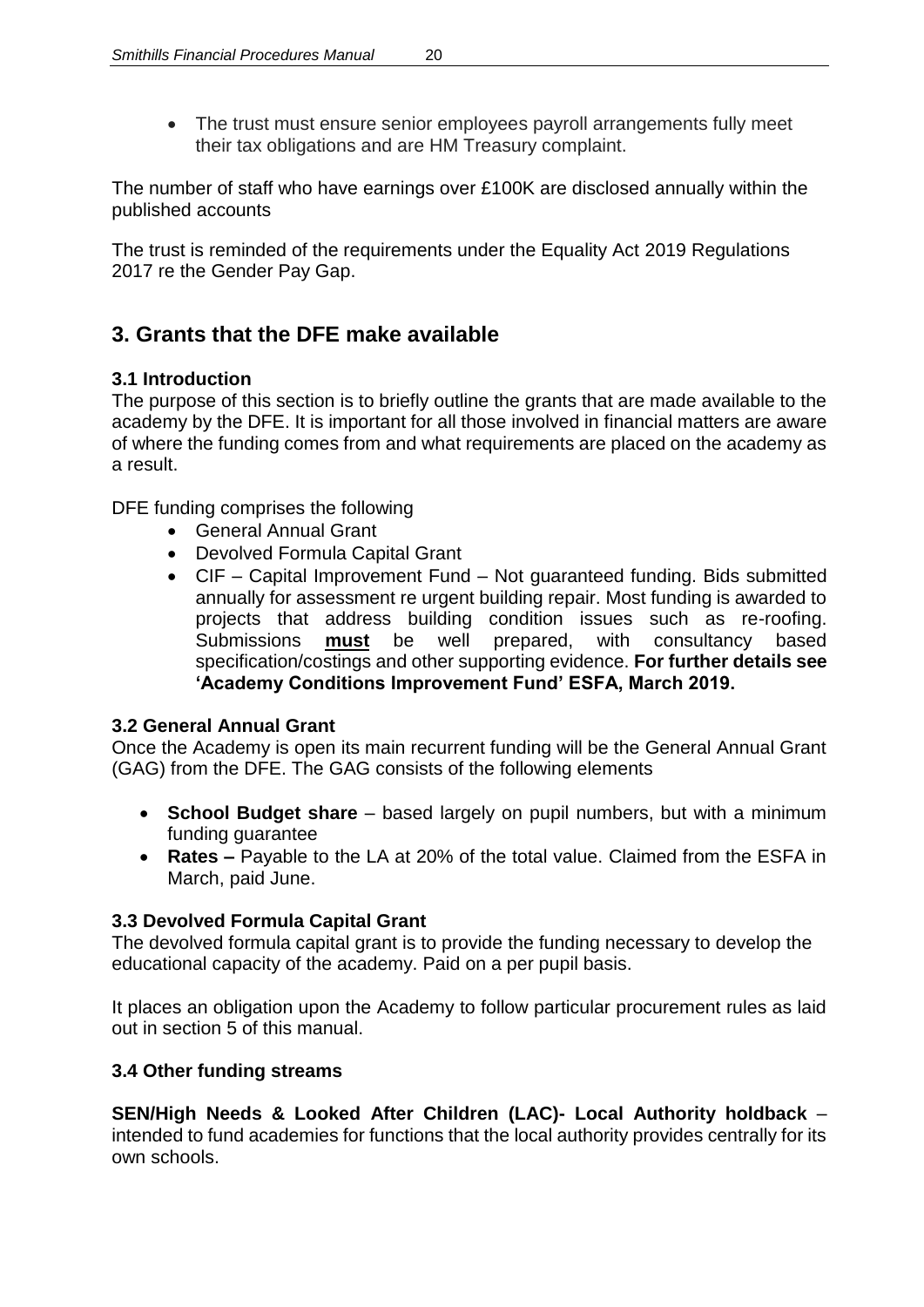- The trust must ensure senior employees payroll arrangements fully meet their tax obligations and are HM Treasury complaint.

The number of staff who have earnings over £100K are disclosed annually within the published accounts

The trust is reminded of the requirements under the Equality Act 2019 Regulations 2017 re the Gender Pay Gap.

## 3. Grants that the DFE make available

### 3.1 Introduction

The purpose of this section is to briefly outline the grants that are made available to the academy by the DFE. It is important for all those involved in financial matters are aware of where the funding comes from and what requirements are placed on the academy as a result.

DFE funding comprises the following

- General Annual Grant
- Devolved Formula Capital Grant
- CIF – Capital Improvement Fund – Not guaranteed funding. Bids submitted annually for assessment re urgent building repair. Most funding is awarded to projects that address building condition issues such as re-roofing. Submissions **must** be well prepared, with consultancy based specification/costings and other supporting evidence. **For further details see 'Academy Conditions Improvement Fund' ESFA, March 2019.**

### 3.2 General Annual Grant

Once the Academy is open its main recurrent funding will be the General Annual Grant (GAG) from the DFE. The GAG consists of the following elements

- **School Budget share** – based largely on pupil numbers, but with a minimum funding guarantee
- **Rates –** Payable to the LA at 20% of the total value. Claimed from the ESFA in March, paid June.

### 3.3 Devolved Formula Capital Grant

The devolved formula capital grant is to provide the funding necessary to develop the educational capacity of the academy. Paid on a per pupil basis.

It places an obligation upon the Academy to follow particular procurement rules as laid out in section 5 of this manual.

### 3.4 Other funding streams

**SEN/High Needs & Looked After Children (LAC)- Local Authority holdback** – intended to fund academies for functions that the local authority provides centrally for its own schools.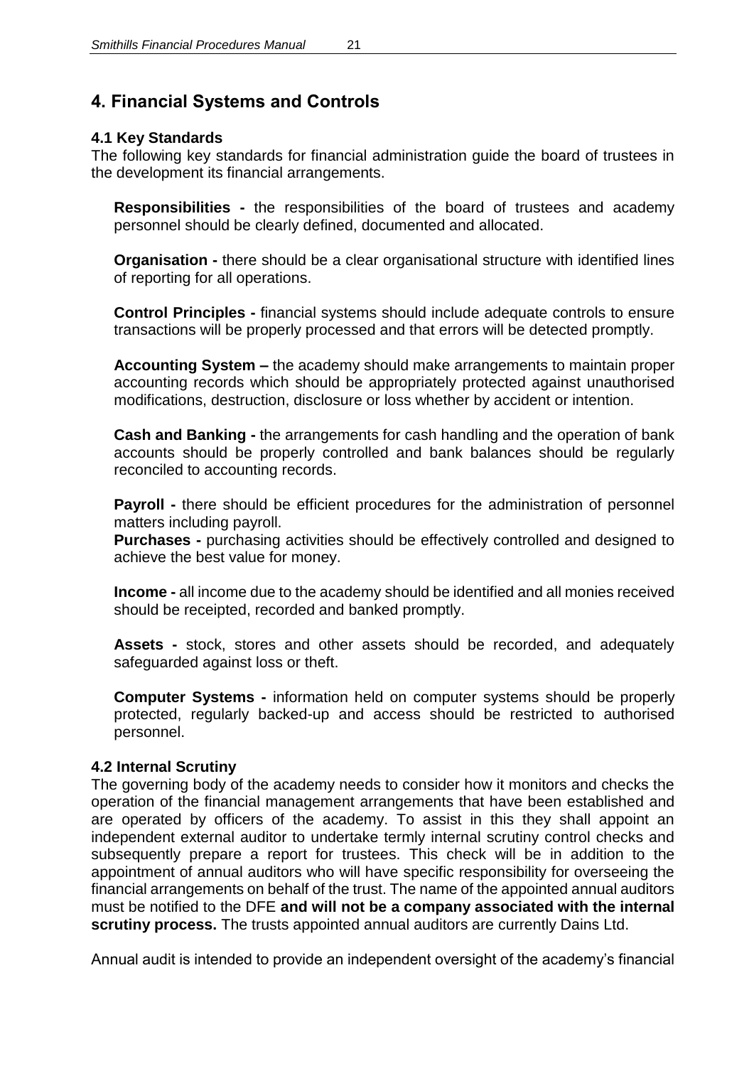# 4. Financial Systems and Controls

### 4.1 Key Standards

The following key standards for financial administration guide the board of trustees in the development its financial arrangements.

**Responsibilities -** the responsibilities of the board of trustees and academy personnel should be clearly defined, documented and allocated.

**Organisation -** there should be a clear organisational structure with identified lines of reporting for all operations.

**Control Principles -** financial systems should include adequate controls to ensure transactions will be properly processed and that errors will be detected promptly.

**Accounting System –** the academy should make arrangements to maintain proper accounting records which should be appropriately protected against unauthorised modifications, destruction, disclosure or loss whether by accident or intention.

**Cash and Banking -** the arrangements for cash handling and the operation of bank accounts should be properly controlled and bank balances should be regularly reconciled to accounting records.

**Payroll -** there should be efficient procedures for the administration of personnel matters including payroll.

**Purchases -** purchasing activities should be effectively controlled and designed to achieve the best value for money.

**Income -** all income due to the academy should be identified and all monies received should be receipted, recorded and banked promptly.

**Assets -** stock, stores and other assets should be recorded, and adequately safeguarded against loss or theft.

**Computer Systems -** information held on computer systems should be properly protected, regularly backed-up and access should be restricted to authorised personnel.

### 4.2 Internal Scrutiny

The governing body of the academy needs to consider how it monitors and checks the operation of the financial management arrangements that have been established and are operated by officers of the academy. To assist in this they shall appoint an independent external auditor to undertake termly internal scrutiny control checks and subsequently prepare a report for trustees. This check will be in addition to the appointment of annual auditors who will have specific responsibility for overseeing the financial arrangements on behalf of the trust. The name of the appointed annual auditors must be notified to the DFE **and will not be a company associated with the internal scrutiny process.** The trusts appointed annual auditors are currently Dains Ltd.

Annual audit is intended to provide an independent oversight of the academy's financial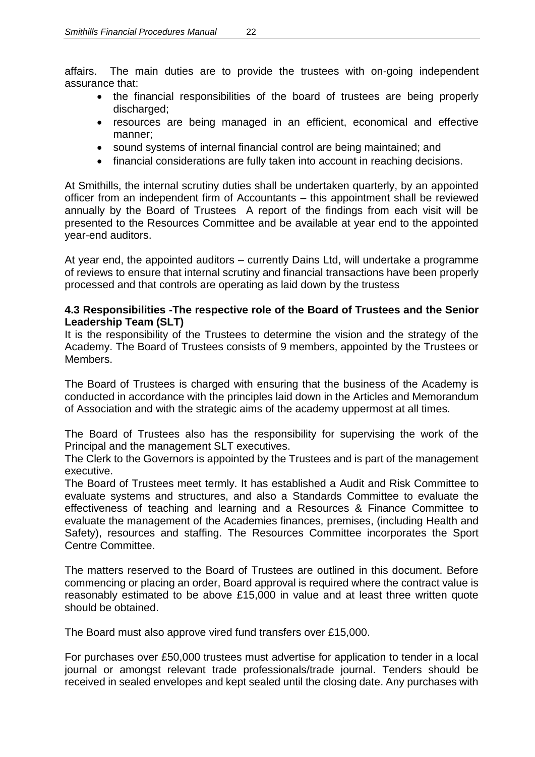affairs. The main duties are to provide the trustees with on-going independent assurance that:

- the financial responsibilities of the board of trustees are being properly discharged;
- resources are being managed in an efficient, economical and effective manner;
- sound systems of internal financial control are being maintained; and
- financial considerations are fully taken into account in reaching decisions.

At Smithills, the internal scrutiny duties shall be undertaken quarterly, by an appointed officer from an independent firm of Accountants – this appointment shall be reviewed annually by the Board of Trustees A report of the findings from each visit will be presented to the Resources Committee and be available at year end to the appointed year-end auditors.

At year end, the appointed auditors – currently Dains Ltd, will undertake a programme of reviews to ensure that internal scrutiny and financial transactions have been properly processed and that controls are operating as laid down by the trustess

**4.3 Responsibilities -The respective role of the Board of Trustees and the Senior Leadership Team (SLT)**

It is the responsibility of the Trustees to determine the vision and the strategy of the Academy. The Board of Trustees consists of 9 members, appointed by the Trustees or Members.

The Board of Trustees is charged with ensuring that the business of the Academy is conducted in accordance with the principles laid down in the Articles and Memorandum of Association and with the strategic aims of the academy uppermost at all times.

The Board of Trustees also has the responsibility for supervising the work of the Principal and the management SLT executives.

The Clerk to the Governors is appointed by the Trustees and is part of the management executive.

The Board of Trustees meet termly. It has established a Audit and Risk Committee to evaluate systems and structures, and also a Standards Committee to evaluate the effectiveness of teaching and learning and a Resources & Finance Committee to evaluate the management of the Academies finances, premises, (including Health and Safety), resources and staffing. The Resources Committee incorporates the Sport Centre Committee.

The matters reserved to the Board of Trustees are outlined in this document. Before commencing or placing an order, Board approval is required where the contract value is reasonably estimated to be above £15,000 in value and at least three written quote should be obtained.

The Board must also approve vired fund transfers over £15,000.

For purchases over £50,000 trustees must advertise for application to tender in a local journal or amongst relevant trade professionals/trade journal. Tenders should be received in sealed envelopes and kept sealed until the closing date. Any purchases with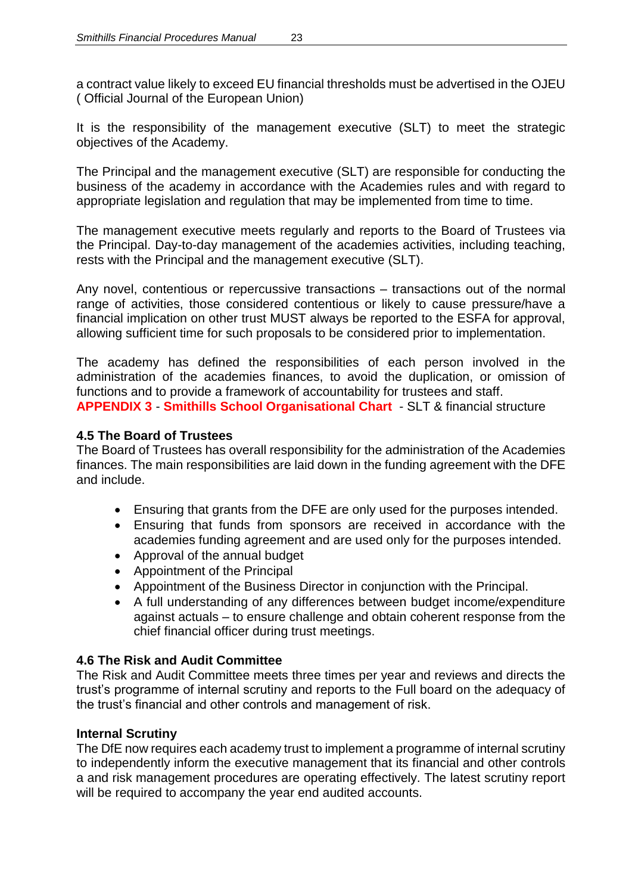a contract value likely to exceed EU financial thresholds must be advertised in the OJEU ( Official Journal of the European Union)

It is the responsibility of the management executive (SLT) to meet the strategic objectives of the Academy.

The Principal and the management executive (SLT) are responsible for conducting the business of the academy in accordance with the Academies rules and with regard to appropriate legislation and regulation that may be implemented from time to time.

The management executive meets regularly and reports to the Board of Trustees via the Principal. Day-to-day management of the academies activities, including teaching, rests with the Principal and the management executive (SLT).

Any novel, contentious or repercussive transactions – transactions out of the normal range of activities, those considered contentious or likely to cause pressure/have a financial implication on other trust MUST always be reported to the ESFA for approval, allowing sufficient time for such proposals to be considered prior to implementation.

The academy has defined the responsibilities of each person involved in the administration of the academies finances, to avoid the duplication, or omission of functions and to provide a framework of accountability for trustees and staff.
**APPENDIX 3** - **Smithills School Organisational Chart** - SLT & financial structure

### 4.5 The Board of Trustees

The Board of Trustees has overall responsibility for the administration of the Academies finances. The main responsibilities are laid down in the funding agreement with the DFE and include.

- Ensuring that grants from the DFE are only used for the purposes intended.
- Ensuring that funds from sponsors are received in accordance with the academies funding agreement and are used only for the purposes intended.
- Approval of the annual budget
- Appointment of the Principal
- Appointment of the Business Director in conjunction with the Principal.
- A full understanding of any differences between budget income/expenditure against actuals – to ensure challenge and obtain coherent response from the chief financial officer during trust meetings.

### 4.6 The Risk and Audit Committee

The Risk and Audit Committee meets three times per year and reviews and directs the trust's programme of internal scrutiny and reports to the Full board on the adequacy of the trust's financial and other controls and management of risk.

#### Internal Scrutiny

The DfE now requires each academy trust to implement a programme of internal scrutiny to independently inform the executive management that its financial and other controls a and risk management procedures are operating effectively. The latest scrutiny report will be required to accompany the year end audited accounts.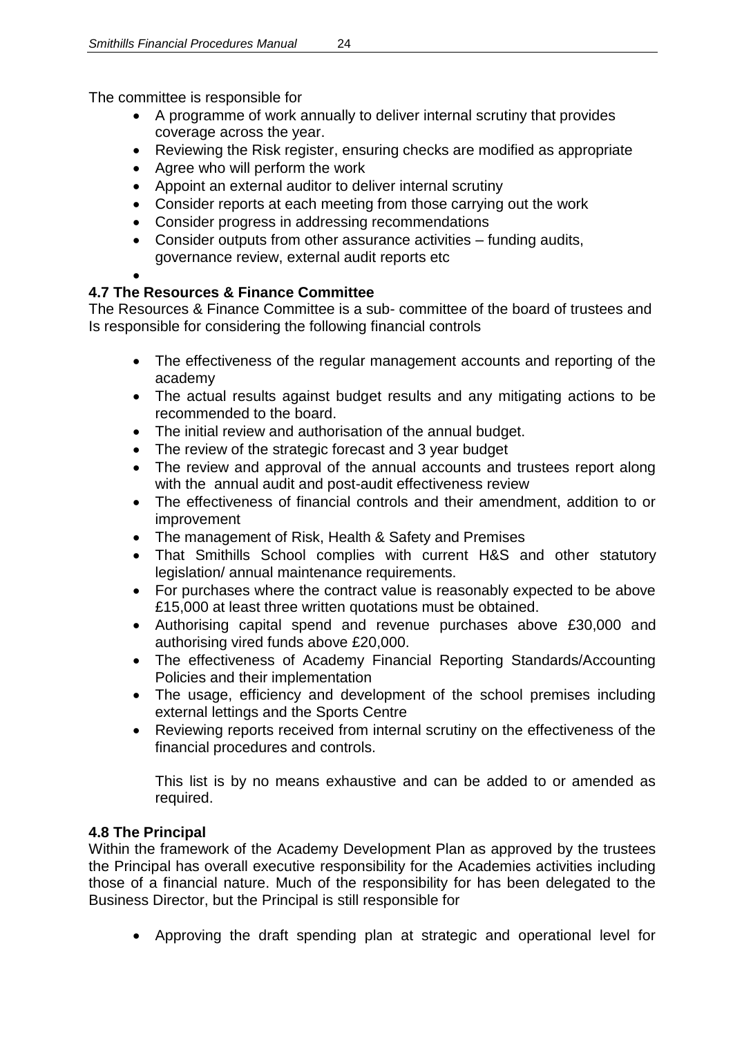The committee is responsible for

- A programme of work annually to deliver internal scrutiny that provides coverage across the year.
- Reviewing the Risk register, ensuring checks are modified as appropriate
- Agree who will perform the work
- Appoint an external auditor to deliver internal scrutiny
- Consider reports at each meeting from those carrying out the work
- Consider progress in addressing recommendations
- Consider outputs from other assurance activities – funding audits, governance review, external audit reports etc

### 4.7 The Resources & Finance Committee

The Resources & Finance Committee is a sub- committee of the board of trustees and Is responsible for considering the following financial controls

- The effectiveness of the regular management accounts and reporting of the academy
- The actual results against budget results and any mitigating actions to be recommended to the board.
- The initial review and authorisation of the annual budget.
- The review of the strategic forecast and 3 year budget
- The review and approval of the annual accounts and trustees report along with the annual audit and post-audit effectiveness review
- The effectiveness of financial controls and their amendment, addition to or improvement
- The management of Risk, Health & Safety and Premises
- That Smithills School complies with current H&S and other statutory legislation/ annual maintenance requirements.
- For purchases where the contract value is reasonably expected to be above £15,000 at least three written quotations must be obtained.
- Authorising capital spend and revenue purchases above £30,000 and authorising vired funds above £20,000.
- The effectiveness of Academy Financial Reporting Standards/Accounting Policies and their implementation
- The usage, efficiency and development of the school premises including external lettings and the Sports Centre
- Reviewing reports received from internal scrutiny on the effectiveness of the financial procedures and controls.

  This list is by no means exhaustive and can be added to or amended as required.

### 4.8 The Principal

Within the framework of the Academy Development Plan as approved by the trustees the Principal has overall executive responsibility for the Academies activities including those of a financial nature. Much of the responsibility for has been delegated to the Business Director, but the Principal is still responsible for

- Approving the draft spending plan at strategic and operational level for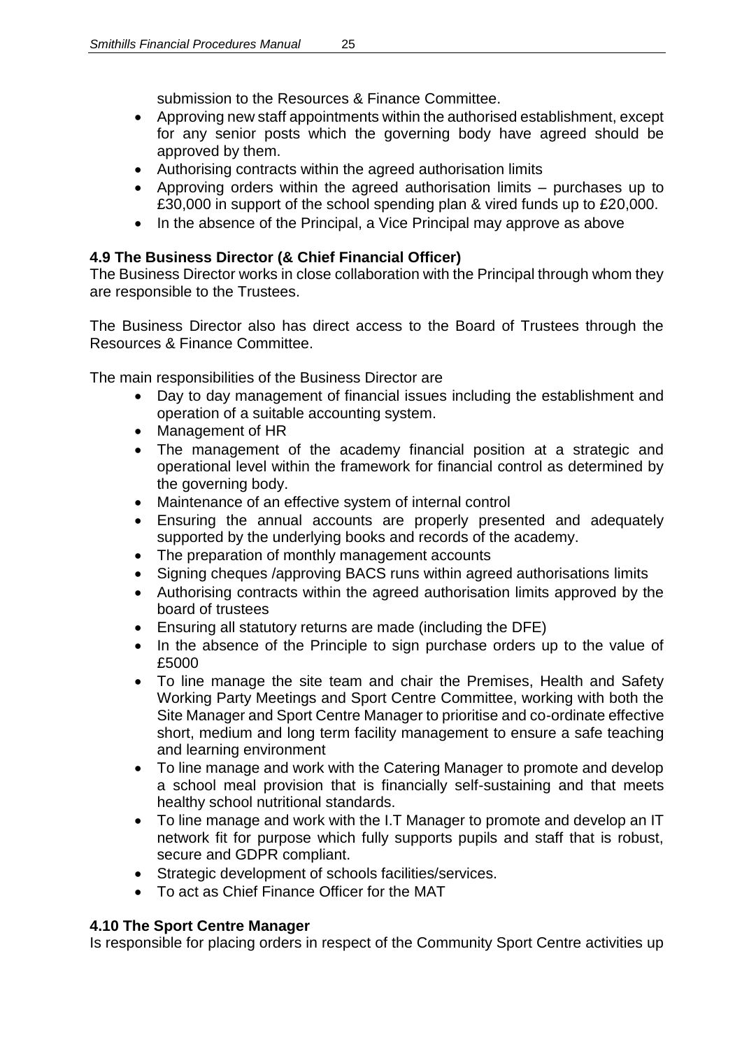submission to the Resources & Finance Committee.

- Approving new staff appointments within the authorised establishment, except for any senior posts which the governing body have agreed should be approved by them.
- Authorising contracts within the agreed authorisation limits
- Approving orders within the agreed authorisation limits – purchases up to £30,000 in support of the school spending plan & vired funds up to £20,000.
- In the absence of the Principal, a Vice Principal may approve as above

### 4.9 The Business Director (& Chief Financial Officer)

The Business Director works in close collaboration with the Principal through whom they are responsible to the Trustees.

The Business Director also has direct access to the Board of Trustees through the Resources & Finance Committee.

The main responsibilities of the Business Director are

- Day to day management of financial issues including the establishment and operation of a suitable accounting system.
- Management of HR
- The management of the academy financial position at a strategic and operational level within the framework for financial control as determined by the governing body.
- Maintenance of an effective system of internal control
- Ensuring the annual accounts are properly presented and adequately supported by the underlying books and records of the academy.
- The preparation of monthly management accounts
- Signing cheques /approving BACS runs within agreed authorisations limits
- Authorising contracts within the agreed authorisation limits approved by the board of trustees
- Ensuring all statutory returns are made (including the DFE)
- In the absence of the Principle to sign purchase orders up to the value of £5000
- To line manage the site team and chair the Premises, Health and Safety Working Party Meetings and Sport Centre Committee, working with both the Site Manager and Sport Centre Manager to prioritise and co-ordinate effective short, medium and long term facility management to ensure a safe teaching and learning environment
- To line manage and work with the Catering Manager to promote and develop a school meal provision that is financially self-sustaining and that meets healthy school nutritional standards.
- To line manage and work with the I.T Manager to promote and develop an IT network fit for purpose which fully supports pupils and staff that is robust, secure and GDPR compliant.
- Strategic development of schools facilities/services.
- To act as Chief Finance Officer for the MAT

### 4.10 The Sport Centre Manager

Is responsible for placing orders in respect of the Community Sport Centre activities up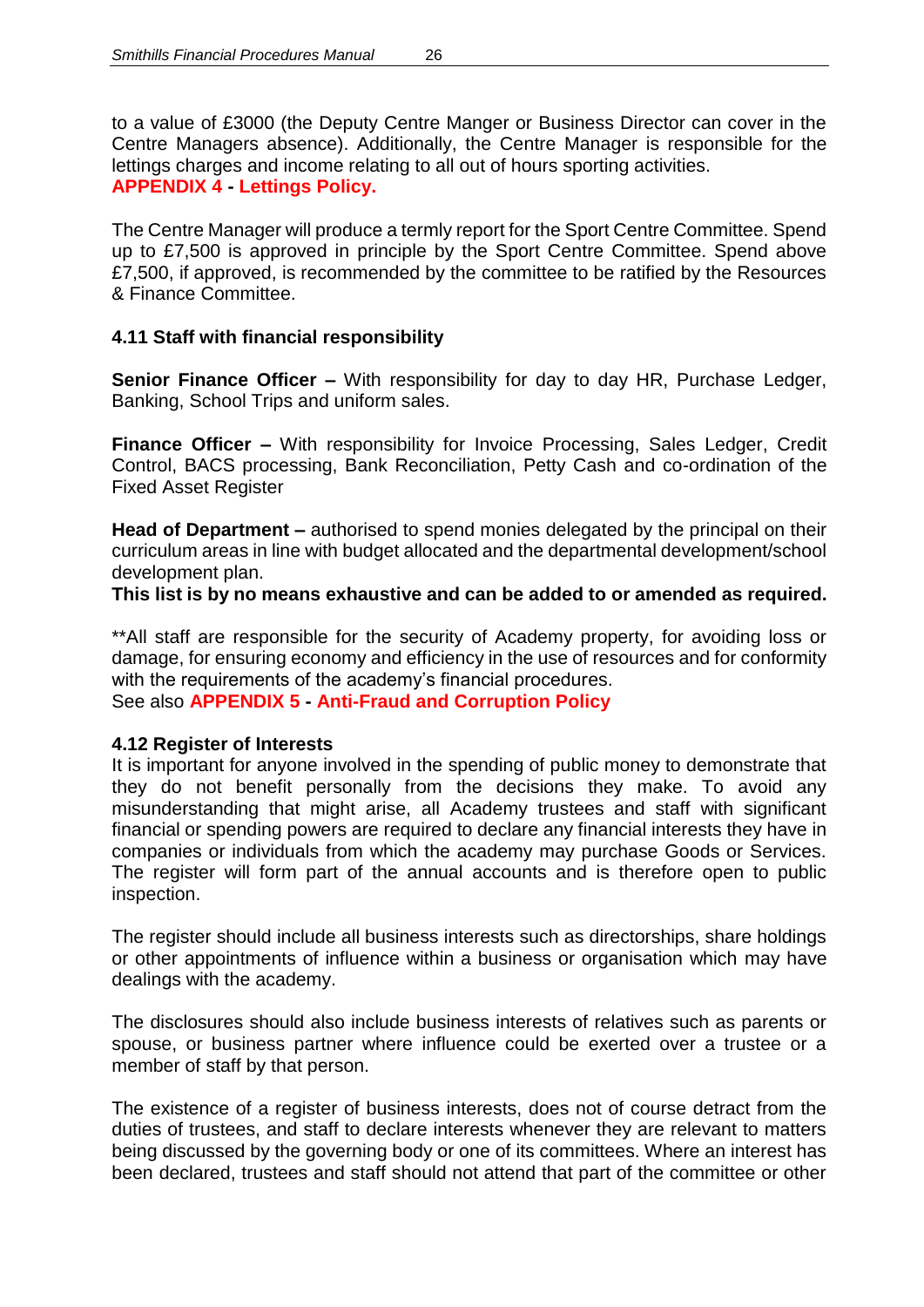to a value of £3000 (the Deputy Centre Manger or Business Director can cover in the Centre Managers absence). Additionally, the Centre Manager is responsible for the lettings charges and income relating to all out of hours sporting activities.
**APPENDIX 4 - Lettings Policy.**

The Centre Manager will produce a termly report for the Sport Centre Committee. Spend up to £7,500 is approved in principle by the Sport Centre Committee. Spend above £7,500, if approved, is recommended by the committee to be ratified by the Resources & Finance Committee.

### 4.11 Staff with financial responsibility

**Senior Finance Officer –** With responsibility for day to day HR, Purchase Ledger, Banking, School Trips and uniform sales.

**Finance Officer –** With responsibility for Invoice Processing, Sales Ledger, Credit Control, BACS processing, Bank Reconciliation, Petty Cash and co-ordination of the Fixed Asset Register

**Head of Department –** authorised to spend monies delegated by the principal on their curriculum areas in line with budget allocated and the departmental development/school development plan.
**This list is by no means exhaustive and can be added to or amended as required.**

**All staff are responsible for the security of Academy property, for avoiding loss or damage, for ensuring economy and efficiency in the use of resources and for conformity with the requirements of the academy's financial procedures.
See also **APPENDIX 5 - Anti-Fraud and Corruption Policy**

### 4.12 Register of Interests

It is important for anyone involved in the spending of public money to demonstrate that they do not benefit personally from the decisions they make. To avoid any misunderstanding that might arise, all Academy trustees and staff with significant financial or spending powers are required to declare any financial interests they have in companies or individuals from which the academy may purchase Goods or Services. The register will form part of the annual accounts and is therefore open to public inspection.

The register should include all business interests such as directorships, share holdings or other appointments of influence within a business or organisation which may have dealings with the academy.

The disclosures should also include business interests of relatives such as parents or spouse, or business partner where influence could be exerted over a trustee or a member of staff by that person.

The existence of a register of business interests, does not of course detract from the duties of trustees, and staff to declare interests whenever they are relevant to matters being discussed by the governing body or one of its committees. Where an interest has been declared, trustees and staff should not attend that part of the committee or other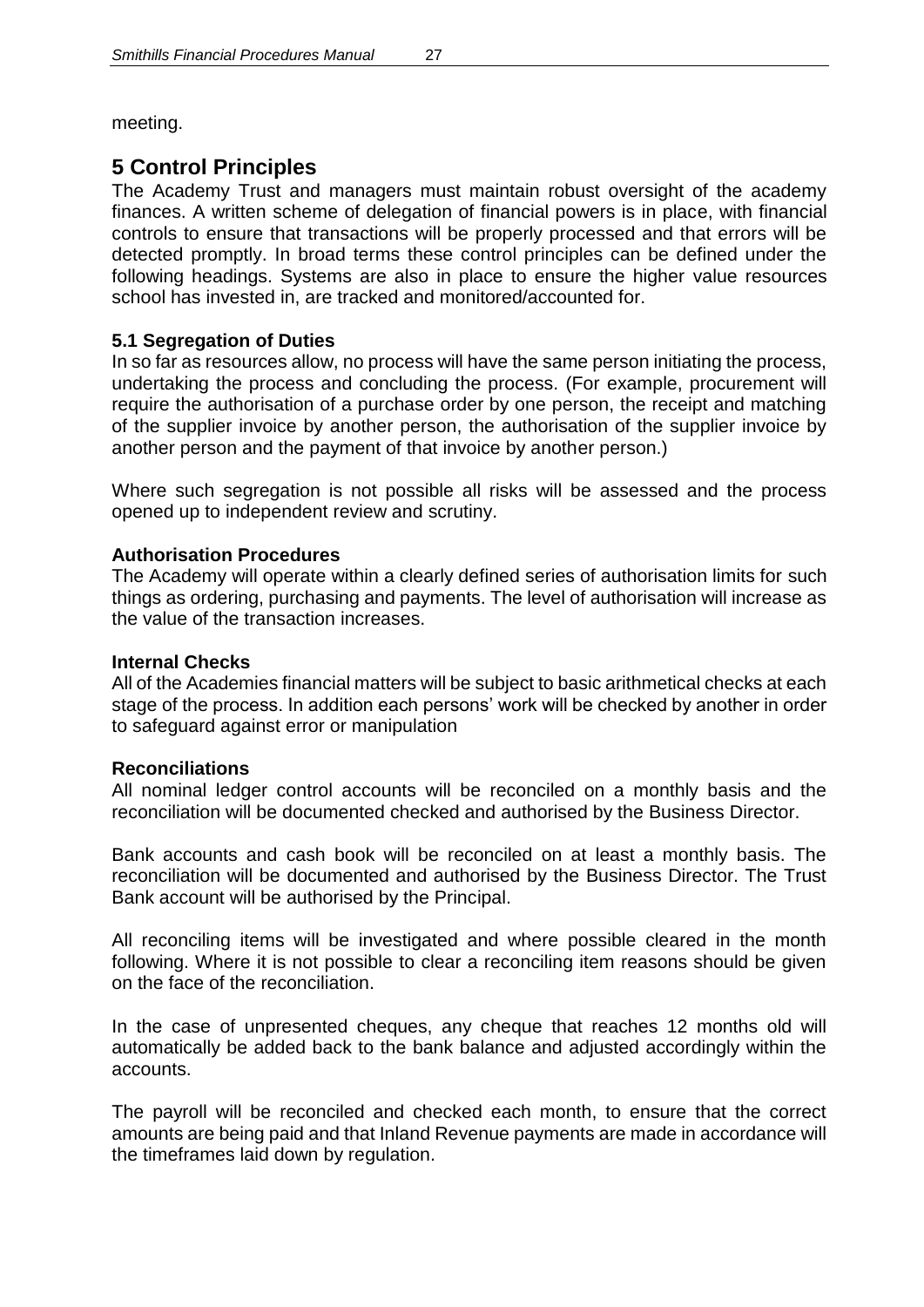meeting.

# 5 Control Principles

The Academy Trust and managers must maintain robust oversight of the academy finances. A written scheme of delegation of financial powers is in place, with financial controls to ensure that transactions will be properly processed and that errors will be detected promptly. In broad terms these control principles can be defined under the following headings. Systems are also in place to ensure the higher value resources school has invested in, are tracked and monitored/accounted for.

### 5.1 Segregation of Duties

In so far as resources allow, no process will have the same person initiating the process, undertaking the process and concluding the process. (For example, procurement will require the authorisation of a purchase order by one person, the receipt and matching of the supplier invoice by another person, the authorisation of the supplier invoice by another person and the payment of that invoice by another person.)

Where such segregation is not possible all risks will be assessed and the process opened up to independent review and scrutiny.

### Authorisation Procedures

The Academy will operate within a clearly defined series of authorisation limits for such things as ordering, purchasing and payments. The level of authorisation will increase as the value of the transaction increases.

### Internal Checks

All of the Academies financial matters will be subject to basic arithmetical checks at each stage of the process. In addition each persons' work will be checked by another in order to safeguard against error or manipulation

### Reconciliations

All nominal ledger control accounts will be reconciled on a monthly basis and the reconciliation will be documented checked and authorised by the Business Director.

Bank accounts and cash book will be reconciled on at least a monthly basis. The reconciliation will be documented and authorised by the Business Director. The Trust Bank account will be authorised by the Principal.

All reconciling items will be investigated and where possible cleared in the month following. Where it is not possible to clear a reconciling item reasons should be given on the face of the reconciliation.

In the case of unpresented cheques, any cheque that reaches 12 months old will automatically be added back to the bank balance and adjusted accordingly within the accounts.

The payroll will be reconciled and checked each month, to ensure that the correct amounts are being paid and that Inland Revenue payments are made in accordance will the timeframes laid down by regulation.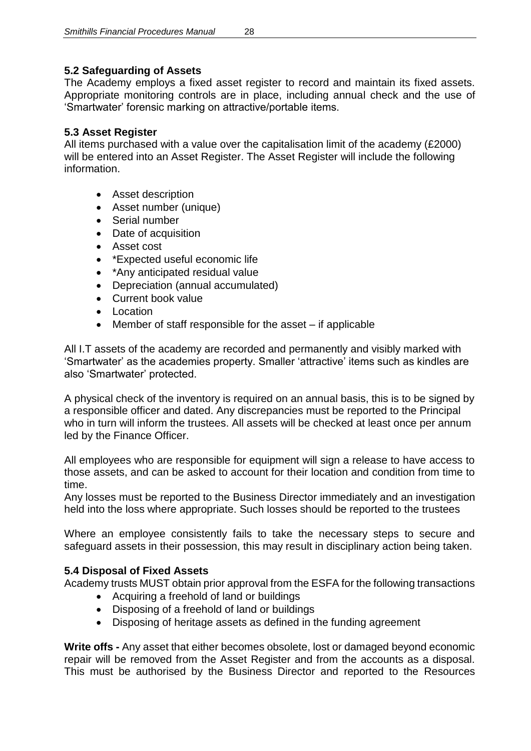### 5.2 Safeguarding of Assets

The Academy employs a fixed asset register to record and maintain its fixed assets. Appropriate monitoring controls are in place, including annual check and the use of 'Smartwater' forensic marking on attractive/portable items.

### 5.3 Asset Register

All items purchased with a value over the capitalisation limit of the academy (£2000) will be entered into an Asset Register. The Asset Register will include the following information.

- Asset description
- Asset number (unique)
- Serial number
- Date of acquisition
- Asset cost
- *Expected useful economic life
- *Any anticipated residual value
- Depreciation (annual accumulated)
- Current book value
- Location
- Member of staff responsible for the asset – if applicable

All I.T assets of the academy are recorded and permanently and visibly marked with 'Smartwater' as the academies property. Smaller 'attractive' items such as kindles are also 'Smartwater' protected.

A physical check of the inventory is required on an annual basis, this is to be signed by a responsible officer and dated. Any discrepancies must be reported to the Principal who in turn will inform the trustees. All assets will be checked at least once per annum led by the Finance Officer.

All employees who are responsible for equipment will sign a release to have access to those assets, and can be asked to account for their location and condition from time to time.

Any losses must be reported to the Business Director immediately and an investigation held into the loss where appropriate. Such losses should be reported to the trustees

Where an employee consistently fails to take the necessary steps to secure and safeguard assets in their possession, this may result in disciplinary action being taken.

### 5.4 Disposal of Fixed Assets

Academy trusts MUST obtain prior approval from the ESFA for the following transactions

- Acquiring a freehold of land or buildings
- Disposing of a freehold of land or buildings
- Disposing of heritage assets as defined in the funding agreement

**Write offs -** Any asset that either becomes obsolete, lost or damaged beyond economic repair will be removed from the Asset Register and from the accounts as a disposal. This must be authorised by the Business Director and reported to the Resources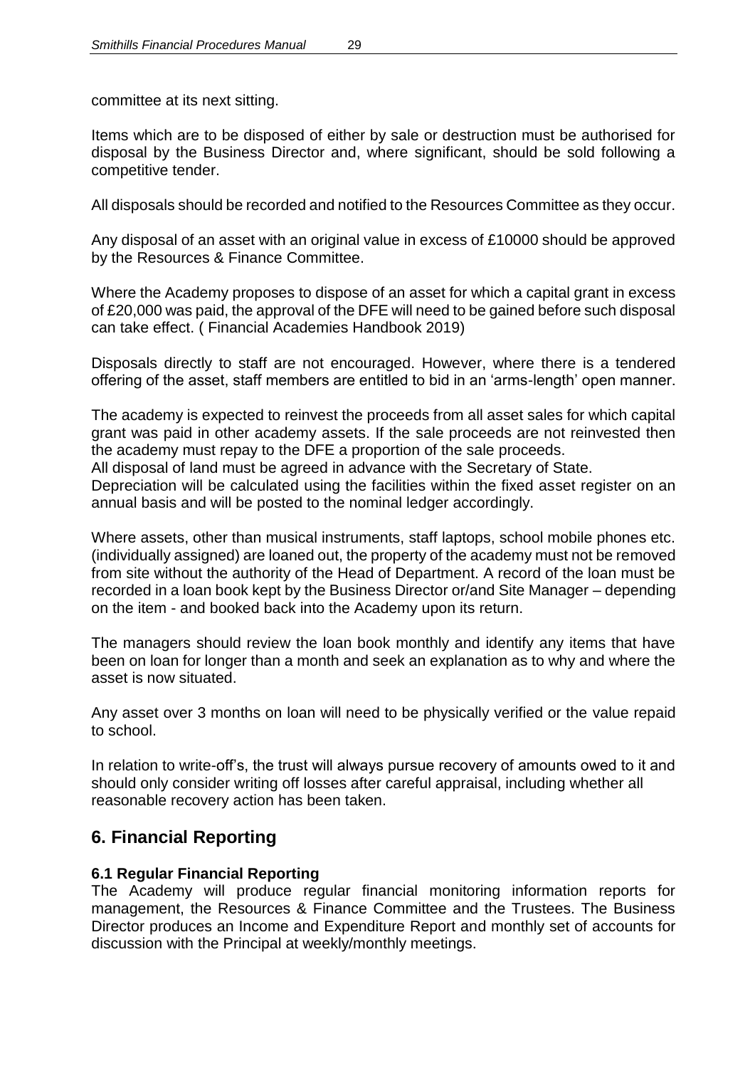committee at its next sitting.

Items which are to be disposed of either by sale or destruction must be authorised for disposal by the Business Director and, where significant, should be sold following a competitive tender.

All disposals should be recorded and notified to the Resources Committee as they occur.

Any disposal of an asset with an original value in excess of £10000 should be approved by the Resources & Finance Committee.

Where the Academy proposes to dispose of an asset for which a capital grant in excess of £20,000 was paid, the approval of the DFE will need to be gained before such disposal can take effect. ( Financial Academies Handbook 2019)

Disposals directly to staff are not encouraged. However, where there is a tendered offering of the asset, staff members are entitled to bid in an 'arms-length' open manner.

The academy is expected to reinvest the proceeds from all asset sales for which capital grant was paid in other academy assets. If the sale proceeds are not reinvested then the academy must repay to the DFE a proportion of the sale proceeds.
All disposal of land must be agreed in advance with the Secretary of State.
Depreciation will be calculated using the facilities within the fixed asset register on an annual basis and will be posted to the nominal ledger accordingly.

Where assets, other than musical instruments, staff laptops, school mobile phones etc. (individually assigned) are loaned out, the property of the academy must not be removed from site without the authority of the Head of Department. A record of the loan must be recorded in a loan book kept by the Business Director or/and Site Manager – depending on the item - and booked back into the Academy upon its return.

The managers should review the loan book monthly and identify any items that have been on loan for longer than a month and seek an explanation as to why and where the asset is now situated.

Any asset over 3 months on loan will need to be physically verified or the value repaid to school.

In relation to write-off's, the trust will always pursue recovery of amounts owed to it and should only consider writing off losses after careful appraisal, including whether all reasonable recovery action has been taken.

## 6. Financial Reporting

### 6.1 Regular Financial Reporting

The Academy will produce regular financial monitoring information reports for management, the Resources & Finance Committee and the Trustees. The Business Director produces an Income and Expenditure Report and monthly set of accounts for discussion with the Principal at weekly/monthly meetings.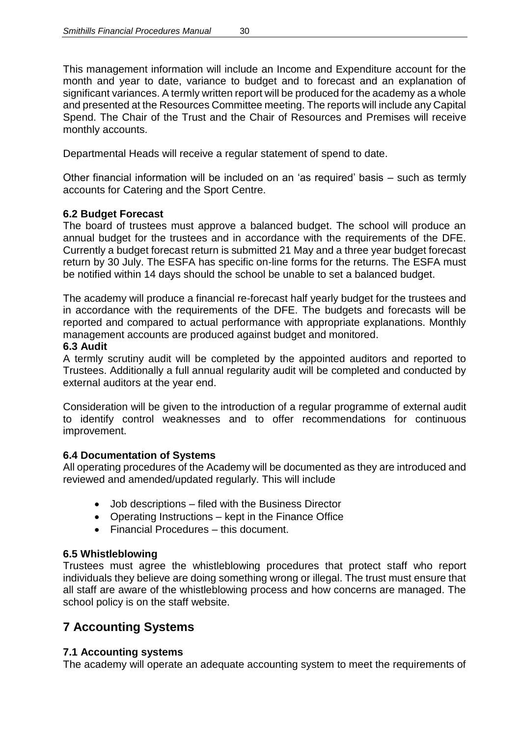This management information will include an Income and Expenditure account for the month and year to date, variance to budget and to forecast and an explanation of significant variances. A termly written report will be produced for the academy as a whole and presented at the Resources Committee meeting. The reports will include any Capital Spend. The Chair of the Trust and the Chair of Resources and Premises will receive monthly accounts.

Departmental Heads will receive a regular statement of spend to date.

Other financial information will be included on an 'as required' basis – such as termly accounts for Catering and the Sport Centre.

### 6.2 Budget Forecast

The board of trustees must approve a balanced budget. The school will produce an annual budget for the trustees and in accordance with the requirements of the DFE. Currently a budget forecast return is submitted 21 May and a three year budget forecast return by 30 July. The ESFA has specific on-line forms for the returns. The ESFA must be notified within 14 days should the school be unable to set a balanced budget.

The academy will produce a financial re-forecast half yearly budget for the trustees and in accordance with the requirements of the DFE. The budgets and forecasts will be reported and compared to actual performance with appropriate explanations. Monthly management accounts are produced against budget and monitored.

### 6.3 Audit

A termly scrutiny audit will be completed by the appointed auditors and reported to Trustees. Additionally a full annual regularity audit will be completed and conducted by external auditors at the year end.

Consideration will be given to the introduction of a regular programme of external audit to identify control weaknesses and to offer recommendations for continuous improvement.

### 6.4 Documentation of Systems

All operating procedures of the Academy will be documented as they are introduced and reviewed and amended/updated regularly. This will include

- Job descriptions – filed with the Business Director
- Operating Instructions – kept in the Finance Office
- Financial Procedures – this document.

### 6.5 Whistleblowing

Trustees must agree the whistleblowing procedures that protect staff who report individuals they believe are doing something wrong or illegal. The trust must ensure that all staff are aware of the whistleblowing process and how concerns are managed. The school policy is on the staff website.

## 7 Accounting Systems

### 7.1 Accounting systems

The academy will operate an adequate accounting system to meet the requirements of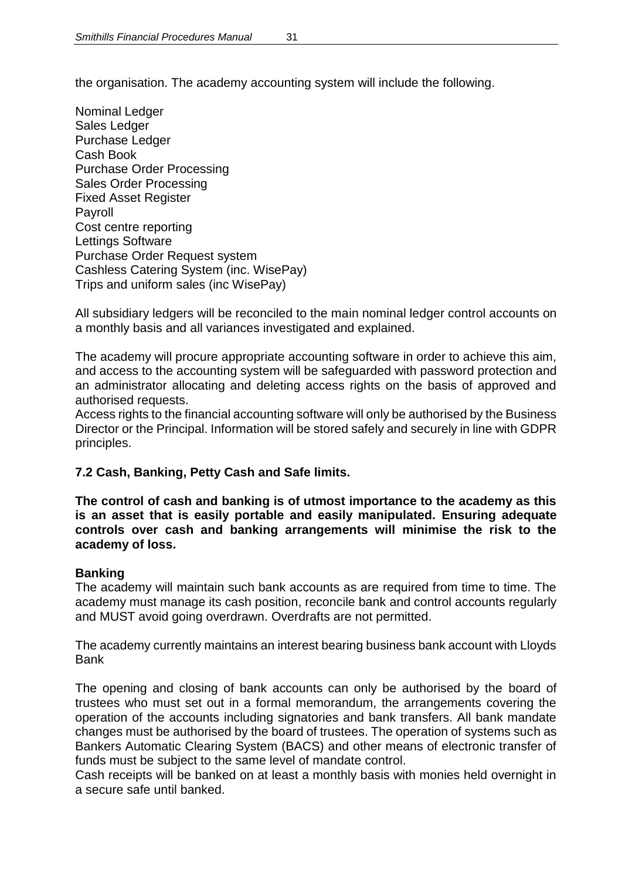the organisation. The academy accounting system will include the following.

Nominal Ledger
Sales Ledger
Purchase Ledger
Cash Book
Purchase Order Processing
Sales Order Processing
Fixed Asset Register
Payroll
Cost centre reporting
Lettings Software
Purchase Order Request system
Cashless Catering System (inc. WisePay)
Trips and uniform sales (inc WisePay)

All subsidiary ledgers will be reconciled to the main nominal ledger control accounts on a monthly basis and all variances investigated and explained.

The academy will procure appropriate accounting software in order to achieve this aim, and access to the accounting system will be safeguarded with password protection and an administrator allocating and deleting access rights on the basis of approved and authorised requests.
Access rights to the financial accounting software will only be authorised by the Business Director or the Principal. Information will be stored safely and securely in line with GDPR principles.

### 7.2 Cash, Banking, Petty Cash and Safe limits.

**The control of cash and banking is of utmost importance to the academy as this is an asset that is easily portable and easily manipulated. Ensuring adequate controls over cash and banking arrangements will minimise the risk to the academy of loss.**

**Banking**
The academy will maintain such bank accounts as are required from time to time. The academy must manage its cash position, reconcile bank and control accounts regularly and MUST avoid going overdrawn. Overdrafts are not permitted.

The academy currently maintains an interest bearing business bank account with Lloyds Bank

The opening and closing of bank accounts can only be authorised by the board of trustees who must set out in a formal memorandum, the arrangements covering the operation of the accounts including signatories and bank transfers. All bank mandate changes must be authorised by the board of trustees. The operation of systems such as Bankers Automatic Clearing System (BACS) and other means of electronic transfer of funds must be subject to the same level of mandate control.
Cash receipts will be banked on at least a monthly basis with monies held overnight in a secure safe until banked.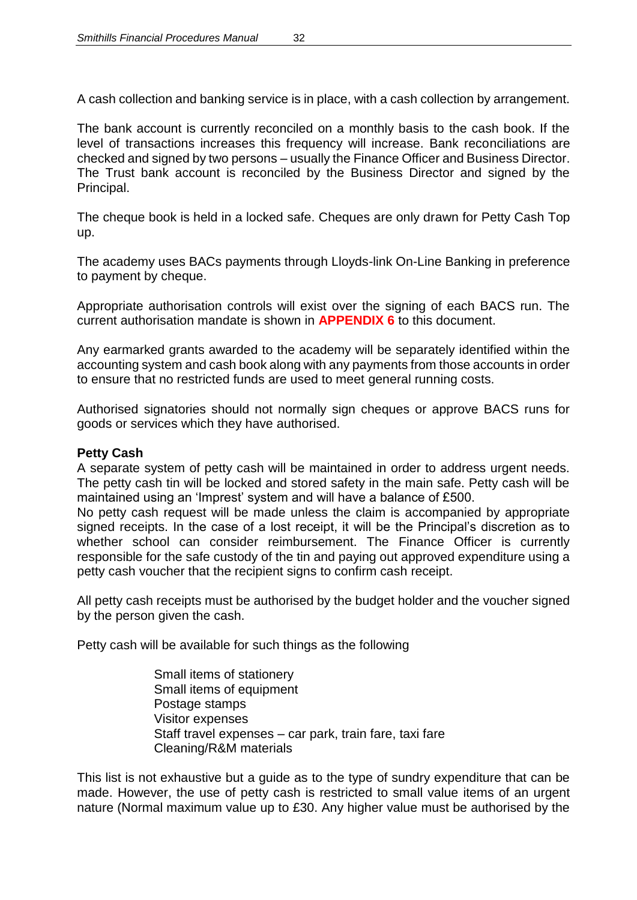A cash collection and banking service is in place, with a cash collection by arrangement.

The bank account is currently reconciled on a monthly basis to the cash book. If the level of transactions increases this frequency will increase. Bank reconciliations are checked and signed by two persons – usually the Finance Officer and Business Director. The Trust bank account is reconciled by the Business Director and signed by the Principal.

The cheque book is held in a locked safe. Cheques are only drawn for Petty Cash Top up.

The academy uses BACs payments through Lloyds-link On-Line Banking in preference to payment by cheque.

Appropriate authorisation controls will exist over the signing of each BACS run. The current authorisation mandate is shown in **APPENDIX 6** to this document.

Any earmarked grants awarded to the academy will be separately identified within the accounting system and cash book along with any payments from those accounts in order to ensure that no restricted funds are used to meet general running costs.

Authorised signatories should not normally sign cheques or approve BACS runs for goods or services which they have authorised.

**Petty Cash**

A separate system of petty cash will be maintained in order to address urgent needs. The petty cash tin will be locked and stored safety in the main safe. Petty cash will be maintained using an 'Imprest' system and will have a balance of £500.

No petty cash request will be made unless the claim is accompanied by appropriate signed receipts. In the case of a lost receipt, it will be the Principal's discretion as to whether school can consider reimbursement. The Finance Officer is currently responsible for the safe custody of the tin and paying out approved expenditure using a petty cash voucher that the recipient signs to confirm cash receipt.

All petty cash receipts must be authorised by the budget holder and the voucher signed by the person given the cash.

Petty cash will be available for such things as the following

- Small items of stationery
- Small items of equipment
- Postage stamps
- Visitor expenses
- Staff travel expenses – car park, train fare, taxi fare
- Cleaning/R&M materials

This list is not exhaustive but a guide as to the type of sundry expenditure that can be made. However, the use of petty cash is restricted to small value items of an urgent nature (Normal maximum value up to £30. Any higher value must be authorised by the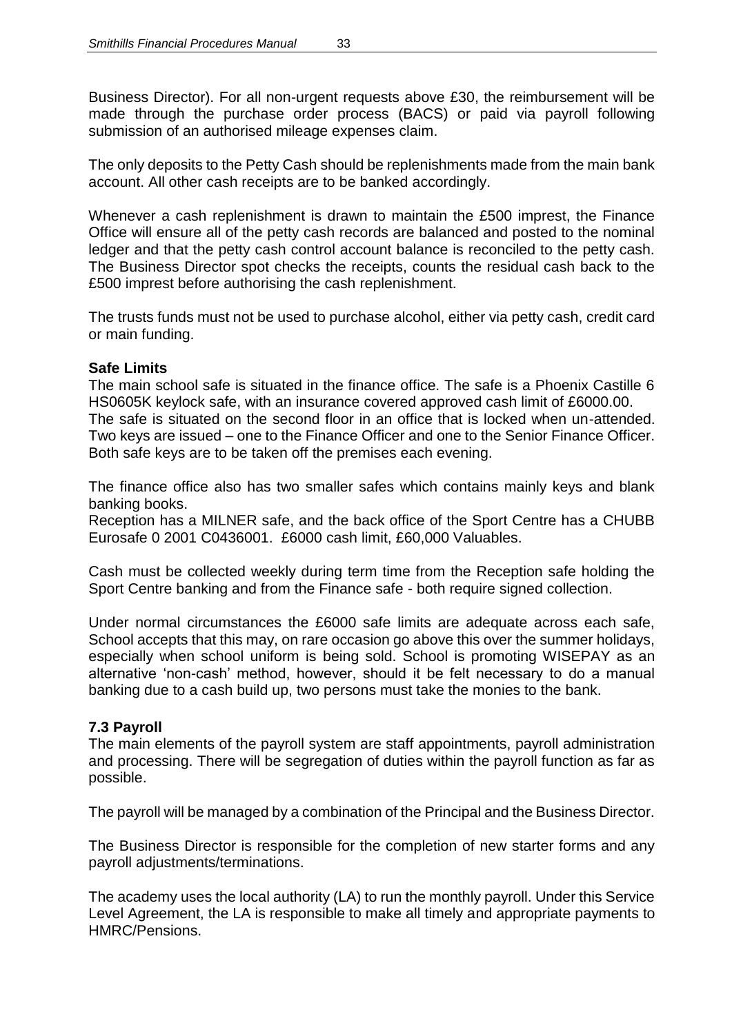Business Director). For all non-urgent requests above £30, the reimbursement will be made through the purchase order process (BACS) or paid via payroll following submission of an authorised mileage expenses claim.

The only deposits to the Petty Cash should be replenishments made from the main bank account. All other cash receipts are to be banked accordingly.

Whenever a cash replenishment is drawn to maintain the £500 imprest, the Finance Office will ensure all of the petty cash records are balanced and posted to the nominal ledger and that the petty cash control account balance is reconciled to the petty cash. The Business Director spot checks the receipts, counts the residual cash back to the £500 imprest before authorising the cash replenishment.

The trusts funds must not be used to purchase alcohol, either via petty cash, credit card or main funding.

**Safe Limits**

The main school safe is situated in the finance office. The safe is a Phoenix Castille 6 HS0605K keylock safe, with an insurance covered approved cash limit of £6000.00.
The safe is situated on the second floor in an office that is locked when un-attended. Two keys are issued – one to the Finance Officer and one to the Senior Finance Officer. Both safe keys are to be taken off the premises each evening.

The finance office also has two smaller safes which contains mainly keys and blank banking books.
Reception has a MILNER safe, and the back office of the Sport Centre has a CHUBB Eurosafe 0 2001 C0436001. £6000 cash limit, £60,000 Valuables.

Cash must be collected weekly during term time from the Reception safe holding the Sport Centre banking and from the Finance safe - both require signed collection.

Under normal circumstances the £6000 safe limits are adequate across each safe, School accepts that this may, on rare occasion go above this over the summer holidays, especially when school uniform is being sold. School is promoting WISEPAY as an alternative 'non-cash' method, however, should it be felt necessary to do a manual banking due to a cash build up, two persons must take the monies to the bank.

### 7.3 Payroll

The main elements of the payroll system are staff appointments, payroll administration and processing. There will be segregation of duties within the payroll function as far as possible.

The payroll will be managed by a combination of the Principal and the Business Director.

The Business Director is responsible for the completion of new starter forms and any payroll adjustments/terminations.

The academy uses the local authority (LA) to run the monthly payroll. Under this Service Level Agreement, the LA is responsible to make all timely and appropriate payments to HMRC/Pensions.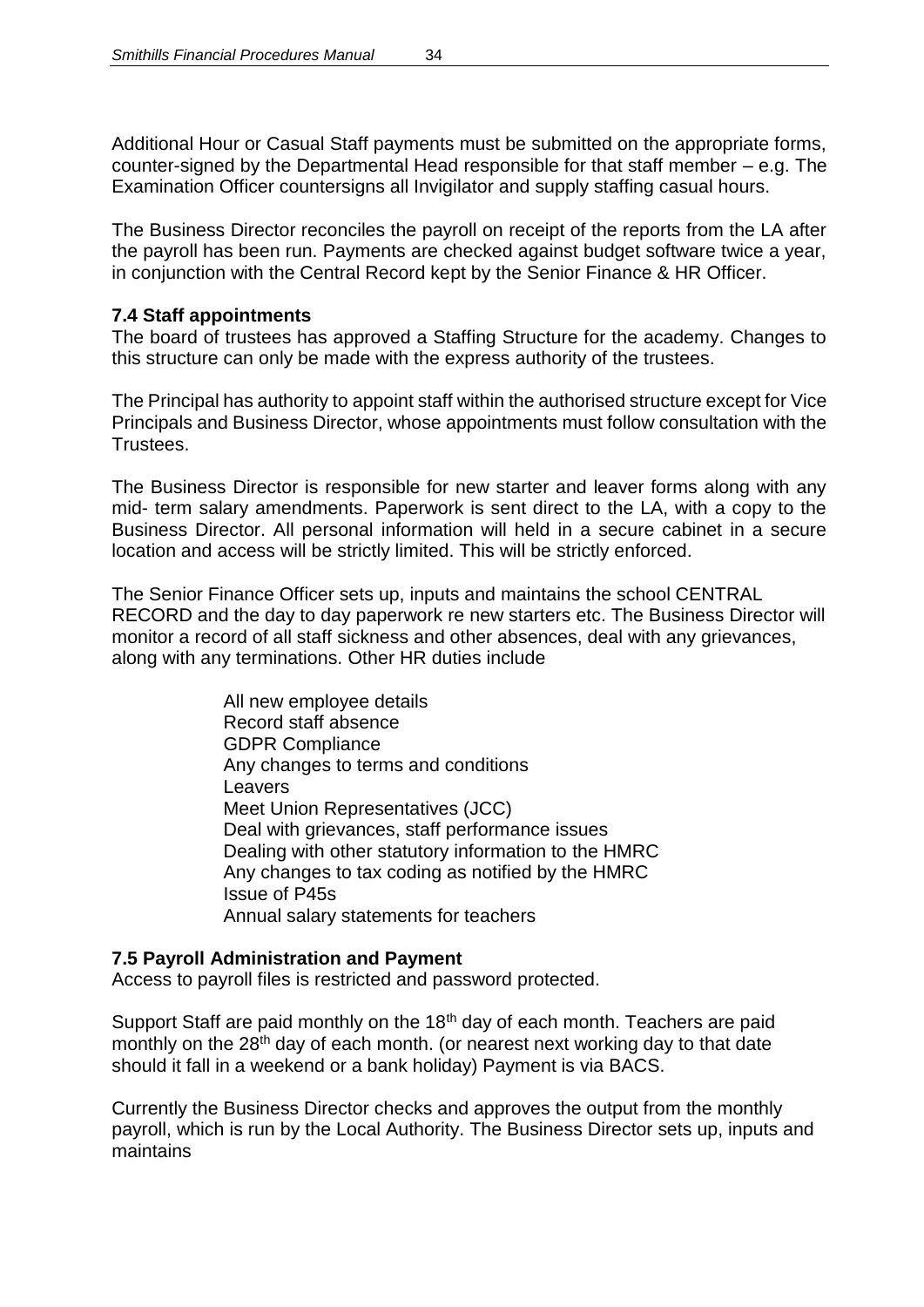Additional Hour or Casual Staff payments must be submitted on the appropriate forms, counter-signed by the Departmental Head responsible for that staff member – e.g. The Examination Officer countersigns all Invigilator and supply staffing casual hours.

The Business Director reconciles the payroll on receipt of the reports from the LA after the payroll has been run. Payments are checked against budget software twice a year, in conjunction with the Central Record kept by the Senior Finance & HR Officer.

### 7.4 Staff appointments

The board of trustees has approved a Staffing Structure for the academy. Changes to this structure can only be made with the express authority of the trustees.

The Principal has authority to appoint staff within the authorised structure except for Vice Principals and Business Director, whose appointments must follow consultation with the Trustees.

The Business Director is responsible for new starter and leaver forms along with any mid- term salary amendments. Paperwork is sent direct to the LA, with a copy to the Business Director. All personal information will held in a secure cabinet in a secure location and access will be strictly limited. This will be strictly enforced.

The Senior Finance Officer sets up, inputs and maintains the school CENTRAL RECORD and the day to day paperwork re new starters etc. The Business Director will monitor a record of all staff sickness and other absences, deal with any grievances, along with any terminations. Other HR duties include

- All new employee details
- Record staff absence
- GDPR Compliance
- Any changes to terms and conditions
- Leavers
- Meet Union Representatives (JCC)
- Deal with grievances, staff performance issues
- Dealing with other statutory information to the HMRC
- Any changes to tax coding as notified by the HMRC
- Issue of P45s
- Annual salary statements for teachers

### 7.5 Payroll Administration and Payment

Access to payroll files is restricted and password protected.

Support Staff are paid monthly on the 18th day of each month. Teachers are paid monthly on the 28th day of each month. (or nearest next working day to that date should it fall in a weekend or a bank holiday) Payment is via BACS.

Currently the Business Director checks and approves the output from the monthly payroll, which is run by the Local Authority. The Business Director sets up, inputs and maintains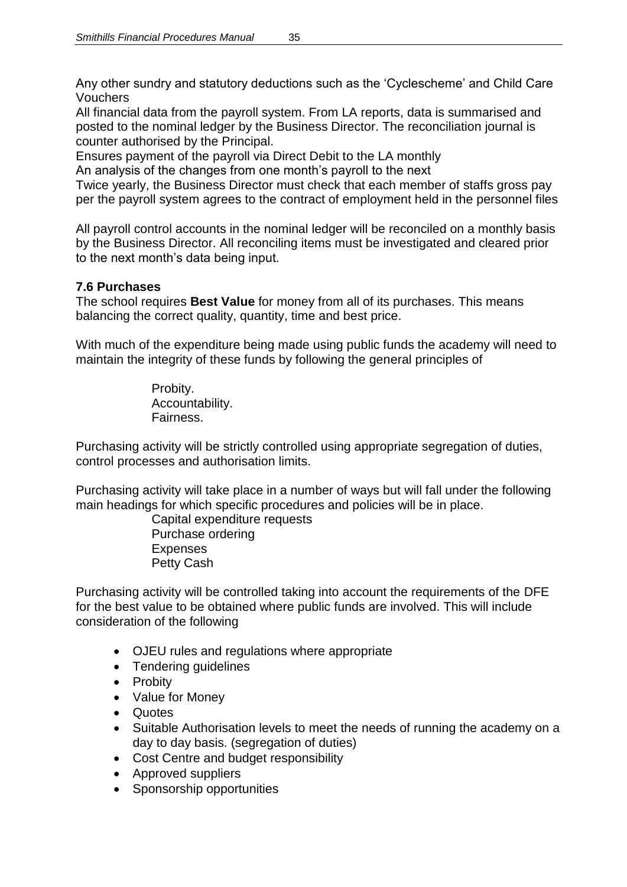Any other sundry and statutory deductions such as the 'Cyclescheme' and Child Care Vouchers

All financial data from the payroll system. From LA reports, data is summarised and posted to the nominal ledger by the Business Director. The reconciliation journal is counter authorised by the Principal.

Ensures payment of the payroll via Direct Debit to the LA monthly

An analysis of the changes from one month's payroll to the next

Twice yearly, the Business Director must check that each member of staffs gross pay per the payroll system agrees to the contract of employment held in the personnel files

All payroll control accounts in the nominal ledger will be reconciled on a monthly basis by the Business Director. All reconciling items must be investigated and cleared prior to the next month's data being input.

### 7.6 Purchases

The school requires **Best Value** for money from all of its purchases. This means balancing the correct quality, quantity, time and best price.

With much of the expenditure being made using public funds the academy will need to maintain the integrity of these funds by following the general principles of

Probity.
Accountability.
Fairness.

Purchasing activity will be strictly controlled using appropriate segregation of duties, control processes and authorisation limits.

Purchasing activity will take place in a number of ways but will fall under the following main headings for which specific procedures and policies will be in place.

Capital expenditure requests
Purchase ordering
Expenses
Petty Cash

Purchasing activity will be controlled taking into account the requirements of the DFE for the best value to be obtained where public funds are involved. This will include consideration of the following

- OJEU rules and regulations where appropriate
- Tendering guidelines
- Probity
- Value for Money
- Quotes
- Suitable Authorisation levels to meet the needs of running the academy on a day to day basis. (segregation of duties)
- Cost Centre and budget responsibility
- Approved suppliers
- Sponsorship opportunities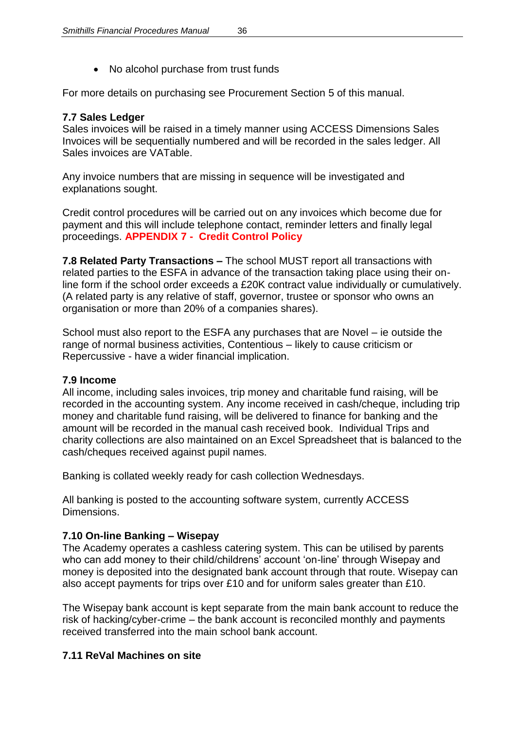- No alcohol purchase from trust funds

For more details on purchasing see Procurement Section 5 of this manual.

### 7.7 Sales Ledger

Sales invoices will be raised in a timely manner using ACCESS Dimensions Sales Invoices will be sequentially numbered and will be recorded in the sales ledger. All Sales invoices are VATable.

Any invoice numbers that are missing in sequence will be investigated and explanations sought.

Credit control procedures will be carried out on any invoices which become due for payment and this will include telephone contact, reminder letters and finally legal proceedings. **APPENDIX 7 - Credit Control Policy**

**7.8 Related Party Transactions –** The school MUST report all transactions with related parties to the ESFA in advance of the transaction taking place using their on-line form if the school order exceeds a £20K contract value individually or cumulatively. (A related party is any relative of staff, governor, trustee or sponsor who owns an organisation or more than 20% of a companies shares).

School must also report to the ESFA any purchases that are Novel – ie outside the range of normal business activities, Contentious – likely to cause criticism or Repercussive - have a wider financial implication.

### 7.9 Income

All income, including sales invoices, trip money and charitable fund raising, will be recorded in the accounting system. Any income received in cash/cheque, including trip money and charitable fund raising, will be delivered to finance for banking and the amount will be recorded in the manual cash received book. Individual Trips and charity collections are also maintained on an Excel Spreadsheet that is balanced to the cash/cheques received against pupil names.

Banking is collated weekly ready for cash collection Wednesdays.

All banking is posted to the accounting software system, currently ACCESS Dimensions.

### 7.10 On-line Banking – Wisepay

The Academy operates a cashless catering system. This can be utilised by parents who can add money to their child/childrens' account 'on-line' through Wisepay and money is deposited into the designated bank account through that route. Wisepay can also accept payments for trips over £10 and for uniform sales greater than £10.

The Wisepay bank account is kept separate from the main bank account to reduce the risk of hacking/cyber-crime – the bank account is reconciled monthly and payments received transferred into the main school bank account.

### 7.11 ReVal Machines on site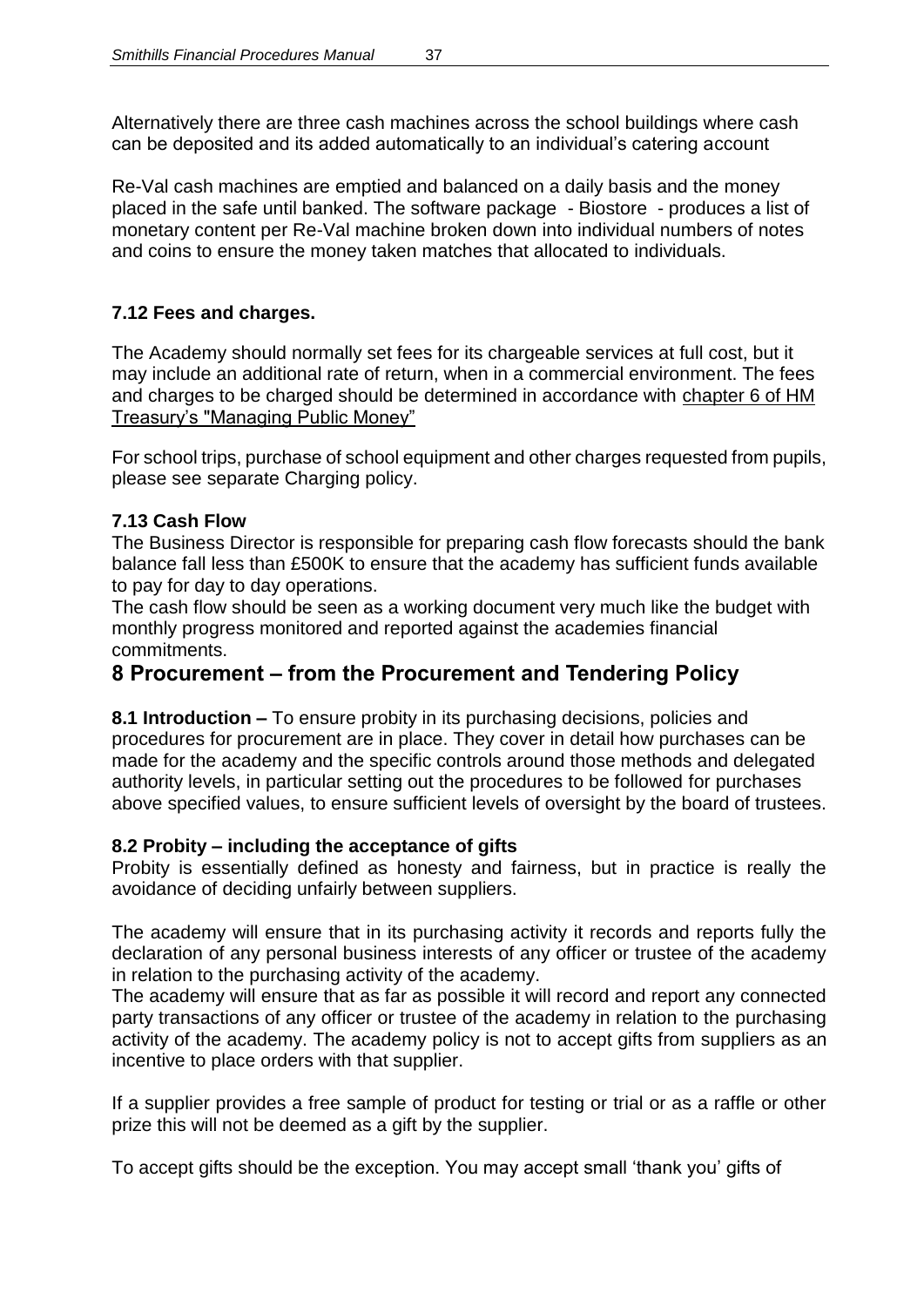Alternatively there are three cash machines across the school buildings where cash can be deposited and its added automatically to an individual's catering account

Re-Val cash machines are emptied and balanced on a daily basis and the money placed in the safe until banked. The software package - Biostore - produces a list of monetary content per Re-Val machine broken down into individual numbers of notes and coins to ensure the money taken matches that allocated to individuals.

### 7.12 Fees and charges.

The Academy should normally set fees for its chargeable services at full cost, but it may include an additional rate of return, when in a commercial environment. The fees and charges to be charged should be determined in accordance with chapter 6 of HM Treasury's "Managing Public Money"

For school trips, purchase of school equipment and other charges requested from pupils, please see separate Charging policy.

### 7.13 Cash Flow

The Business Director is responsible for preparing cash flow forecasts should the bank balance fall less than £500K to ensure that the academy has sufficient funds available to pay for day to day operations.

The cash flow should be seen as a working document very much like the budget with monthly progress monitored and reported against the academies financial commitments.

## 8 Procurement – from the Procurement and Tendering Policy

**8.1 Introduction –** To ensure probity in its purchasing decisions, policies and procedures for procurement are in place. They cover in detail how purchases can be made for the academy and the specific controls around those methods and delegated authority levels, in particular setting out the procedures to be followed for purchases above specified values, to ensure sufficient levels of oversight by the board of trustees.

### 8.2 Probity – including the acceptance of gifts

Probity is essentially defined as honesty and fairness, but in practice is really the avoidance of deciding unfairly between suppliers.

The academy will ensure that in its purchasing activity it records and reports fully the declaration of any personal business interests of any officer or trustee of the academy in relation to the purchasing activity of the academy.

The academy will ensure that as far as possible it will record and report any connected party transactions of any officer or trustee of the academy in relation to the purchasing activity of the academy. The academy policy is not to accept gifts from suppliers as an incentive to place orders with that supplier.

If a supplier provides a free sample of product for testing or trial or as a raffle or other prize this will not be deemed as a gift by the supplier.

To accept gifts should be the exception. You may accept small 'thank you' gifts of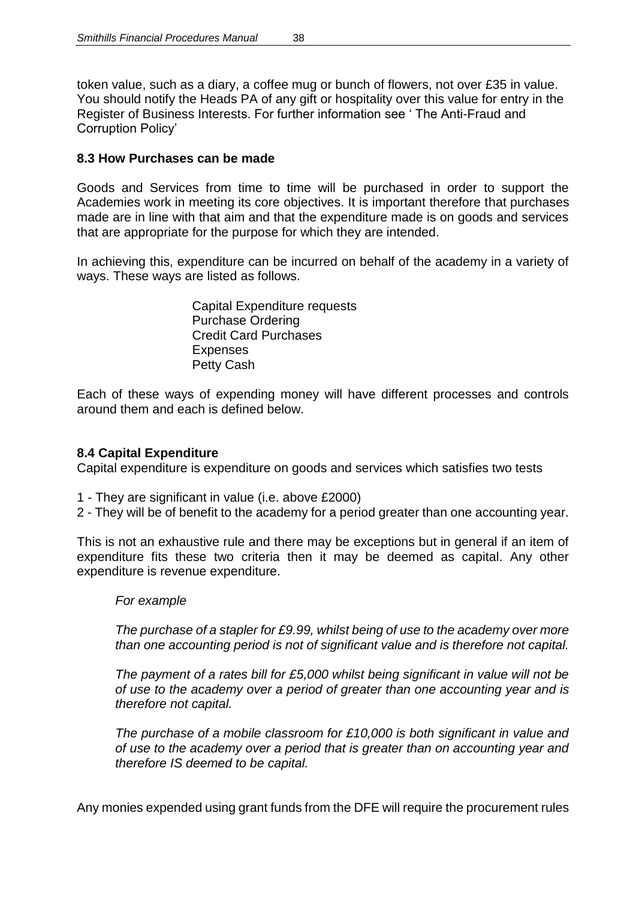token value, such as a diary, a coffee mug or bunch of flowers, not over £35 in value. You should notify the Heads PA of any gift or hospitality over this value for entry in the Register of Business Interests. For further information see ' The Anti-Fraud and Corruption Policy'

### 8.3 How Purchases can be made

Goods and Services from time to time will be purchased in order to support the Academies work in meeting its core objectives. It is important therefore that purchases made are in line with that aim and that the expenditure made is on goods and services that are appropriate for the purpose for which they are intended.

In achieving this, expenditure can be incurred on behalf of the academy in a variety of ways. These ways are listed as follows.

Capital Expenditure requests
Purchase Ordering
Credit Card Purchases
Expenses
Petty Cash

Each of these ways of expending money will have different processes and controls around them and each is defined below.

### 8.4 Capital Expenditure

Capital expenditure is expenditure on goods and services which satisfies two tests

1 - They are significant in value (i.e. above £2000)
2 - They will be of benefit to the academy for a period greater than one accounting year.

This is not an exhaustive rule and there may be exceptions but in general if an item of expenditure fits these two criteria then it may be deemed as capital. Any other expenditure is revenue expenditure.

*For example*

*The purchase of a stapler for £9.99, whilst being of use to the academy over more than one accounting period is not of significant value and is therefore not capital.*

*The payment of a rates bill for £5,000 whilst being significant in value will not be of use to the academy over a period of greater than one accounting year and is therefore not capital.*

*The purchase of a mobile classroom for £10,000 is both significant in value and of use to the academy over a period that is greater than on accounting year and therefore IS deemed to be capital.*

Any monies expended using grant funds from the DFE will require the procurement rules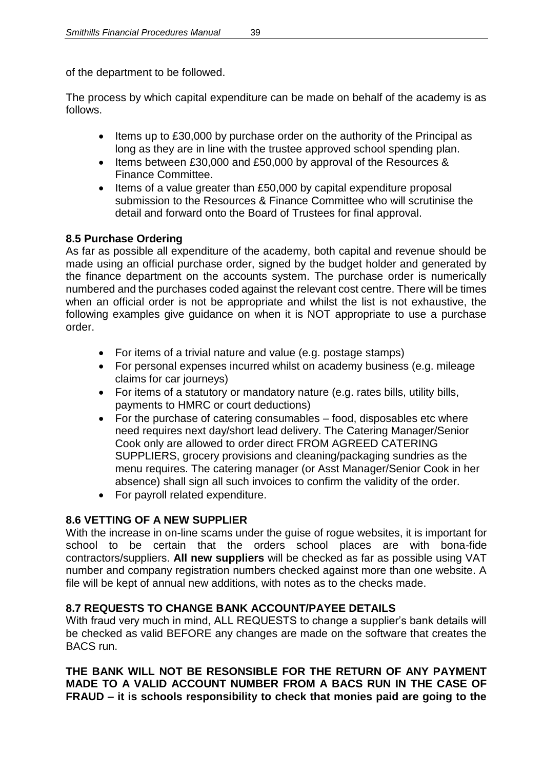of the department to be followed.

The process by which capital expenditure can be made on behalf of the academy is as follows.

- Items up to £30,000 by purchase order on the authority of the Principal as long as they are in line with the trustee approved school spending plan.
- Items between £30,000 and £50,000 by approval of the Resources & Finance Committee.
- Items of a value greater than £50,000 by capital expenditure proposal submission to the Resources & Finance Committee who will scrutinise the detail and forward onto the Board of Trustees for final approval.

## 8.5 Purchase Ordering

As far as possible all expenditure of the academy, both capital and revenue should be made using an official purchase order, signed by the budget holder and generated by the finance department on the accounts system. The purchase order is numerically numbered and the purchases coded against the relevant cost centre. There will be times when an official order is not be appropriate and whilst the list is not exhaustive, the following examples give guidance on when it is NOT appropriate to use a purchase order.

- For items of a trivial nature and value (e.g. postage stamps)
- For personal expenses incurred whilst on academy business (e.g. mileage claims for car journeys)
- For items of a statutory or mandatory nature (e.g. rates bills, utility bills, payments to HMRC or court deductions)
- For the purchase of catering consumables – food, disposables etc where need requires next day/short lead delivery. The Catering Manager/Senior Cook only are allowed to order direct FROM AGREED CATERING SUPPLIERS, grocery provisions and cleaning/packaging sundries as the menu requires. The catering manager (or Asst Manager/Senior Cook in her absence) shall sign all such invoices to confirm the validity of the order.
- For payroll related expenditure.

## 8.6 VETTING OF A NEW SUPPLIER

With the increase in on-line scams under the guise of rogue websites, it is important for school to be certain that the orders school places are with bona-fide contractors/suppliers. **All new suppliers** will be checked as far as possible using VAT number and company registration numbers checked against more than one website. A file will be kept of annual new additions, with notes as to the checks made.

## 8.7 REQUESTS TO CHANGE BANK ACCOUNT/PAYEE DETAILS

With fraud very much in mind, ALL REQUESTS to change a supplier's bank details will be checked as valid BEFORE any changes are made on the software that creates the BACS run.

**THE BANK WILL NOT BE RESONSIBLE FOR THE RETURN OF ANY PAYMENT MADE TO A VALID ACCOUNT NUMBER FROM A BACS RUN IN THE CASE OF FRAUD – it is schools responsibility to check that monies paid are going to the**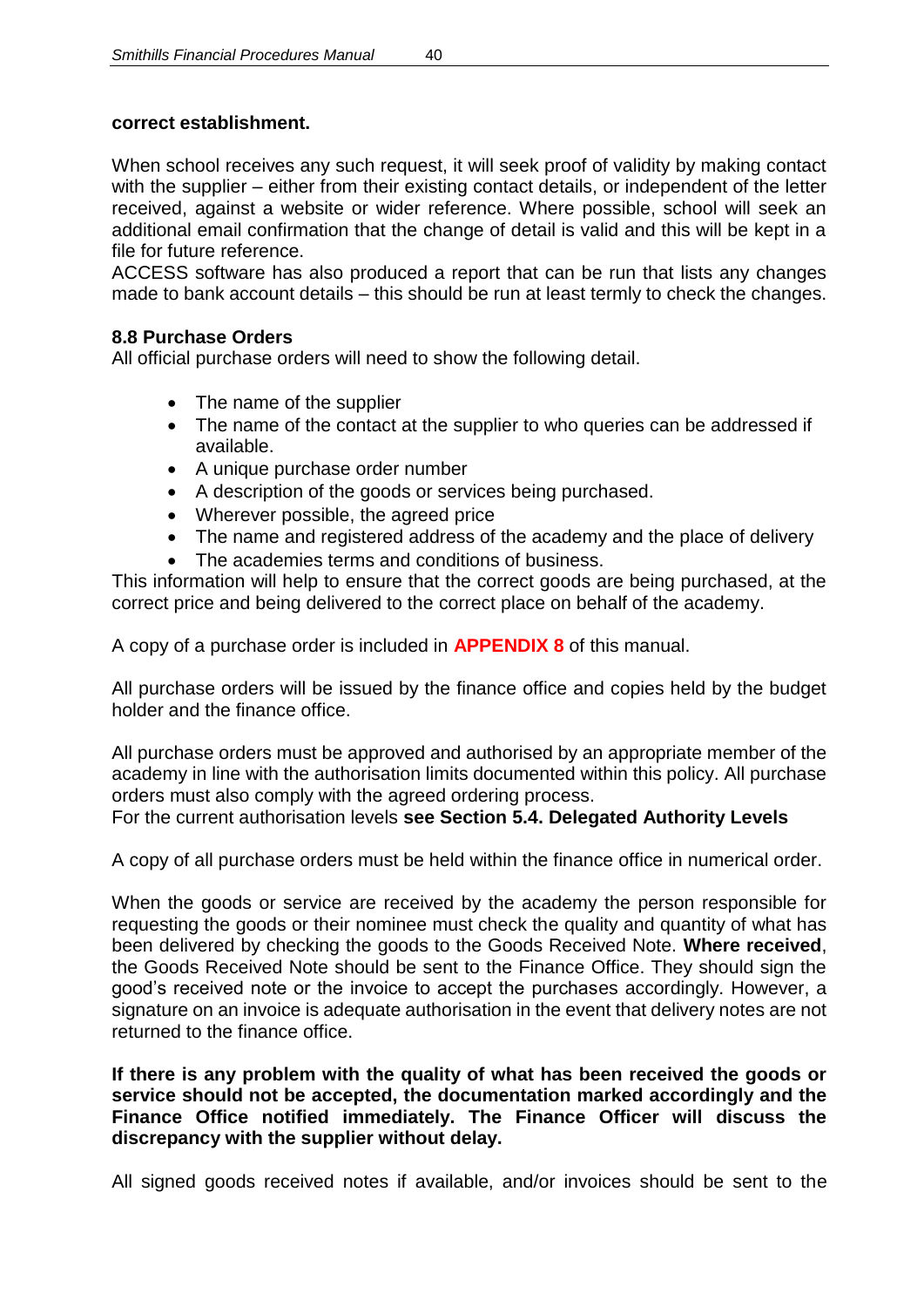**correct establishment.**

When school receives any such request, it will seek proof of validity by making contact with the supplier – either from their existing contact details, or independent of the letter received, against a website or wider reference. Where possible, school will seek an additional email confirmation that the change of detail is valid and this will be kept in a file for future reference.
ACCESS software has also produced a report that can be run that lists any changes made to bank account details – this should be run at least termly to check the changes.

### 8.8 Purchase Orders

All official purchase orders will need to show the following detail.

- The name of the supplier
- The name of the contact at the supplier to who queries can be addressed if available.
- A unique purchase order number
- A description of the goods or services being purchased.
- Wherever possible, the agreed price
- The name and registered address of the academy and the place of delivery
- The academies terms and conditions of business.

This information will help to ensure that the correct goods are being purchased, at the correct price and being delivered to the correct place on behalf of the academy.

A copy of a purchase order is included in **APPENDIX 8** of this manual.

All purchase orders will be issued by the finance office and copies held by the budget holder and the finance office.

All purchase orders must be approved and authorised by an appropriate member of the academy in line with the authorisation limits documented within this policy. All purchase orders must also comply with the agreed ordering process.
For the current authorisation levels **see Section 5.4. Delegated Authority Levels**

A copy of all purchase orders must be held within the finance office in numerical order.

When the goods or service are received by the academy the person responsible for requesting the goods or their nominee must check the quality and quantity of what has been delivered by checking the goods to the Goods Received Note. **Where received**, the Goods Received Note should be sent to the Finance Office. They should sign the good's received note or the invoice to accept the purchases accordingly. However, a signature on an invoice is adequate authorisation in the event that delivery notes are not returned to the finance office.

**If there is any problem with the quality of what has been received the goods or service should not be accepted, the documentation marked accordingly and the Finance Office notified immediately. The Finance Officer will discuss the discrepancy with the supplier without delay.**

All signed goods received notes if available, and/or invoices should be sent to the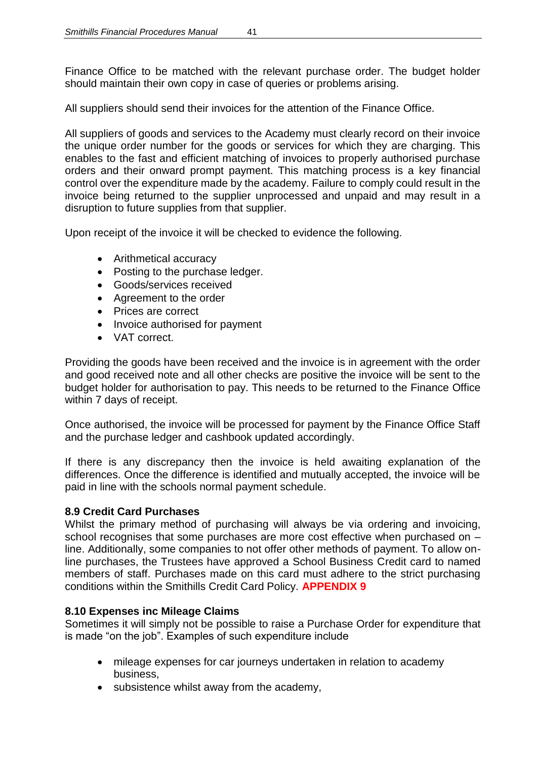Finance Office to be matched with the relevant purchase order. The budget holder should maintain their own copy in case of queries or problems arising.

All suppliers should send their invoices for the attention of the Finance Office.

All suppliers of goods and services to the Academy must clearly record on their invoice the unique order number for the goods or services for which they are charging. This enables to the fast and efficient matching of invoices to properly authorised purchase orders and their onward prompt payment. This matching process is a key financial control over the expenditure made by the academy. Failure to comply could result in the invoice being returned to the supplier unprocessed and unpaid and may result in a disruption to future supplies from that supplier.

Upon receipt of the invoice it will be checked to evidence the following.

- Arithmetical accuracy
- Posting to the purchase ledger.
- Goods/services received
- Agreement to the order
- Prices are correct
- Invoice authorised for payment
- VAT correct.

Providing the goods have been received and the invoice is in agreement with the order and good received note and all other checks are positive the invoice will be sent to the budget holder for authorisation to pay. This needs to be returned to the Finance Office within 7 days of receipt.

Once authorised, the invoice will be processed for payment by the Finance Office Staff and the purchase ledger and cashbook updated accordingly.

If there is any discrepancy then the invoice is held awaiting explanation of the differences. Once the difference is identified and mutually accepted, the invoice will be paid in line with the schools normal payment schedule.

**8.9 Credit Card Purchases**

Whilst the primary method of purchasing will always be via ordering and invoicing, school recognises that some purchases are more cost effective when purchased on – line. Additionally, some companies to not offer other methods of payment. To allow on-line purchases, the Trustees have approved a School Business Credit card to named members of staff. Purchases made on this card must adhere to the strict purchasing conditions within the Smithills Credit Card Policy. **APPENDIX 9**

**8.10 Expenses inc Mileage Claims**

Sometimes it will simply not be possible to raise a Purchase Order for expenditure that is made "on the job". Examples of such expenditure include

- mileage expenses for car journeys undertaken in relation to academy business,
- subsistence whilst away from the academy,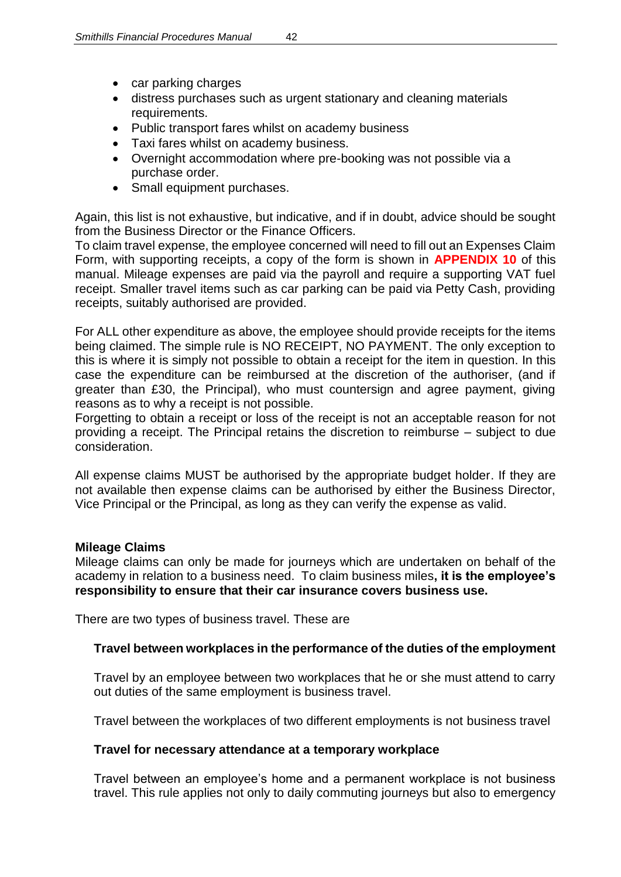- car parking charges
- distress purchases such as urgent stationary and cleaning materials requirements.
- Public transport fares whilst on academy business
- Taxi fares whilst on academy business.
- Overnight accommodation where pre-booking was not possible via a purchase order.
- Small equipment purchases.

Again, this list is not exhaustive, but indicative, and if in doubt, advice should be sought from the Business Director or the Finance Officers.
To claim travel expense, the employee concerned will need to fill out an Expenses Claim Form, with supporting receipts, a copy of the form is shown in **APPENDIX 10** of this manual. Mileage expenses are paid via the payroll and require a supporting VAT fuel receipt. Smaller travel items such as car parking can be paid via Petty Cash, providing receipts, suitably authorised are provided.

For ALL other expenditure as above, the employee should provide receipts for the items being claimed. The simple rule is NO RECEIPT, NO PAYMENT. The only exception to this is where it is simply not possible to obtain a receipt for the item in question. In this case the expenditure can be reimbursed at the discretion of the authoriser, (and if greater than £30, the Principal), who must countersign and agree payment, giving reasons as to why a receipt is not possible.
Forgetting to obtain a receipt or loss of the receipt is not an acceptable reason for not providing a receipt. The Principal retains the discretion to reimburse – subject to due consideration.

All expense claims MUST be authorised by the appropriate budget holder. If they are not available then expense claims can be authorised by either the Business Director, Vice Principal or the Principal, as long as they can verify the expense as valid.

**Mileage Claims**

Mileage claims can only be made for journeys which are undertaken on behalf of the academy in relation to a business need. To claim business miles**, it is the employee's responsibility to ensure that their car insurance covers business use.**

There are two types of business travel. These are

**Travel between workplaces in the performance of the duties of the employment**

Travel by an employee between two workplaces that he or she must attend to carry out duties of the same employment is business travel.

Travel between the workplaces of two different employments is not business travel

**Travel for necessary attendance at a temporary workplace**

Travel between an employee's home and a permanent workplace is not business travel. This rule applies not only to daily commuting journeys but also to emergency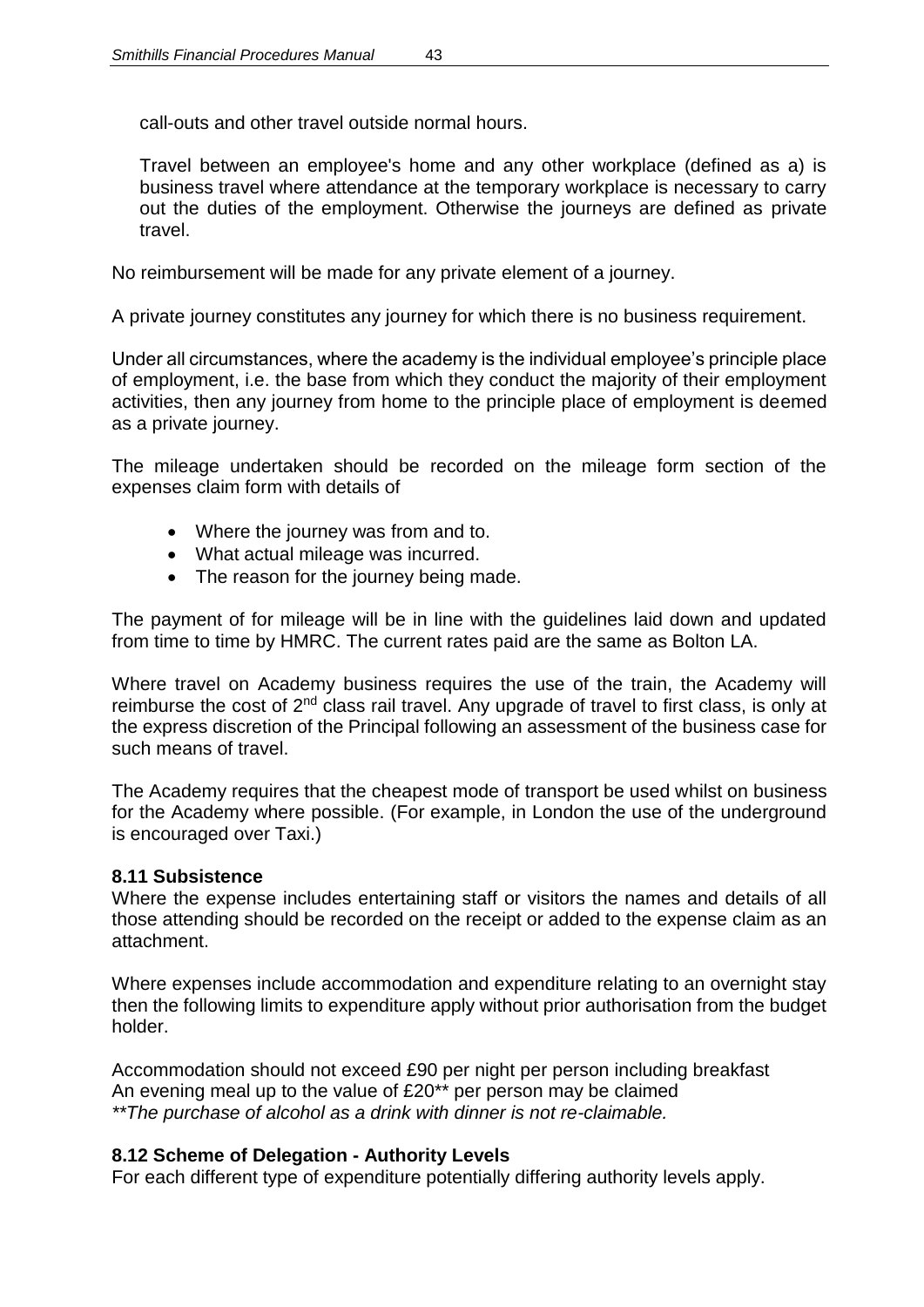call-outs and other travel outside normal hours.

Travel between an employee's home and any other workplace (defined as a) is business travel where attendance at the temporary workplace is necessary to carry out the duties of the employment. Otherwise the journeys are defined as private travel.

No reimbursement will be made for any private element of a journey.

A private journey constitutes any journey for which there is no business requirement.

Under all circumstances, where the academy is the individual employee's principle place of employment, i.e. the base from which they conduct the majority of their employment activities, then any journey from home to the principle place of employment is deemed as a private journey.

The mileage undertaken should be recorded on the mileage form section of the expenses claim form with details of

- Where the journey was from and to.
- What actual mileage was incurred.
- The reason for the journey being made.

The payment of for mileage will be in line with the guidelines laid down and updated from time to time by HMRC. The current rates paid are the same as Bolton LA.

Where travel on Academy business requires the use of the train, the Academy will reimburse the cost of 2nd class rail travel. Any upgrade of travel to first class, is only at the express discretion of the Principal following an assessment of the business case for such means of travel.

The Academy requires that the cheapest mode of transport be used whilst on business for the Academy where possible. (For example, in London the use of the underground is encouraged over Taxi.)

### 8.11 Subsistence

Where the expense includes entertaining staff or visitors the names and details of all those attending should be recorded on the receipt or added to the expense claim as an attachment.

Where expenses include accommodation and expenditure relating to an overnight stay then the following limits to expenditure apply without prior authorisation from the budget holder.

Accommodation should not exceed £90 per night per person including breakfast
An evening meal up to the value of £20** per person may be claimed
*\*\*The purchase of alcohol as a drink with dinner is not re-claimable.*

### 8.12 Scheme of Delegation - Authority Levels

For each different type of expenditure potentially differing authority levels apply.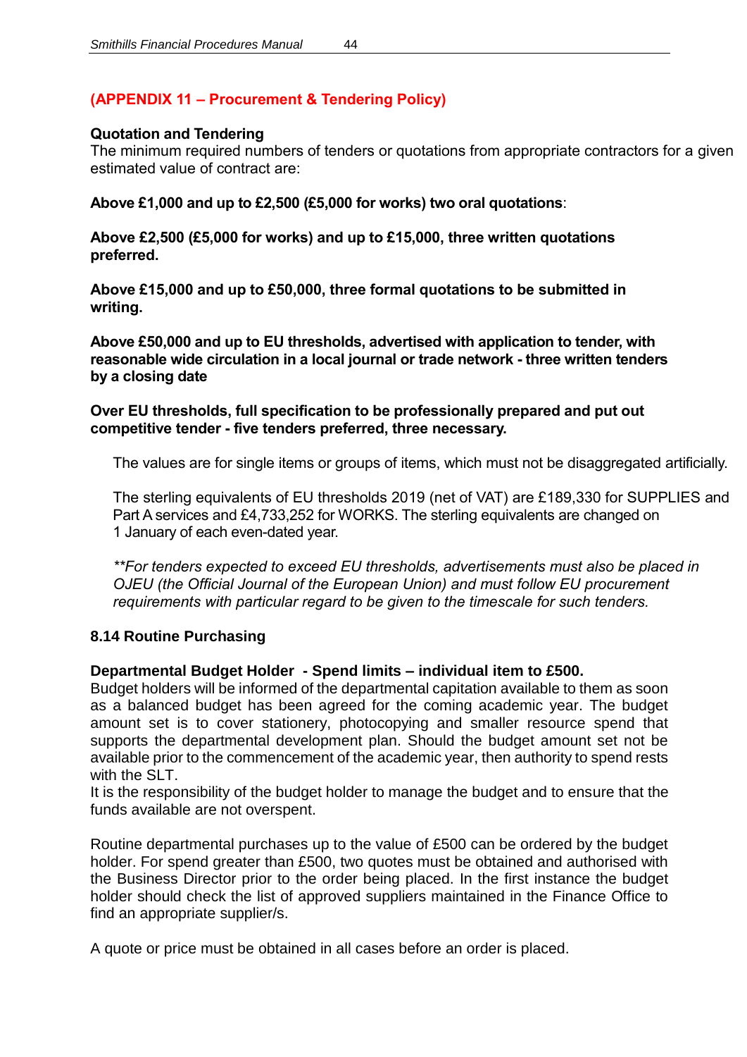## (APPENDIX 11 – Procurement & Tendering Policy)

**Quotation and Tendering**

The minimum required numbers of tenders or quotations from appropriate contractors for a given estimated value of contract are:

**Above £1,000 and up to £2,500 (£5,000 for works) two oral quotations**:

**Above £2,500 (£5,000 for works) and up to £15,000, three written quotations preferred.**

**Above £15,000 and up to £50,000, three formal quotations to be submitted in writing.**

**Above £50,000 and up to EU thresholds, advertised with application to tender, with reasonable wide circulation in a local journal or trade network - three written tenders by a closing date**

**Over EU thresholds, full specification to be professionally prepared and put out competitive tender - five tenders preferred, three necessary.**

The values are for single items or groups of items, which must not be disaggregated artificially.

The sterling equivalents of EU thresholds 2019 (net of VAT) are £189,330 for SUPPLIES and Part A services and £4,733,252 for WORKS. The sterling equivalents are changed on 1 January of each even-dated year.

*\*\*For tenders expected to exceed EU thresholds, advertisements must also be placed in OJEU (the Official Journal of the European Union) and must follow EU procurement requirements with particular regard to be given to the timescale for such tenders.*

### 8.14 Routine Purchasing

**Departmental Budget Holder - Spend limits – individual item to £500.**

Budget holders will be informed of the departmental capitation available to them as soon as a balanced budget has been agreed for the coming academic year. The budget amount set is to cover stationery, photocopying and smaller resource spend that supports the departmental development plan. Should the budget amount set not be available prior to the commencement of the academic year, then authority to spend rests with the SLT.

It is the responsibility of the budget holder to manage the budget and to ensure that the funds available are not overspent.

Routine departmental purchases up to the value of £500 can be ordered by the budget holder. For spend greater than £500, two quotes must be obtained and authorised with the Business Director prior to the order being placed. In the first instance the budget holder should check the list of approved suppliers maintained in the Finance Office to find an appropriate supplier/s.

A quote or price must be obtained in all cases before an order is placed.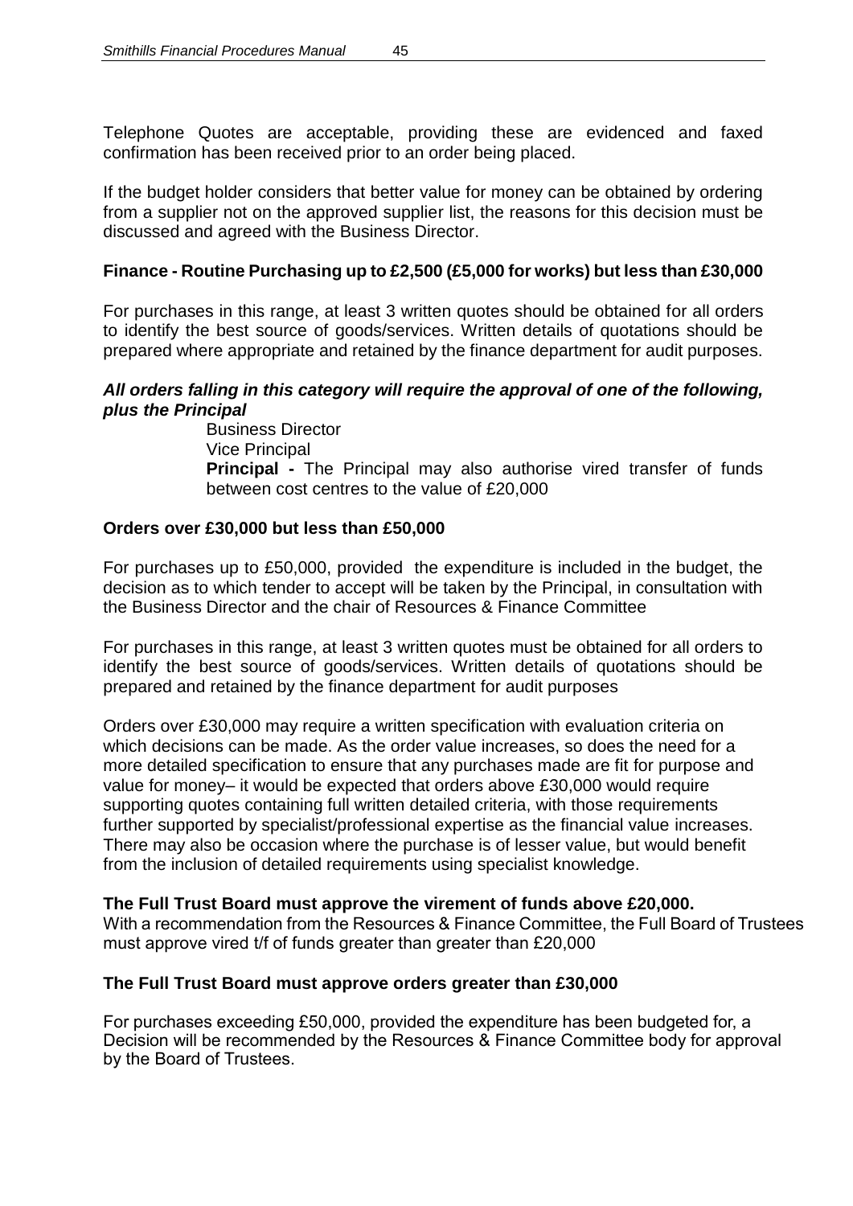Telephone Quotes are acceptable, providing these are evidenced and faxed confirmation has been received prior to an order being placed.

If the budget holder considers that better value for money can be obtained by ordering from a supplier not on the approved supplier list, the reasons for this decision must be discussed and agreed with the Business Director.

**Finance - Routine Purchasing up to £2,500 (£5,000 for works) but less than £30,000**

For purchases in this range, at least 3 written quotes should be obtained for all orders to identify the best source of goods/services. Written details of quotations should be prepared where appropriate and retained by the finance department for audit purposes.

***All orders falling in this category will require the approval of one of the following, plus the Principal***

Business Director
Vice Principal
**Principal -** The Principal may also authorise vired transfer of funds between cost centres to the value of £20,000

**Orders over £30,000 but less than £50,000**

For purchases up to £50,000, provided the expenditure is included in the budget, the decision as to which tender to accept will be taken by the Principal, in consultation with the Business Director and the chair of Resources & Finance Committee

For purchases in this range, at least 3 written quotes must be obtained for all orders to identify the best source of goods/services. Written details of quotations should be prepared and retained by the finance department for audit purposes

Orders over £30,000 may require a written specification with evaluation criteria on which decisions can be made. As the order value increases, so does the need for a more detailed specification to ensure that any purchases made are fit for purpose and value for money– it would be expected that orders above £30,000 would require supporting quotes containing full written detailed criteria, with those requirements further supported by specialist/professional expertise as the financial value increases. There may also be occasion where the purchase is of lesser value, but would benefit from the inclusion of detailed requirements using specialist knowledge.

**The Full Trust Board must approve the virement of funds above £20,000.**
With a recommendation from the Resources & Finance Committee, the Full Board of Trustees must approve vired t/f of funds greater than greater than £20,000

**The Full Trust Board must approve orders greater than £30,000**

For purchases exceeding £50,000, provided the expenditure has been budgeted for, a Decision will be recommended by the Resources & Finance Committee body for approval by the Board of Trustees.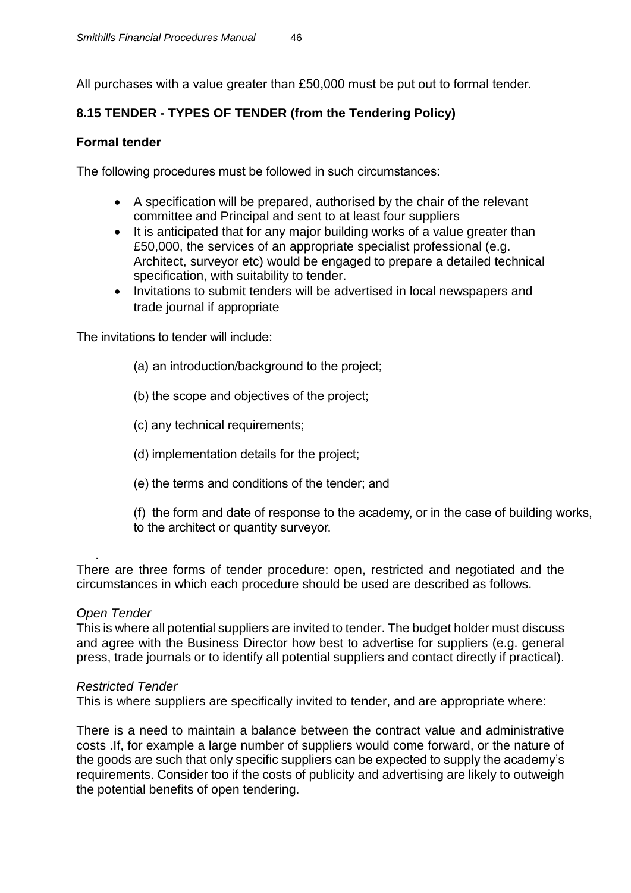All purchases with a value greater than £50,000 must be put out to formal tender.

### 8.15 TENDER - TYPES OF TENDER (from the Tendering Policy)

**Formal tender**

The following procedures must be followed in such circumstances:

- A specification will be prepared, authorised by the chair of the relevant committee and Principal and sent to at least four suppliers
- It is anticipated that for any major building works of a value greater than £50,000, the services of an appropriate specialist professional (e.g. Architect, surveyor etc) would be engaged to prepare a detailed technical specification, with suitability to tender.
- Invitations to submit tenders will be advertised in local newspapers and trade journal if appropriate

The invitations to tender will include:

(a) an introduction/background to the project;

(b) the scope and objectives of the project;

(c) any technical requirements;

(d) implementation details for the project;

(e) the terms and conditions of the tender; and

(f) the form and date of response to the academy, or in the case of building works, to the architect or quantity surveyor.

.

There are three forms of tender procedure: open, restricted and negotiated and the circumstances in which each procedure should be used are described as follows.

*Open Tender*

This is where all potential suppliers are invited to tender. The budget holder must discuss and agree with the Business Director how best to advertise for suppliers (e.g. general press, trade journals or to identify all potential suppliers and contact directly if practical).

*Restricted Tender*

This is where suppliers are specifically invited to tender, and are appropriate where:

There is a need to maintain a balance between the contract value and administrative costs .If, for example a large number of suppliers would come forward, or the nature of the goods are such that only specific suppliers can be expected to supply the academy's requirements. Consider too if the costs of publicity and advertising are likely to outweigh the potential benefits of open tendering.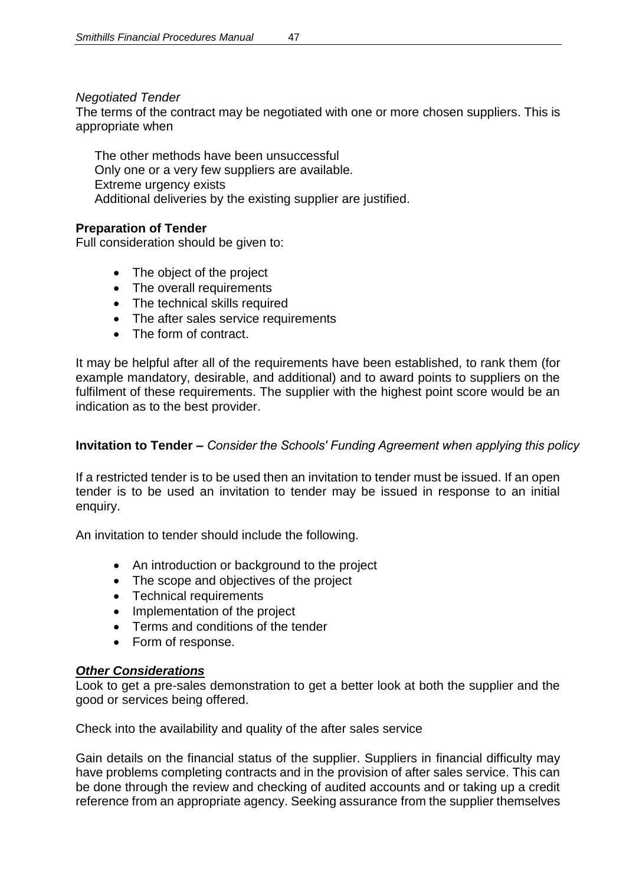*Negotiated Tender*
The terms of the contract may be negotiated with one or more chosen suppliers. This is appropriate when

The other methods have been unsuccessful
Only one or a very few suppliers are available.
Extreme urgency exists
Additional deliveries by the existing supplier are justified.

**Preparation of Tender**
Full consideration should be given to:

- The object of the project
- The overall requirements
- The technical skills required
- The after sales service requirements
- The form of contract.

It may be helpful after all of the requirements have been established, to rank them (for example mandatory, desirable, and additional) and to award points to suppliers on the fulfilment of these requirements. The supplier with the highest point score would be an indication as to the best provider.

**Invitation to Tender –** *Consider the Schools' Funding Agreement when applying this policy*

If a restricted tender is to be used then an invitation to tender must be issued. If an open tender is to be used an invitation to tender may be issued in response to an initial enquiry.

An invitation to tender should include the following.

- An introduction or background to the project
- The scope and objectives of the project
- Technical requirements
- Implementation of the project
- Terms and conditions of the tender
- Form of response.

***Other Considerations***
Look to get a pre-sales demonstration to get a better look at both the supplier and the good or services being offered.

Check into the availability and quality of the after sales service

Gain details on the financial status of the supplier. Suppliers in financial difficulty may have problems completing contracts and in the provision of after sales service. This can be done through the review and checking of audited accounts and or taking up a credit reference from an appropriate agency. Seeking assurance from the supplier themselves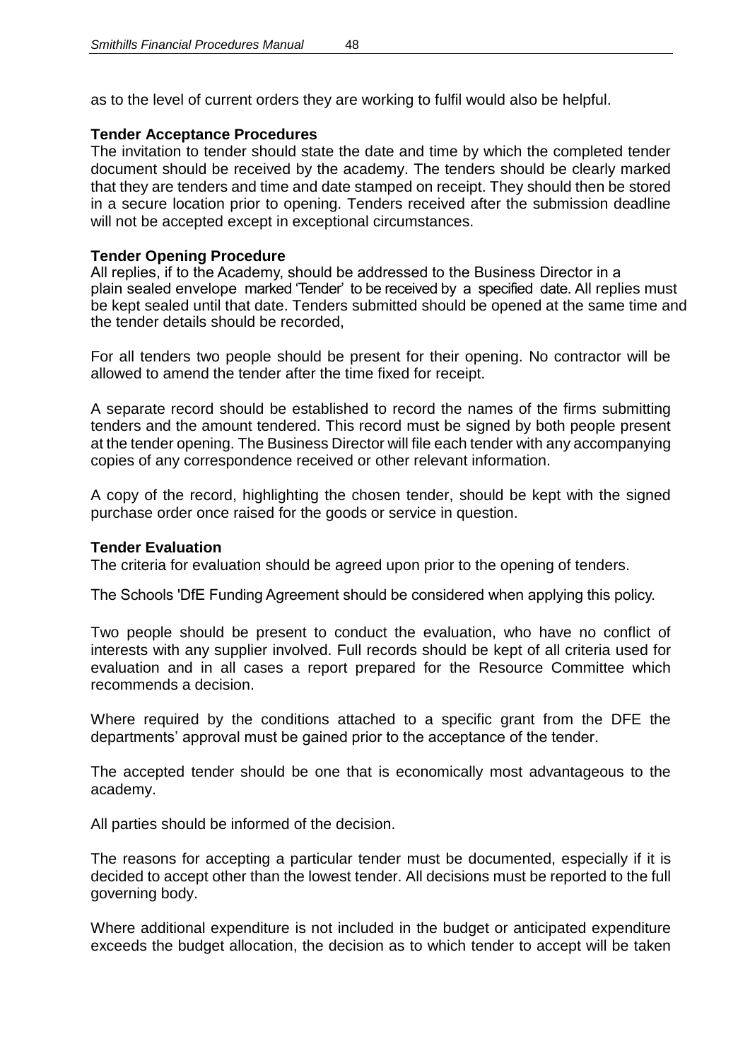as to the level of current orders they are working to fulfil would also be helpful.

**Tender Acceptance Procedures**

The invitation to tender should state the date and time by which the completed tender document should be received by the academy. The tenders should be clearly marked that they are tenders and time and date stamped on receipt. They should then be stored in a secure location prior to opening. Tenders received after the submission deadline will not be accepted except in exceptional circumstances.

**Tender Opening Procedure**

All replies, if to the Academy, should be addressed to the Business Director in a plain sealed envelope marked 'Tender' to be received by a specified date. All replies must be kept sealed until that date. Tenders submitted should be opened at the same time and the tender details should be recorded,

For all tenders two people should be present for their opening. No contractor will be allowed to amend the tender after the time fixed for receipt.

A separate record should be established to record the names of the firms submitting tenders and the amount tendered. This record must be signed by both people present at the tender opening. The Business Director will file each tender with any accompanying copies of any correspondence received or other relevant information.

A copy of the record, highlighting the chosen tender, should be kept with the signed purchase order once raised for the goods or service in question.

**Tender Evaluation**

The criteria for evaluation should be agreed upon prior to the opening of tenders.

The Schools 'DfE Funding Agreement should be considered when applying this policy.

Two people should be present to conduct the evaluation, who have no conflict of interests with any supplier involved. Full records should be kept of all criteria used for evaluation and in all cases a report prepared for the Resource Committee which recommends a decision.

Where required by the conditions attached to a specific grant from the DFE the departments' approval must be gained prior to the acceptance of the tender.

The accepted tender should be one that is economically most advantageous to the academy.

All parties should be informed of the decision.

The reasons for accepting a particular tender must be documented, especially if it is decided to accept other than the lowest tender. All decisions must be reported to the full governing body.

Where additional expenditure is not included in the budget or anticipated expenditure exceeds the budget allocation, the decision as to which tender to accept will be taken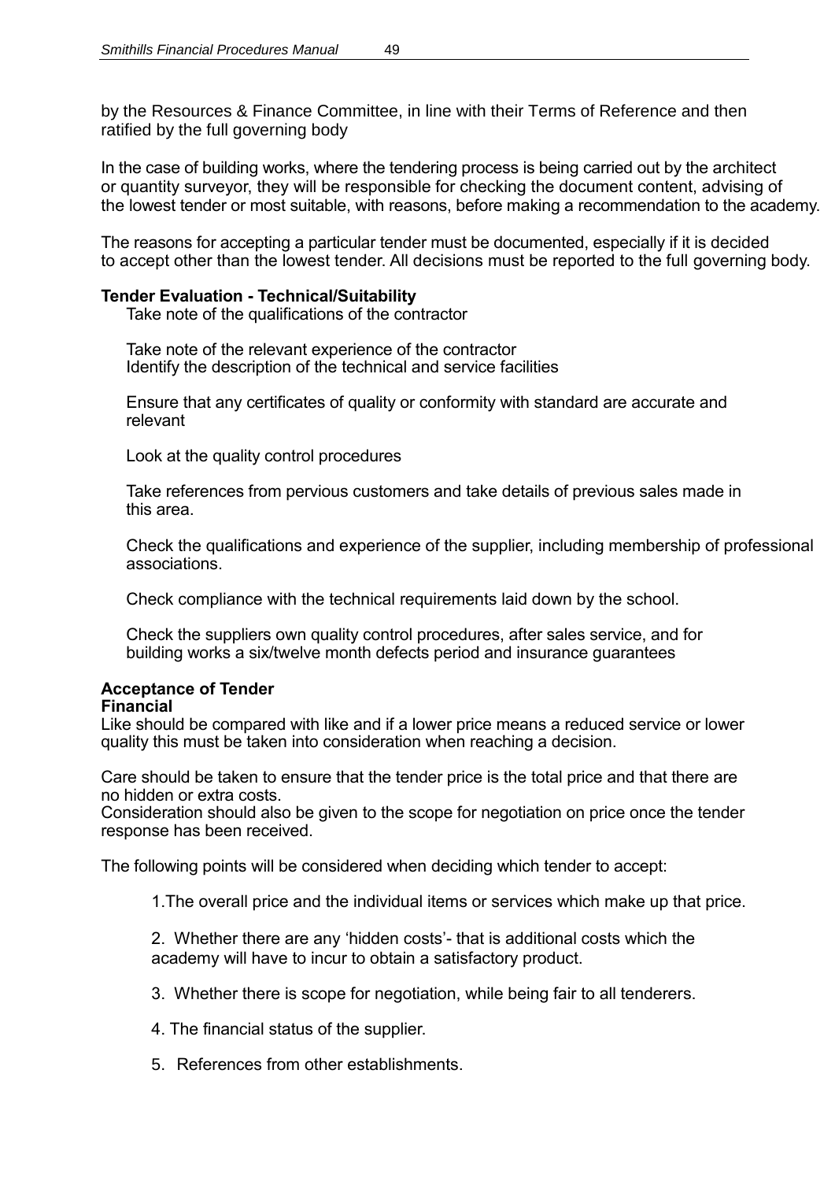by the Resources & Finance Committee, in line with their Terms of Reference and then ratified by the full governing body

In the case of building works, where the tendering process is being carried out by the architect or quantity surveyor, they will be responsible for checking the document content, advising of the lowest tender or most suitable, with reasons, before making a recommendation to the academy.

The reasons for accepting a particular tender must be documented, especially if it is decided to accept other than the lowest tender. All decisions must be reported to the full governing body.

**Tender Evaluation - Technical/Suitability**

Take note of the qualifications of the contractor

Take note of the relevant experience of the contractor
Identify the description of the technical and service facilities

Ensure that any certificates of quality or conformity with standard are accurate and relevant

Look at the quality control procedures

Take references from pervious customers and take details of previous sales made in this area.

Check the qualifications and experience of the supplier, including membership of professional associations.

Check compliance with the technical requirements laid down by the school.

Check the suppliers own quality control procedures, after sales service, and for building works a six/twelve month defects period and insurance guarantees

**Acceptance of Tender**
**Financial**

Like should be compared with like and if a lower price means a reduced service or lower quality this must be taken into consideration when reaching a decision.

Care should be taken to ensure that the tender price is the total price and that there are no hidden or extra costs.
Consideration should also be given to the scope for negotiation on price once the tender response has been received.

The following points will be considered when deciding which tender to accept:

1. The overall price and the individual items or services which make up that price.
2. Whether there are any 'hidden costs'- that is additional costs which the academy will have to incur to obtain a satisfactory product.
3. Whether there is scope for negotiation, while being fair to all tenderers.
4. The financial status of the supplier.
5. References from other establishments.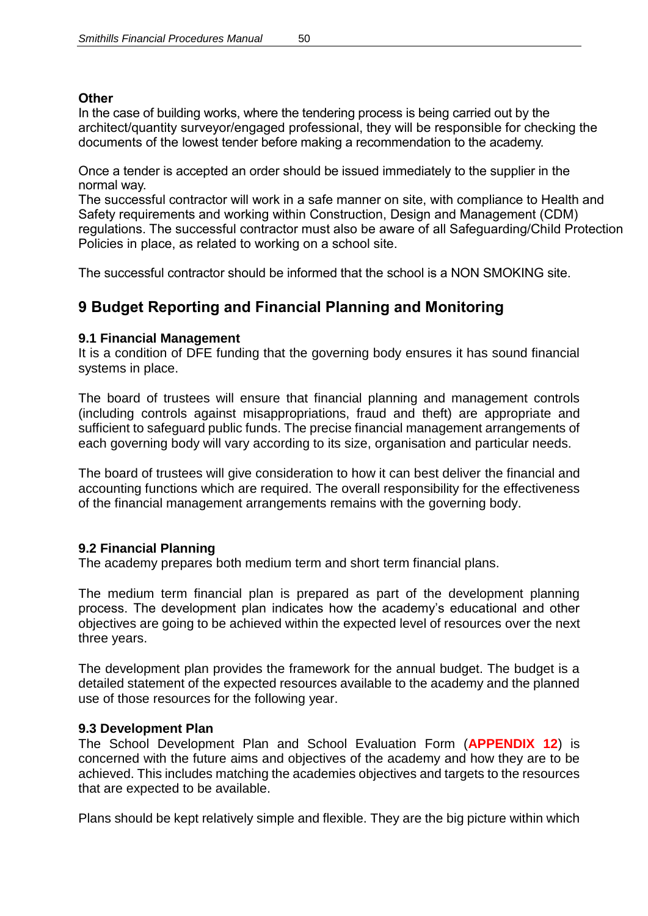**Other**

In the case of building works, where the tendering process is being carried out by the architect/quantity surveyor/engaged professional, they will be responsible for checking the documents of the lowest tender before making a recommendation to the academy.

Once a tender is accepted an order should be issued immediately to the supplier in the normal way.

The successful contractor will work in a safe manner on site, with compliance to Health and Safety requirements and working within Construction, Design and Management (CDM) regulations. The successful contractor must also be aware of all Safeguarding/Child Protection Policies in place, as related to working on a school site.

The successful contractor should be informed that the school is a NON SMOKING site.

## 9 Budget Reporting and Financial Planning and Monitoring

### 9.1 Financial Management

It is a condition of DFE funding that the governing body ensures it has sound financial systems in place.

The board of trustees will ensure that financial planning and management controls (including controls against misappropriations, fraud and theft) are appropriate and sufficient to safeguard public funds. The precise financial management arrangements of each governing body will vary according to its size, organisation and particular needs.

The board of trustees will give consideration to how it can best deliver the financial and accounting functions which are required. The overall responsibility for the effectiveness of the financial management arrangements remains with the governing body.

### 9.2 Financial Planning

The academy prepares both medium term and short term financial plans.

The medium term financial plan is prepared as part of the development planning process. The development plan indicates how the academy's educational and other objectives are going to be achieved within the expected level of resources over the next three years.

The development plan provides the framework for the annual budget. The budget is a detailed statement of the expected resources available to the academy and the planned use of those resources for the following year.

### 9.3 Development Plan

The School Development Plan and School Evaluation Form (**APPENDIX 12**) is concerned with the future aims and objectives of the academy and how they are to be achieved. This includes matching the academies objectives and targets to the resources that are expected to be available.

Plans should be kept relatively simple and flexible. They are the big picture within which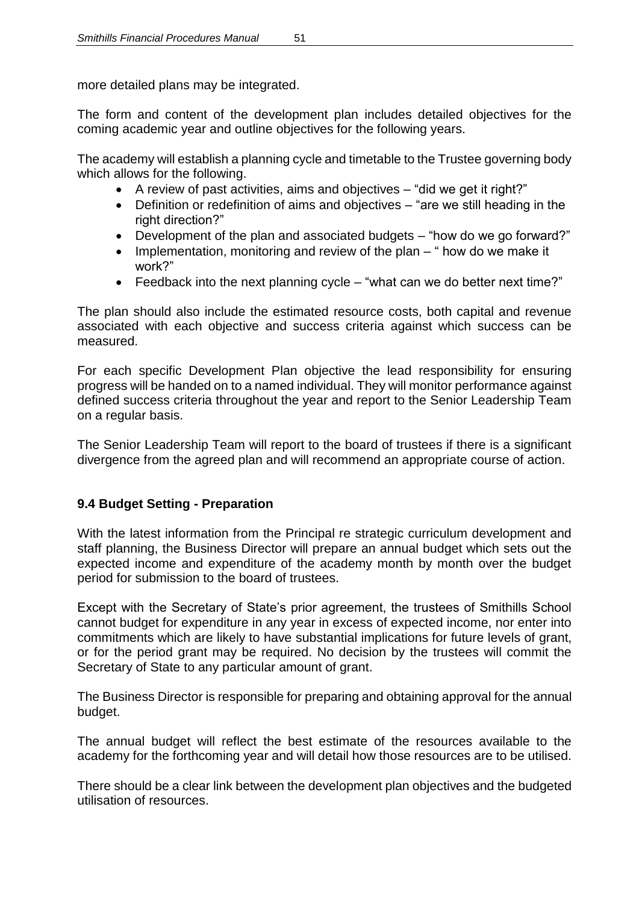more detailed plans may be integrated.

The form and content of the development plan includes detailed objectives for the coming academic year and outline objectives for the following years.

The academy will establish a planning cycle and timetable to the Trustee governing body which allows for the following.

- A review of past activities, aims and objectives – "did we get it right?"
- Definition or redefinition of aims and objectives – "are we still heading in the right direction?"
- Development of the plan and associated budgets – "how do we go forward?"
- Implementation, monitoring and review of the plan – " how do we make it work?"
- Feedback into the next planning cycle – "what can we do better next time?"

The plan should also include the estimated resource costs, both capital and revenue associated with each objective and success criteria against which success can be measured.

For each specific Development Plan objective the lead responsibility for ensuring progress will be handed on to a named individual. They will monitor performance against defined success criteria throughout the year and report to the Senior Leadership Team on a regular basis.

The Senior Leadership Team will report to the board of trustees if there is a significant divergence from the agreed plan and will recommend an appropriate course of action.

### 9.4 Budget Setting - Preparation

With the latest information from the Principal re strategic curriculum development and staff planning, the Business Director will prepare an annual budget which sets out the expected income and expenditure of the academy month by month over the budget period for submission to the board of trustees.

Except with the Secretary of State's prior agreement, the trustees of Smithills School cannot budget for expenditure in any year in excess of expected income, nor enter into commitments which are likely to have substantial implications for future levels of grant, or for the period grant may be required. No decision by the trustees will commit the Secretary of State to any particular amount of grant.

The Business Director is responsible for preparing and obtaining approval for the annual budget.

The annual budget will reflect the best estimate of the resources available to the academy for the forthcoming year and will detail how those resources are to be utilised.

There should be a clear link between the development plan objectives and the budgeted utilisation of resources.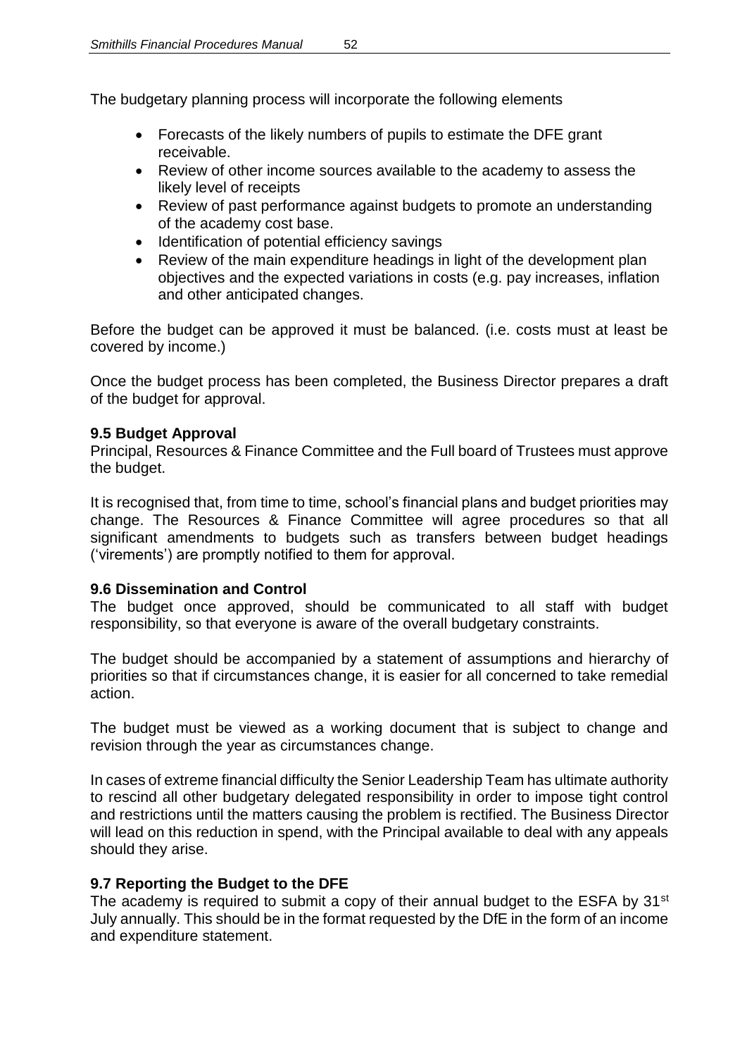The budgetary planning process will incorporate the following elements

- Forecasts of the likely numbers of pupils to estimate the DFE grant receivable.
- Review of other income sources available to the academy to assess the likely level of receipts
- Review of past performance against budgets to promote an understanding of the academy cost base.
- Identification of potential efficiency savings
- Review of the main expenditure headings in light of the development plan objectives and the expected variations in costs (e.g. pay increases, inflation and other anticipated changes.

Before the budget can be approved it must be balanced. (i.e. costs must at least be covered by income.)

Once the budget process has been completed, the Business Director prepares a draft of the budget for approval.

### 9.5 Budget Approval

Principal, Resources & Finance Committee and the Full board of Trustees must approve the budget.

It is recognised that, from time to time, school's financial plans and budget priorities may change. The Resources & Finance Committee will agree procedures so that all significant amendments to budgets such as transfers between budget headings ('virements') are promptly notified to them for approval.

### 9.6 Dissemination and Control

The budget once approved, should be communicated to all staff with budget responsibility, so that everyone is aware of the overall budgetary constraints.

The budget should be accompanied by a statement of assumptions and hierarchy of priorities so that if circumstances change, it is easier for all concerned to take remedial action.

The budget must be viewed as a working document that is subject to change and revision through the year as circumstances change.

In cases of extreme financial difficulty the Senior Leadership Team has ultimate authority to rescind all other budgetary delegated responsibility in order to impose tight control and restrictions until the matters causing the problem is rectified. The Business Director will lead on this reduction in spend, with the Principal available to deal with any appeals should they arise.

### 9.7 Reporting the Budget to the DFE

The academy is required to submit a copy of their annual budget to the ESFA by 31st July annually. This should be in the format requested by the DfE in the form of an income and expenditure statement.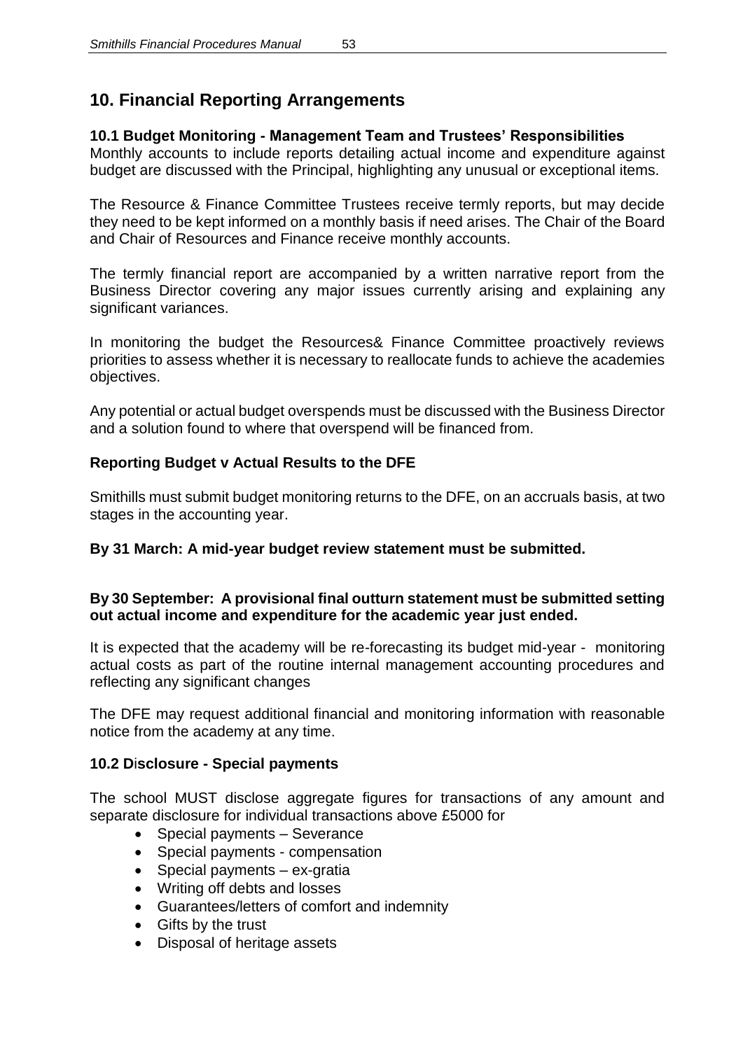# 10. Financial Reporting Arrangements

### 10.1 Budget Monitoring - Management Team and Trustees' Responsibilities

Monthly accounts to include reports detailing actual income and expenditure against budget are discussed with the Principal, highlighting any unusual or exceptional items.

The Resource & Finance Committee Trustees receive termly reports, but may decide they need to be kept informed on a monthly basis if need arises. The Chair of the Board and Chair of Resources and Finance receive monthly accounts.

The termly financial report are accompanied by a written narrative report from the Business Director covering any major issues currently arising and explaining any significant variances.

In monitoring the budget the Resources& Finance Committee proactively reviews priorities to assess whether it is necessary to reallocate funds to achieve the academies objectives.

Any potential or actual budget overspends must be discussed with the Business Director and a solution found to where that overspend will be financed from.

### Reporting Budget v Actual Results to the DFE

Smithills must submit budget monitoring returns to the DFE, on an accruals basis, at two stages in the accounting year.

**By 31 March: A mid-year budget review statement must be submitted.**

**By 30 September: A provisional final outturn statement must be submitted setting out actual income and expenditure for the academic year just ended.**

It is expected that the academy will be re-forecasting its budget mid-year - monitoring actual costs as part of the routine internal management accounting procedures and reflecting any significant changes

The DFE may request additional financial and monitoring information with reasonable notice from the academy at any time.

### 10.2 Disclosure - Special payments

The school MUST disclose aggregate figures for transactions of any amount and separate disclosure for individual transactions above £5000 for

- Special payments – Severance
- Special payments - compensation
- Special payments – ex-gratia
- Writing off debts and losses
- Guarantees/letters of comfort and indemnity
- Gifts by the trust
- Disposal of heritage assets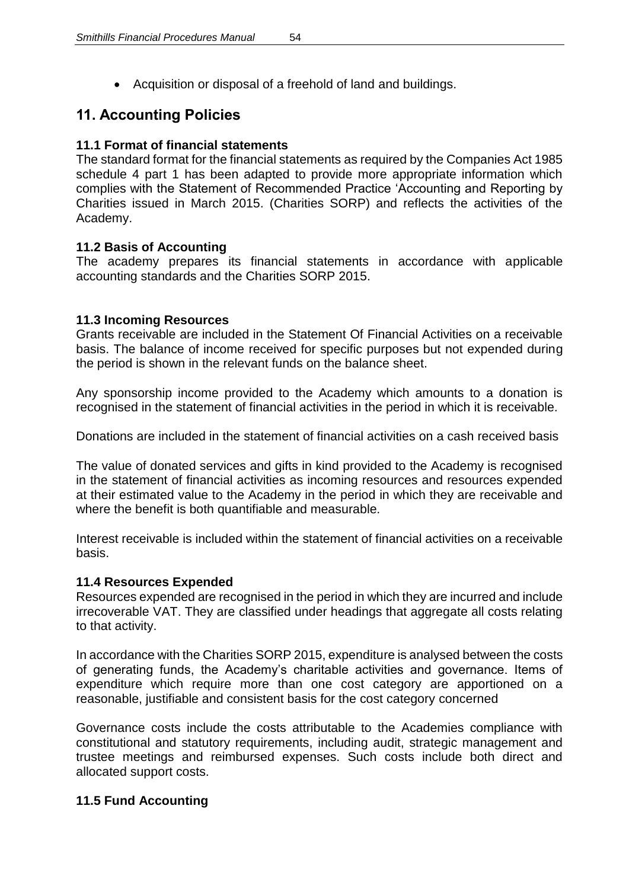- Acquisition or disposal of a freehold of land and buildings.

## 11. Accounting Policies

### 11.1 Format of financial statements

The standard format for the financial statements as required by the Companies Act 1985 schedule 4 part 1 has been adapted to provide more appropriate information which complies with the Statement of Recommended Practice 'Accounting and Reporting by Charities issued in March 2015. (Charities SORP) and reflects the activities of the Academy.

### 11.2 Basis of Accounting

The academy prepares its financial statements in accordance with applicable accounting standards and the Charities SORP 2015.

### 11.3 Incoming Resources

Grants receivable are included in the Statement Of Financial Activities on a receivable basis. The balance of income received for specific purposes but not expended during the period is shown in the relevant funds on the balance sheet.

Any sponsorship income provided to the Academy which amounts to a donation is recognised in the statement of financial activities in the period in which it is receivable.

Donations are included in the statement of financial activities on a cash received basis

The value of donated services and gifts in kind provided to the Academy is recognised in the statement of financial activities as incoming resources and resources expended at their estimated value to the Academy in the period in which they are receivable and where the benefit is both quantifiable and measurable.

Interest receivable is included within the statement of financial activities on a receivable basis.

### 11.4 Resources Expended

Resources expended are recognised in the period in which they are incurred and include irrecoverable VAT. They are classified under headings that aggregate all costs relating to that activity.

In accordance with the Charities SORP 2015, expenditure is analysed between the costs of generating funds, the Academy's charitable activities and governance. Items of expenditure which require more than one cost category are apportioned on a reasonable, justifiable and consistent basis for the cost category concerned

Governance costs include the costs attributable to the Academies compliance with constitutional and statutory requirements, including audit, strategic management and trustee meetings and reimbursed expenses. Such costs include both direct and allocated support costs.

### 11.5 Fund Accounting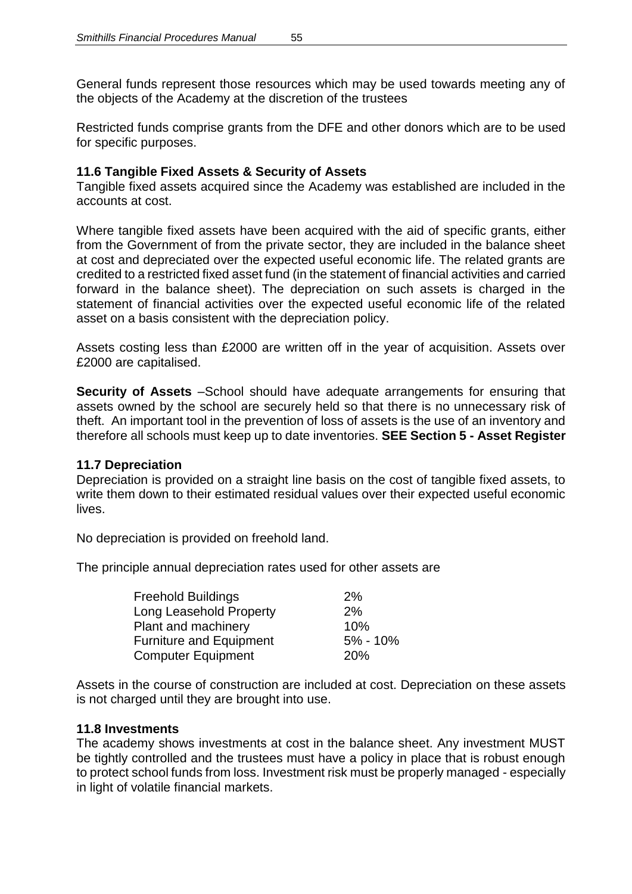General funds represent those resources which may be used towards meeting any of the objects of the Academy at the discretion of the trustees

Restricted funds comprise grants from the DFE and other donors which are to be used for specific purposes.

### 11.6 Tangible Fixed Assets & Security of Assets

Tangible fixed assets acquired since the Academy was established are included in the accounts at cost.

Where tangible fixed assets have been acquired with the aid of specific grants, either from the Government of from the private sector, they are included in the balance sheet at cost and depreciated over the expected useful economic life. The related grants are credited to a restricted fixed asset fund (in the statement of financial activities and carried forward in the balance sheet). The depreciation on such assets is charged in the statement of financial activities over the expected useful economic life of the related asset on a basis consistent with the depreciation policy.

Assets costing less than £2000 are written off in the year of acquisition. Assets over £2000 are capitalised.

**Security of Assets** –School should have adequate arrangements for ensuring that assets owned by the school are securely held so that there is no unnecessary risk of theft. An important tool in the prevention of loss of assets is the use of an inventory and therefore all schools must keep up to date inventories. **SEE Section 5 - Asset Register**

### 11.7 Depreciation

Depreciation is provided on a straight line basis on the cost of tangible fixed assets, to write them down to their estimated residual values over their expected useful economic lives.

No depreciation is provided on freehold land.

The principle annual depreciation rates used for other assets are

| | |
|---|---|
| Freehold Buildings | 2% |
| Long Leasehold Property | 2% |
| Plant and machinery | 10% |
| Furniture and Equipment | 5% - 10% |
| Computer Equipment | 20% |

Assets in the course of construction are included at cost. Depreciation on these assets is not charged until they are brought into use.

### 11.8 Investments

The academy shows investments at cost in the balance sheet. Any investment MUST be tightly controlled and the trustees must have a policy in place that is robust enough to protect school funds from loss. Investment risk must be properly managed - especially in light of volatile financial markets.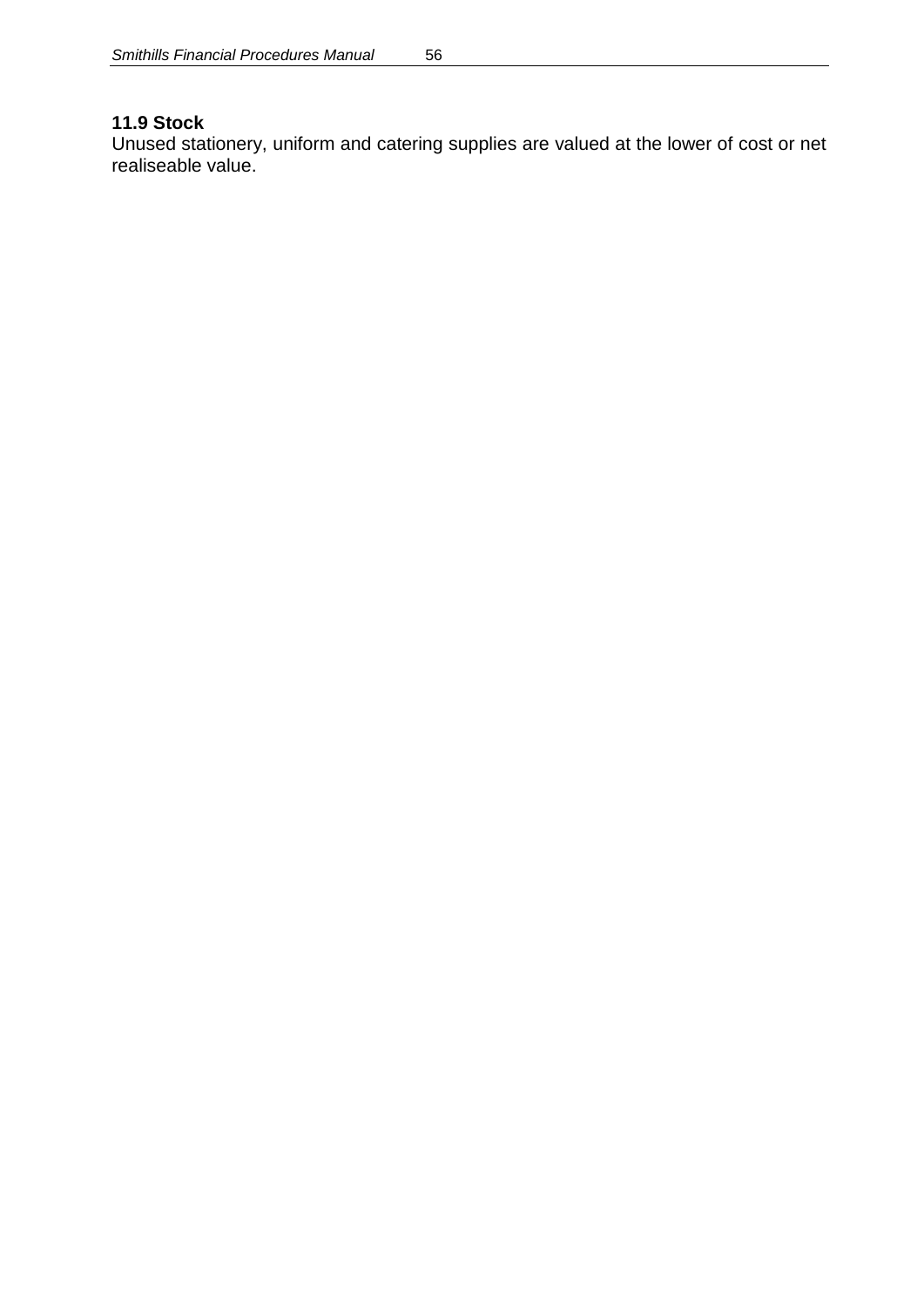### 11.9 Stock

Unused stationery, uniform and catering supplies are valued at the lower of cost or net realiseable value.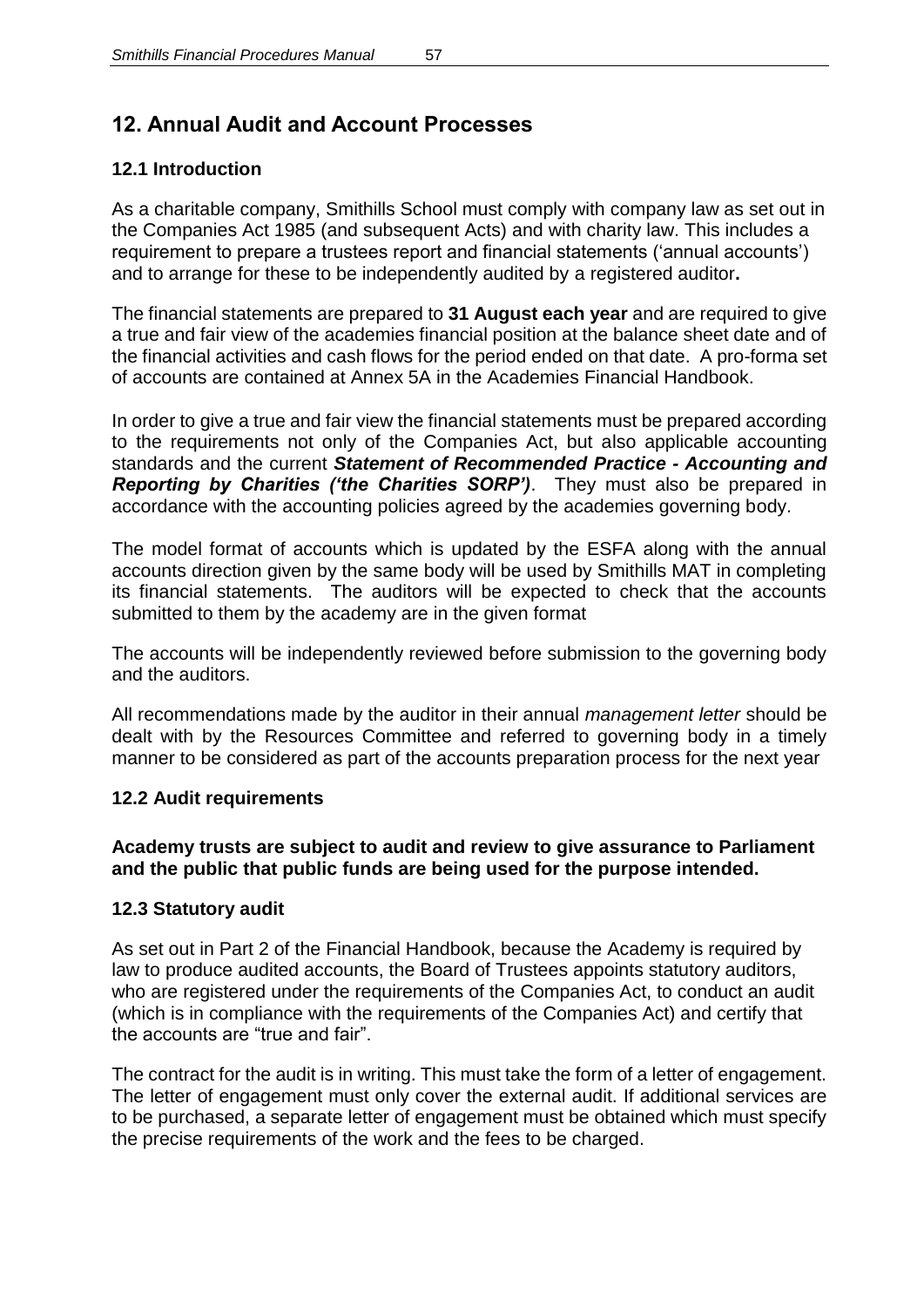## 12. Annual Audit and Account Processes

### 12.1 Introduction

As a charitable company, Smithills School must comply with company law as set out in the Companies Act 1985 (and subsequent Acts) and with charity law. This includes a requirement to prepare a trustees report and financial statements ('annual accounts') and to arrange for these to be independently audited by a registered auditor**.**

The financial statements are prepared to **31 August each year** and are required to give a true and fair view of the academies financial position at the balance sheet date and of the financial activities and cash flows for the period ended on that date. A pro-forma set of accounts are contained at Annex 5A in the Academies Financial Handbook.

In order to give a true and fair view the financial statements must be prepared according to the requirements not only of the Companies Act, but also applicable accounting standards and the current ***Statement of Recommended Practice - Accounting and Reporting by Charities ('the Charities SORP')***. They must also be prepared in accordance with the accounting policies agreed by the academies governing body.

The model format of accounts which is updated by the ESFA along with the annual accounts direction given by the same body will be used by Smithills MAT in completing its financial statements. The auditors will be expected to check that the accounts submitted to them by the academy are in the given format

The accounts will be independently reviewed before submission to the governing body and the auditors.

All recommendations made by the auditor in their annual *management letter* should be dealt with by the Resources Committee and referred to governing body in a timely manner to be considered as part of the accounts preparation process for the next year

### 12.2 Audit requirements

**Academy trusts are subject to audit and review to give assurance to Parliament and the public that public funds are being used for the purpose intended.**

### 12.3 Statutory audit

As set out in Part 2 of the Financial Handbook, because the Academy is required by law to produce audited accounts, the Board of Trustees appoints statutory auditors, who are registered under the requirements of the Companies Act, to conduct an audit (which is in compliance with the requirements of the Companies Act) and certify that the accounts are "true and fair".

The contract for the audit is in writing. This must take the form of a letter of engagement. The letter of engagement must only cover the external audit. If additional services are to be purchased, a separate letter of engagement must be obtained which must specify the precise requirements of the work and the fees to be charged.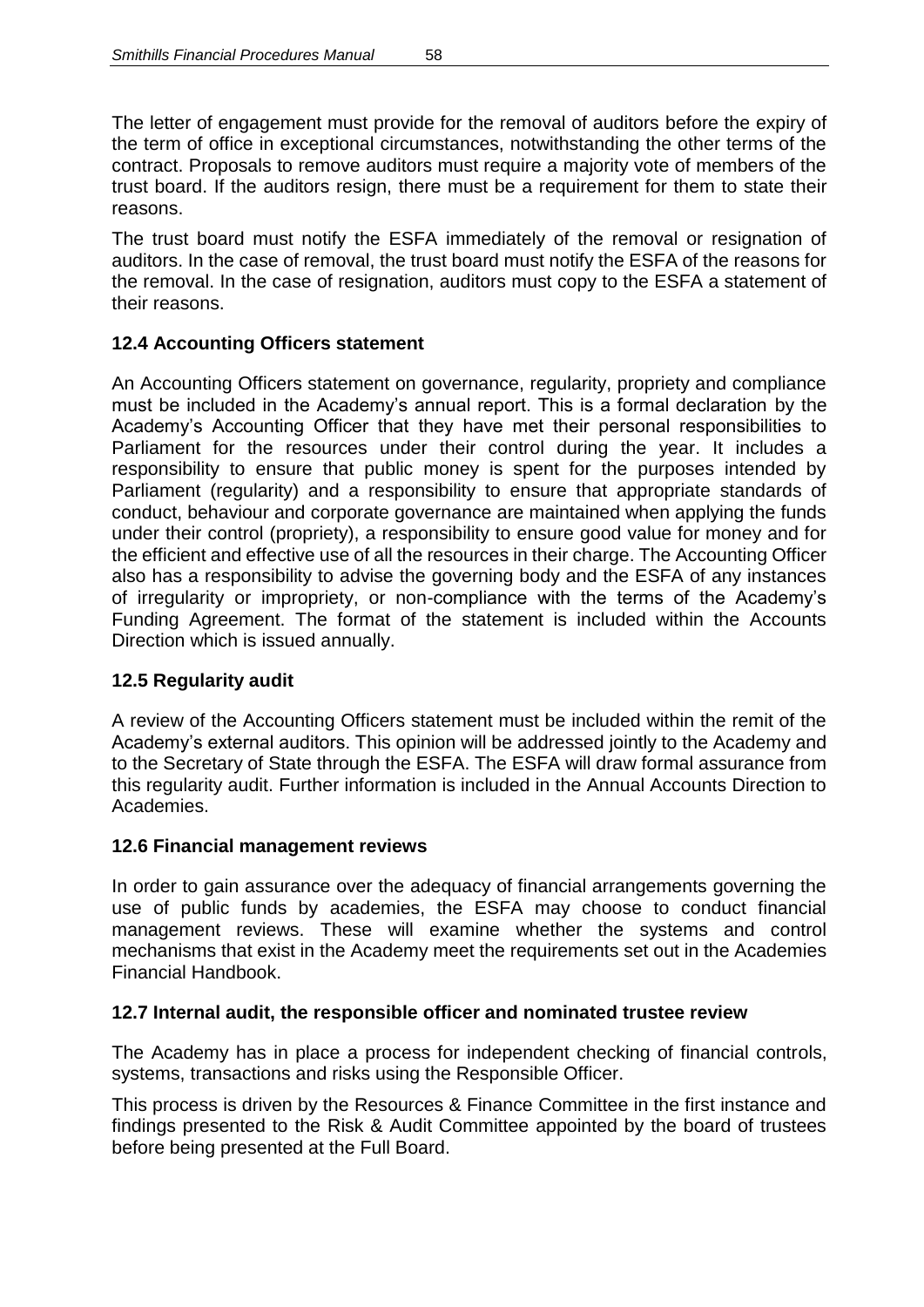The letter of engagement must provide for the removal of auditors before the expiry of the term of office in exceptional circumstances, notwithstanding the other terms of the contract. Proposals to remove auditors must require a majority vote of members of the trust board. If the auditors resign, there must be a requirement for them to state their reasons.

The trust board must notify the ESFA immediately of the removal or resignation of auditors. In the case of removal, the trust board must notify the ESFA of the reasons for the removal. In the case of resignation, auditors must copy to the ESFA a statement of their reasons.

### 12.4 Accounting Officers statement

An Accounting Officers statement on governance, regularity, propriety and compliance must be included in the Academy's annual report. This is a formal declaration by the Academy's Accounting Officer that they have met their personal responsibilities to Parliament for the resources under their control during the year. It includes a responsibility to ensure that public money is spent for the purposes intended by Parliament (regularity) and a responsibility to ensure that appropriate standards of conduct, behaviour and corporate governance are maintained when applying the funds under their control (propriety), a responsibility to ensure good value for money and for the efficient and effective use of all the resources in their charge. The Accounting Officer also has a responsibility to advise the governing body and the ESFA of any instances of irregularity or impropriety, or non-compliance with the terms of the Academy's Funding Agreement. The format of the statement is included within the Accounts Direction which is issued annually.

### 12.5 Regularity audit

A review of the Accounting Officers statement must be included within the remit of the Academy's external auditors. This opinion will be addressed jointly to the Academy and to the Secretary of State through the ESFA. The ESFA will draw formal assurance from this regularity audit. Further information is included in the Annual Accounts Direction to Academies.

### 12.6 Financial management reviews

In order to gain assurance over the adequacy of financial arrangements governing the use of public funds by academies, the ESFA may choose to conduct financial management reviews. These will examine whether the systems and control mechanisms that exist in the Academy meet the requirements set out in the Academies Financial Handbook.

### 12.7 Internal audit, the responsible officer and nominated trustee review

The Academy has in place a process for independent checking of financial controls, systems, transactions and risks using the Responsible Officer.

This process is driven by the Resources & Finance Committee in the first instance and findings presented to the Risk & Audit Committee appointed by the board of trustees before being presented at the Full Board.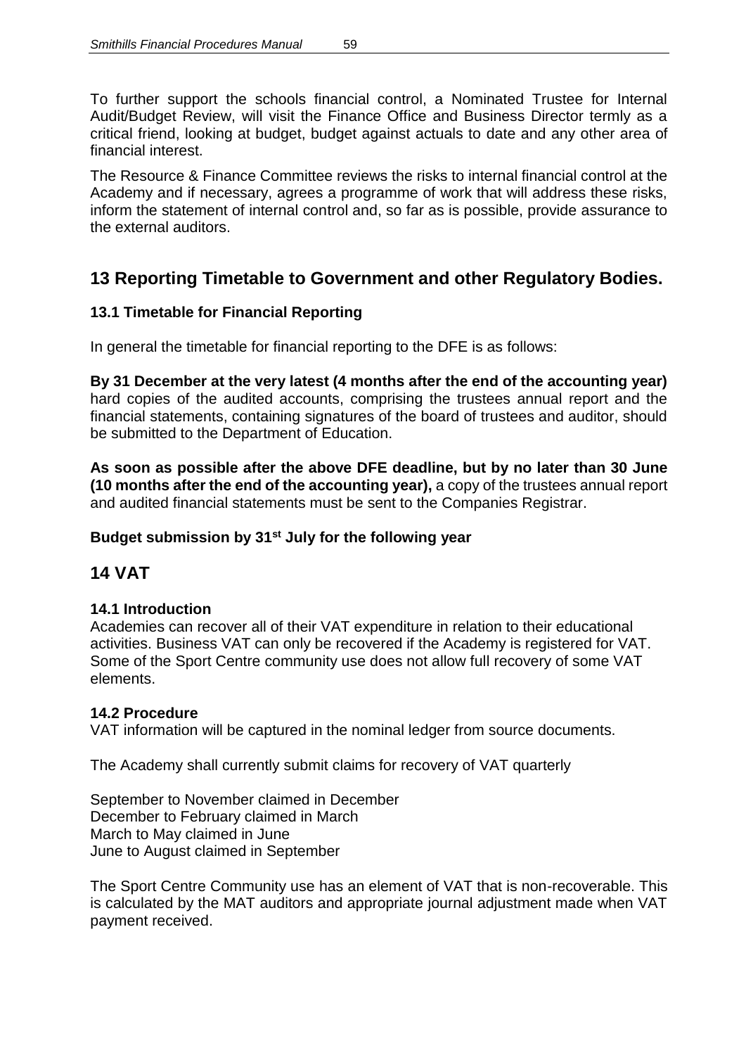To further support the schools financial control, a Nominated Trustee for Internal Audit/Budget Review, will visit the Finance Office and Business Director termly as a critical friend, looking at budget, budget against actuals to date and any other area of financial interest.

The Resource & Finance Committee reviews the risks to internal financial control at the Academy and if necessary, agrees a programme of work that will address these risks, inform the statement of internal control and, so far as is possible, provide assurance to the external auditors.

# 13 Reporting Timetable to Government and other Regulatory Bodies.

### 13.1 Timetable for Financial Reporting

In general the timetable for financial reporting to the DFE is as follows:

**By 31 December at the very latest (4 months after the end of the accounting year)** hard copies of the audited accounts, comprising the trustees annual report and the financial statements, containing signatures of the board of trustees and auditor, should be submitted to the Department of Education.

**As soon as possible after the above DFE deadline, but by no later than 30 June (10 months after the end of the accounting year),** a copy of the trustees annual report and audited financial statements must be sent to the Companies Registrar.

**Budget submission by 31st July for the following year**

# 14 VAT

### 14.1 Introduction

Academies can recover all of their VAT expenditure in relation to their educational activities. Business VAT can only be recovered if the Academy is registered for VAT. Some of the Sport Centre community use does not allow full recovery of some VAT elements.

### 14.2 Procedure

VAT information will be captured in the nominal ledger from source documents.

The Academy shall currently submit claims for recovery of VAT quarterly

September to November claimed in December
December to February claimed in March
March to May claimed in June
June to August claimed in September

The Sport Centre Community use has an element of VAT that is non-recoverable. This is calculated by the MAT auditors and appropriate journal adjustment made when VAT payment received.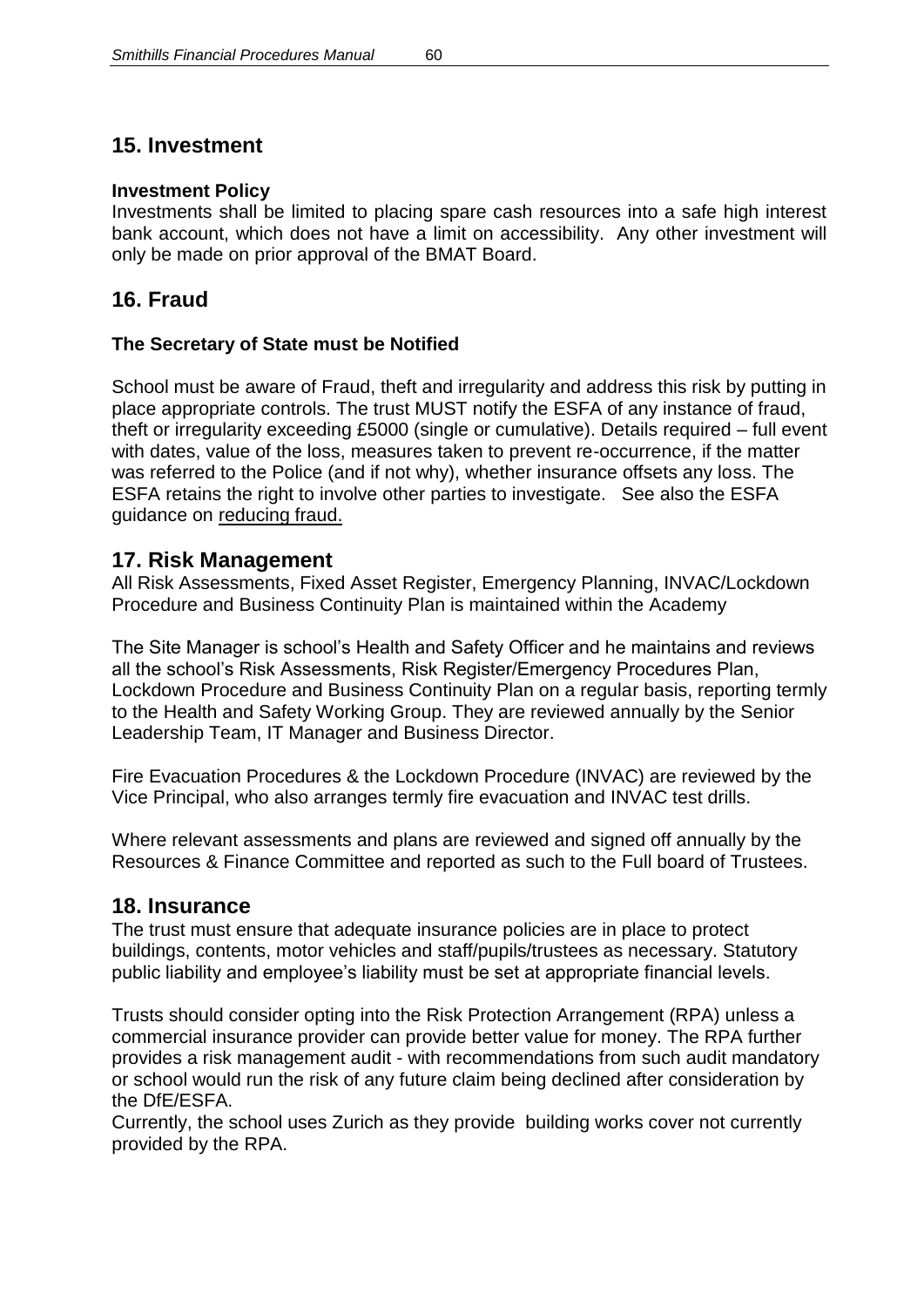## 15. Investment

**Investment Policy**

Investments shall be limited to placing spare cash resources into a safe high interest bank account, which does not have a limit on accessibility. Any other investment will only be made on prior approval of the BMAT Board.

## 16. Fraud

**The Secretary of State must be Notified**

School must be aware of Fraud, theft and irregularity and address this risk by putting in place appropriate controls. The trust MUST notify the ESFA of any instance of fraud, theft or irregularity exceeding £5000 (single or cumulative). Details required – full event with dates, value of the loss, measures taken to prevent re-occurrence, if the matter was referred to the Police (and if not why), whether insurance offsets any loss. The ESFA retains the right to involve other parties to investigate. See also the ESFA guidance on reducing fraud.

## 17. Risk Management

All Risk Assessments, Fixed Asset Register, Emergency Planning, INVAC/Lockdown Procedure and Business Continuity Plan is maintained within the Academy

The Site Manager is school's Health and Safety Officer and he maintains and reviews all the school's Risk Assessments, Risk Register/Emergency Procedures Plan, Lockdown Procedure and Business Continuity Plan on a regular basis, reporting termly to the Health and Safety Working Group. They are reviewed annually by the Senior Leadership Team, IT Manager and Business Director.

Fire Evacuation Procedures & the Lockdown Procedure (INVAC) are reviewed by the Vice Principal, who also arranges termly fire evacuation and INVAC test drills.

Where relevant assessments and plans are reviewed and signed off annually by the Resources & Finance Committee and reported as such to the Full board of Trustees.

## 18. Insurance

The trust must ensure that adequate insurance policies are in place to protect buildings, contents, motor vehicles and staff/pupils/trustees as necessary. Statutory public liability and employee's liability must be set at appropriate financial levels.

Trusts should consider opting into the Risk Protection Arrangement (RPA) unless a commercial insurance provider can provide better value for money. The RPA further provides a risk management audit - with recommendations from such audit mandatory or school would run the risk of any future claim being declined after consideration by the DfE/ESFA.

Currently, the school uses Zurich as they provide building works cover not currently provided by the RPA.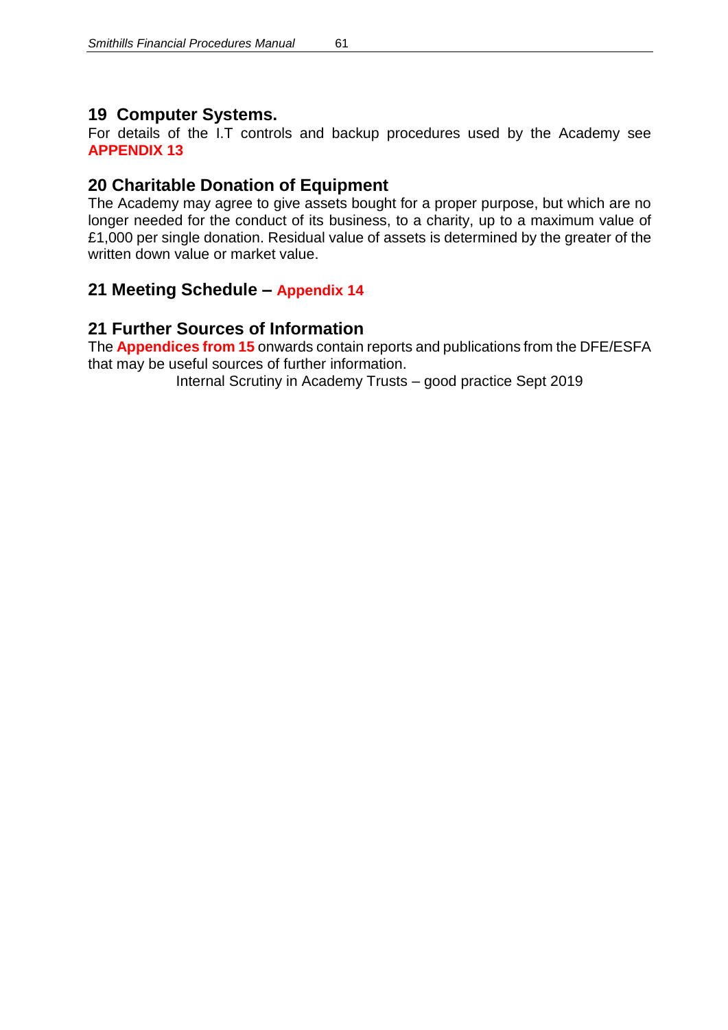## 19 Computer Systems.

For details of the I.T controls and backup procedures used by the Academy see **APPENDIX 13**

## 20 Charitable Donation of Equipment

The Academy may agree to give assets bought for a proper purpose, but which are no longer needed for the conduct of its business, to a charity, up to a maximum value of £1,000 per single donation. Residual value of assets is determined by the greater of the written down value or market value.

## 21 Meeting Schedule – Appendix 14

## 21 Further Sources of Information

The **Appendices from 15** onwards contain reports and publications from the DFE/ESFA that may be useful sources of further information.

Internal Scrutiny in Academy Trusts – good practice Sept 2019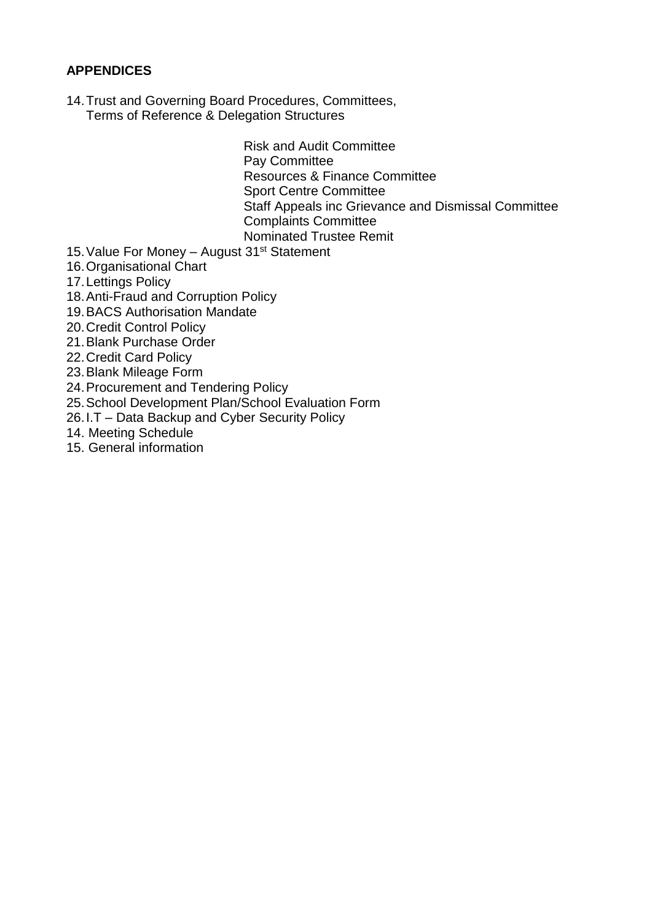**APPENDICES**

14. Trust and Governing Board Procedures, Committees, Terms of Reference & Delegation Structures

    Risk and Audit Committee
    Pay Committee
    Resources & Finance Committee
    Sport Centre Committee
    Staff Appeals inc Grievance and Dismissal Committee
    Complaints Committee
    Nominated Trustee Remit

15. Value For Money – August 31st Statement
16. Organisational Chart
17. Lettings Policy
18. Anti-Fraud and Corruption Policy
19. BACS Authorisation Mandate
20. Credit Control Policy
21. Blank Purchase Order
22. Credit Card Policy
23. Blank Mileage Form
24. Procurement and Tendering Policy
25. School Development Plan/School Evaluation Form
26. I.T – Data Backup and Cyber Security Policy

14\. Meeting Schedule

15\. General information